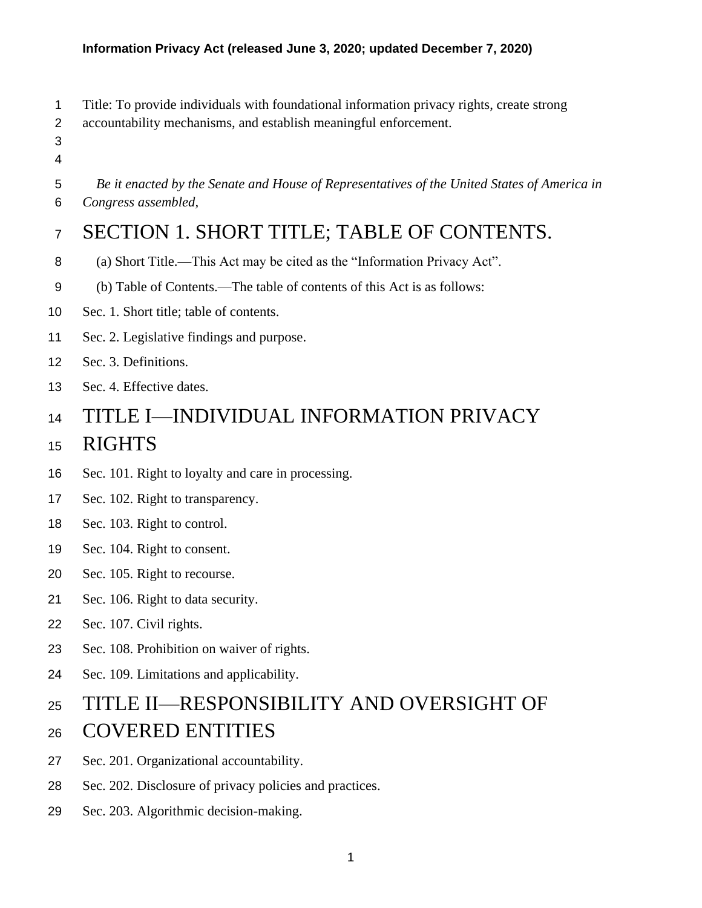**Information Privacy Act (released June 3, 2020; updated December 7, 2020)**

Title: To provide individuals with foundational information privacy rights, create strong accountability mechanisms, and establish meaningful enforcement.

*Be it enacted by the Senate and House of Representatives of the United States of America in Congress assembled,*

# SECTION 1. SHORT TITLE; TABLE OF CONTENTS.

(a) Short Title.—This Act may be cited as the "Information Privacy Act".

(b) Table of Contents.—The table of contents of this Act is as follows:

Sec. 1. Short title; table of contents.

Sec. 2. Legislative findings and purpose.

Sec. 3. Definitions.

Sec. 4. Effective dates.

# TITLE I—INDIVIDUAL INFORMATION PRIVACY RIGHTS

Sec. 101. Right to loyalty and care in processing.

Sec. 102. Right to transparency.

Sec. 103. Right to control.

Sec. 104. Right to consent.

Sec. 105. Right to recourse.

Sec. 106. Right to data security.

Sec. 107. Civil rights.

Sec. 108. Prohibition on waiver of rights.

Sec. 109. Limitations and applicability.

# TITLE II—RESPONSIBILITY AND OVERSIGHT OF COVERED ENTITIES

Sec. 201. Organizational accountability.

Sec. 202. Disclosure of privacy policies and practices.

Sec. 203. Algorithmic decision-making.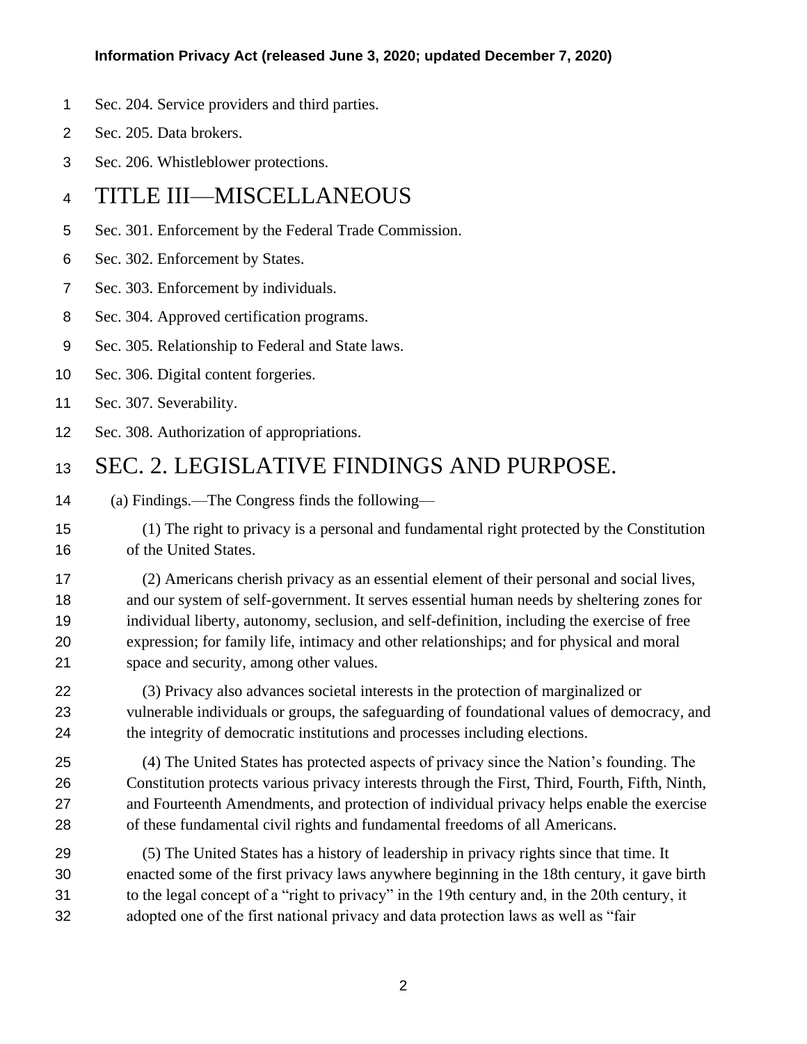Sec. 204. Service providers and third parties.

Sec. 205. Data brokers.

Sec. 206. Whistleblower protections.

# TITLE III—MISCELLANEOUS

Sec. 301. Enforcement by the Federal Trade Commission.

Sec. 302. Enforcement by States.

Sec. 303. Enforcement by individuals.

Sec. 304. Approved certification programs.

Sec. 305. Relationship to Federal and State laws.

Sec. 306. Digital content forgeries.

Sec. 307. Severability.

Sec. 308. Authorization of appropriations.

# SEC. 2. LEGISLATIVE FINDINGS AND PURPOSE.

(a) Findings.—The Congress finds the following—

(1) The right to privacy is a personal and fundamental right protected by the Constitution of the United States.

(2) Americans cherish privacy as an essential element of their personal and social lives, and our system of self-government. It serves essential human needs by sheltering zones for individual liberty, autonomy, seclusion, and self-definition, including the exercise of free expression; for family life, intimacy and other relationships; and for physical and moral space and security, among other values.

(3) Privacy also advances societal interests in the protection of marginalized or vulnerable individuals or groups, the safeguarding of foundational values of democracy, and the integrity of democratic institutions and processes including elections.

(4) The United States has protected aspects of privacy since the Nation's founding. The Constitution protects various privacy interests through the First, Third, Fourth, Fifth, Ninth, and Fourteenth Amendments, and protection of individual privacy helps enable the exercise of these fundamental civil rights and fundamental freedoms of all Americans.

(5) The United States has a history of leadership in privacy rights since that time. It enacted some of the first privacy laws anywhere beginning in the 18th century, it gave birth to the legal concept of a "right to privacy" in the 19th century and, in the 20th century, it adopted one of the first national privacy and data protection laws as well as "fair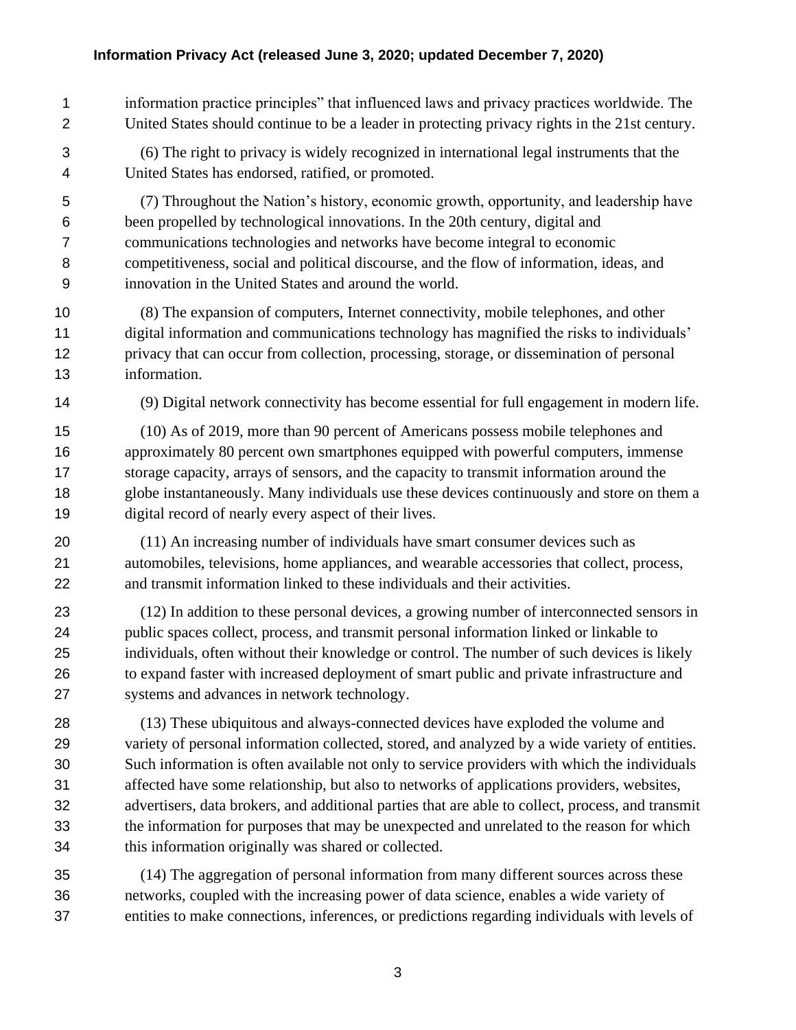information practice principles" that influenced laws and privacy practices worldwide. The United States should continue to be a leader in protecting privacy rights in the 21st century.

(6) The right to privacy is widely recognized in international legal instruments that the United States has endorsed, ratified, or promoted.

(7) Throughout the Nation's history, economic growth, opportunity, and leadership have been propelled by technological innovations. In the 20th century, digital and communications technologies and networks have become integral to economic competitiveness, social and political discourse, and the flow of information, ideas, and innovation in the United States and around the world.

(8) The expansion of computers, Internet connectivity, mobile telephones, and other digital information and communications technology has magnified the risks to individuals' privacy that can occur from collection, processing, storage, or dissemination of personal information.

(9) Digital network connectivity has become essential for full engagement in modern life.

(10) As of 2019, more than 90 percent of Americans possess mobile telephones and approximately 80 percent own smartphones equipped with powerful computers, immense storage capacity, arrays of sensors, and the capacity to transmit information around the globe instantaneously. Many individuals use these devices continuously and store on them a digital record of nearly every aspect of their lives.

(11) An increasing number of individuals have smart consumer devices such as automobiles, televisions, home appliances, and wearable accessories that collect, process, and transmit information linked to these individuals and their activities.

(12) In addition to these personal devices, a growing number of interconnected sensors in public spaces collect, process, and transmit personal information linked or linkable to individuals, often without their knowledge or control. The number of such devices is likely to expand faster with increased deployment of smart public and private infrastructure and systems and advances in network technology.

(13) These ubiquitous and always-connected devices have exploded the volume and variety of personal information collected, stored, and analyzed by a wide variety of entities. Such information is often available not only to service providers with which the individuals affected have some relationship, but also to networks of applications providers, websites, advertisers, data brokers, and additional parties that are able to collect, process, and transmit the information for purposes that may be unexpected and unrelated to the reason for which this information originally was shared or collected.

(14) The aggregation of personal information from many different sources across these networks, coupled with the increasing power of data science, enables a wide variety of entities to make connections, inferences, or predictions regarding individuals with levels of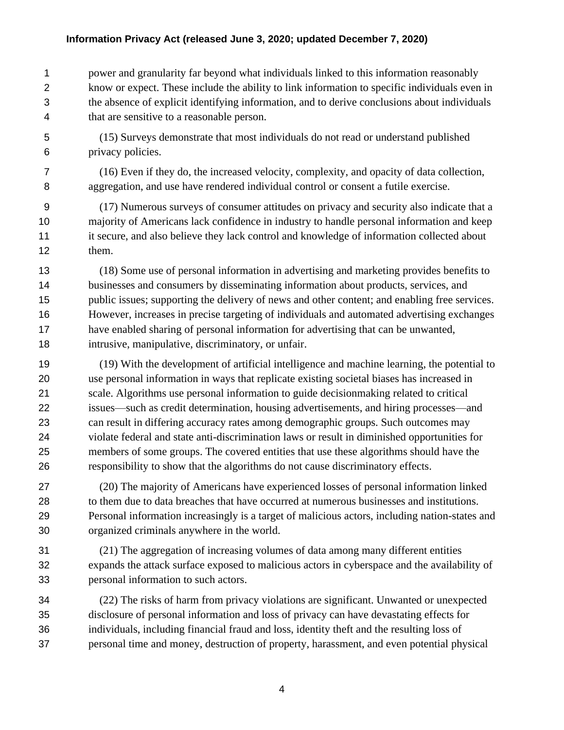power and granularity far beyond what individuals linked to this information reasonably know or expect. These include the ability to link information to specific individuals even in the absence of explicit identifying information, and to derive conclusions about individuals that are sensitive to a reasonable person.

(15) Surveys demonstrate that most individuals do not read or understand published privacy policies.

(16) Even if they do, the increased velocity, complexity, and opacity of data collection, aggregation, and use have rendered individual control or consent a futile exercise.

(17) Numerous surveys of consumer attitudes on privacy and security also indicate that a majority of Americans lack confidence in industry to handle personal information and keep it secure, and also believe they lack control and knowledge of information collected about them.

(18) Some use of personal information in advertising and marketing provides benefits to businesses and consumers by disseminating information about products, services, and public issues; supporting the delivery of news and other content; and enabling free services. However, increases in precise targeting of individuals and automated advertising exchanges have enabled sharing of personal information for advertising that can be unwanted, intrusive, manipulative, discriminatory, or unfair.

(19) With the development of artificial intelligence and machine learning, the potential to use personal information in ways that replicate existing societal biases has increased in scale. Algorithms use personal information to guide decisionmaking related to critical issues—such as credit determination, housing advertisements, and hiring processes—and can result in differing accuracy rates among demographic groups. Such outcomes may violate federal and state anti-discrimination laws or result in diminished opportunities for members of some groups. The covered entities that use these algorithms should have the responsibility to show that the algorithms do not cause discriminatory effects.

(20) The majority of Americans have experienced losses of personal information linked to them due to data breaches that have occurred at numerous businesses and institutions. Personal information increasingly is a target of malicious actors, including nation-states and organized criminals anywhere in the world.

(21) The aggregation of increasing volumes of data among many different entities expands the attack surface exposed to malicious actors in cyberspace and the availability of personal information to such actors.

(22) The risks of harm from privacy violations are significant. Unwanted or unexpected disclosure of personal information and loss of privacy can have devastating effects for individuals, including financial fraud and loss, identity theft and the resulting loss of personal time and money, destruction of property, harassment, and even potential physical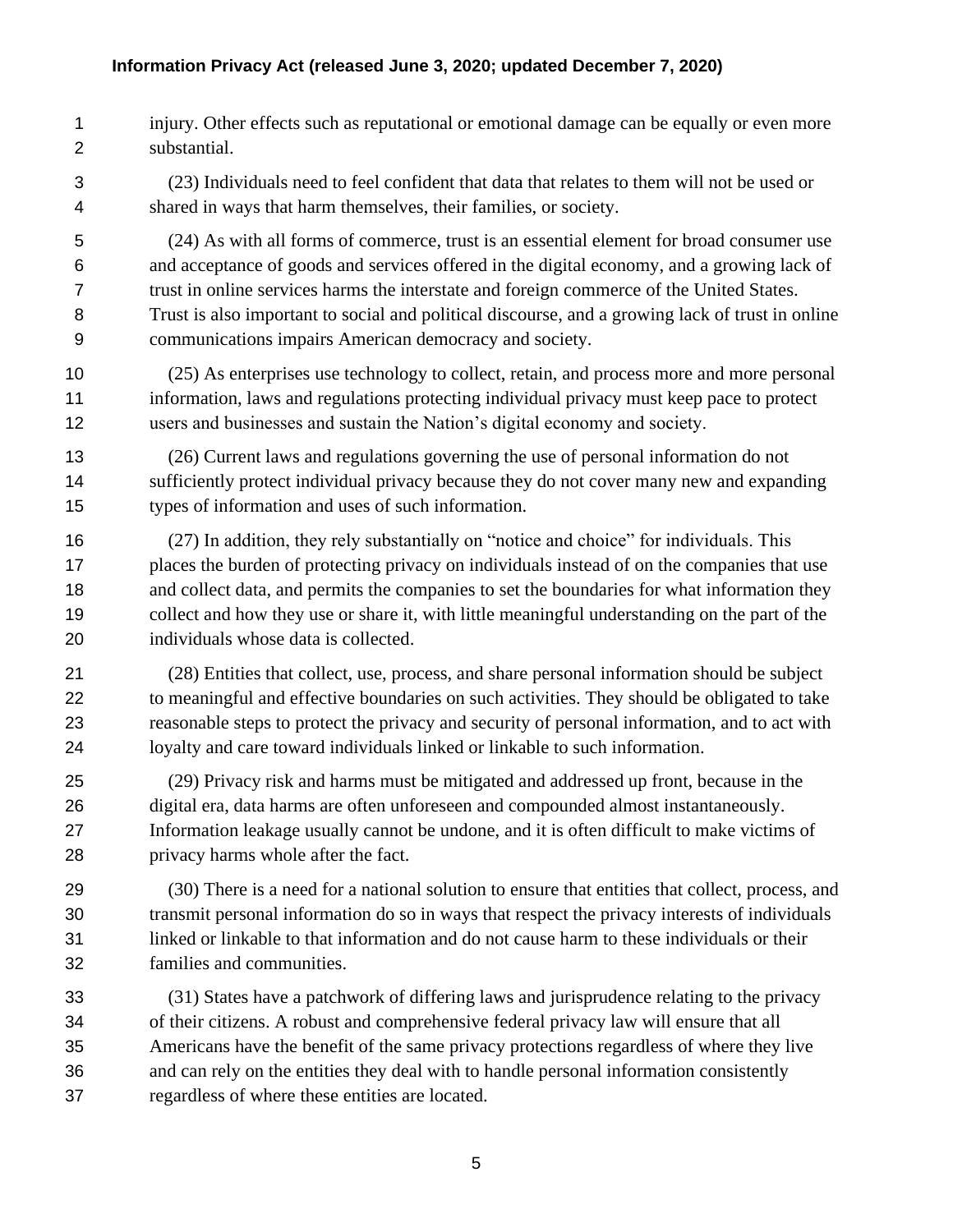injury. Other effects such as reputational or emotional damage can be equally or even more substantial.

(23) Individuals need to feel confident that data that relates to them will not be used or shared in ways that harm themselves, their families, or society.

(24) As with all forms of commerce, trust is an essential element for broad consumer use and acceptance of goods and services offered in the digital economy, and a growing lack of trust in online services harms the interstate and foreign commerce of the United States. Trust is also important to social and political discourse, and a growing lack of trust in online communications impairs American democracy and society.

(25) As enterprises use technology to collect, retain, and process more and more personal information, laws and regulations protecting individual privacy must keep pace to protect users and businesses and sustain the Nation's digital economy and society.

(26) Current laws and regulations governing the use of personal information do not sufficiently protect individual privacy because they do not cover many new and expanding types of information and uses of such information.

(27) In addition, they rely substantially on "notice and choice" for individuals. This places the burden of protecting privacy on individuals instead of on the companies that use and collect data, and permits the companies to set the boundaries for what information they collect and how they use or share it, with little meaningful understanding on the part of the individuals whose data is collected.

(28) Entities that collect, use, process, and share personal information should be subject to meaningful and effective boundaries on such activities. They should be obligated to take reasonable steps to protect the privacy and security of personal information, and to act with loyalty and care toward individuals linked or linkable to such information.

(29) Privacy risk and harms must be mitigated and addressed up front, because in the digital era, data harms are often unforeseen and compounded almost instantaneously. Information leakage usually cannot be undone, and it is often difficult to make victims of privacy harms whole after the fact.

(30) There is a need for a national solution to ensure that entities that collect, process, and transmit personal information do so in ways that respect the privacy interests of individuals linked or linkable to that information and do not cause harm to these individuals or their families and communities.

(31) States have a patchwork of differing laws and jurisprudence relating to the privacy of their citizens. A robust and comprehensive federal privacy law will ensure that all Americans have the benefit of the same privacy protections regardless of where they live and can rely on the entities they deal with to handle personal information consistently regardless of where these entities are located.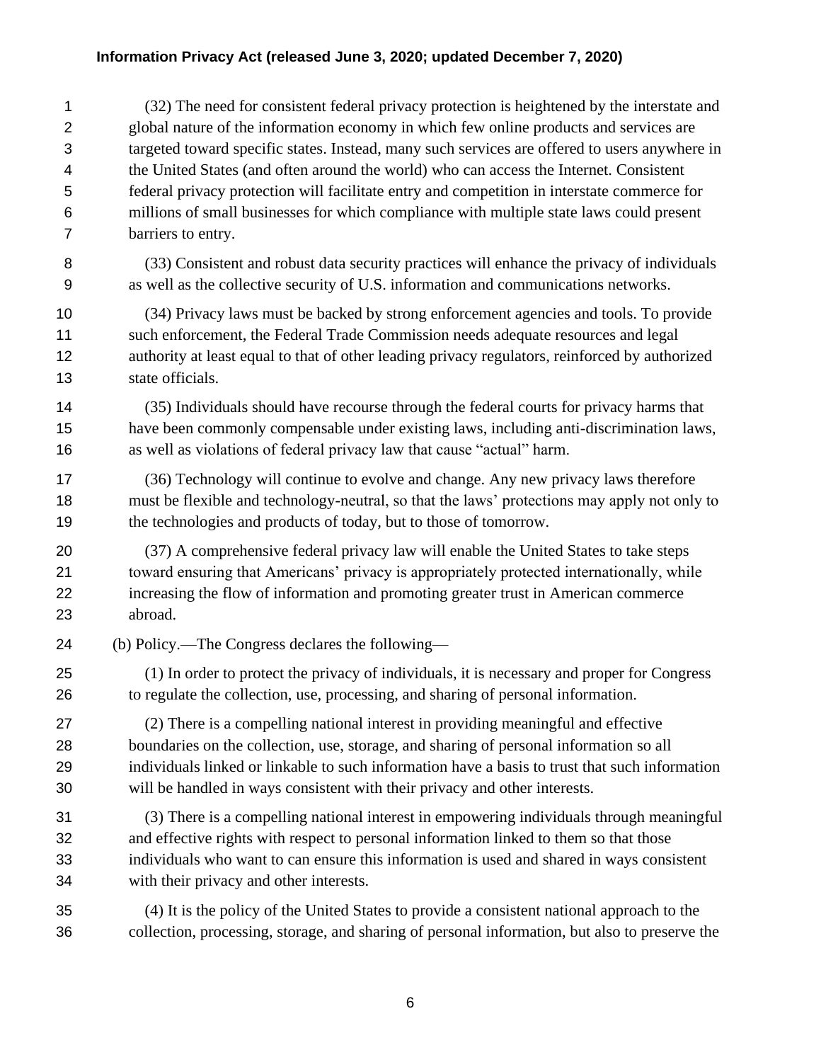(32) The need for consistent federal privacy protection is heightened by the interstate and global nature of the information economy in which few online products and services are targeted toward specific states. Instead, many such services are offered to users anywhere in the United States (and often around the world) who can access the Internet. Consistent federal privacy protection will facilitate entry and competition in interstate commerce for millions of small businesses for which compliance with multiple state laws could present barriers to entry.

(33) Consistent and robust data security practices will enhance the privacy of individuals as well as the collective security of U.S. information and communications networks.

(34) Privacy laws must be backed by strong enforcement agencies and tools. To provide such enforcement, the Federal Trade Commission needs adequate resources and legal authority at least equal to that of other leading privacy regulators, reinforced by authorized state officials.

(35) Individuals should have recourse through the federal courts for privacy harms that have been commonly compensable under existing laws, including anti-discrimination laws, as well as violations of federal privacy law that cause "actual" harm.

(36) Technology will continue to evolve and change. Any new privacy laws therefore must be flexible and technology-neutral, so that the laws' protections may apply not only to the technologies and products of today, but to those of tomorrow.

(37) A comprehensive federal privacy law will enable the United States to take steps toward ensuring that Americans' privacy is appropriately protected internationally, while increasing the flow of information and promoting greater trust in American commerce abroad.

(b) Policy.—The Congress declares the following—

(1) In order to protect the privacy of individuals, it is necessary and proper for Congress to regulate the collection, use, processing, and sharing of personal information.

(2) There is a compelling national interest in providing meaningful and effective boundaries on the collection, use, storage, and sharing of personal information so all individuals linked or linkable to such information have a basis to trust that such information will be handled in ways consistent with their privacy and other interests.

(3) There is a compelling national interest in empowering individuals through meaningful and effective rights with respect to personal information linked to them so that those individuals who want to can ensure this information is used and shared in ways consistent with their privacy and other interests.

(4) It is the policy of the United States to provide a consistent national approach to the collection, processing, storage, and sharing of personal information, but also to preserve the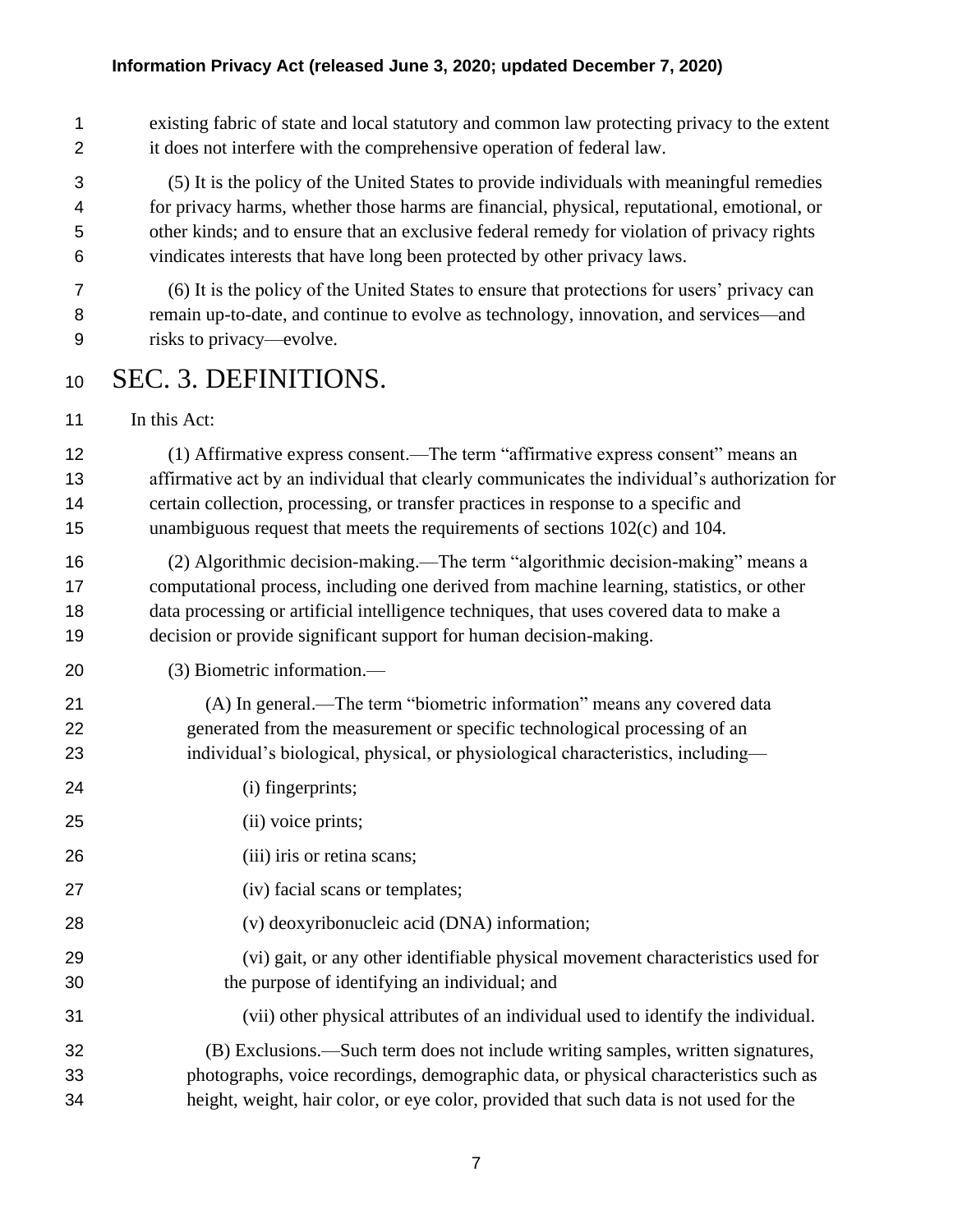existing fabric of state and local statutory and common law protecting privacy to the extent it does not interfere with the comprehensive operation of federal law.

(5) It is the policy of the United States to provide individuals with meaningful remedies for privacy harms, whether those harms are financial, physical, reputational, emotional, or other kinds; and to ensure that an exclusive federal remedy for violation of privacy rights vindicates interests that have long been protected by other privacy laws.

(6) It is the policy of the United States to ensure that protections for users' privacy can remain up-to-date, and continue to evolve as technology, innovation, and services—and risks to privacy—evolve.

# SEC. 3. DEFINITIONS.

In this Act:

(1) Affirmative express consent.—The term "affirmative express consent" means an affirmative act by an individual that clearly communicates the individual's authorization for certain collection, processing, or transfer practices in response to a specific and unambiguous request that meets the requirements of sections 102(c) and 104.

(2) Algorithmic decision-making.—The term "algorithmic decision-making" means a computational process, including one derived from machine learning, statistics, or other data processing or artificial intelligence techniques, that uses covered data to make a decision or provide significant support for human decision-making.

(3) Biometric information.—

(A) In general.—The term "biometric information" means any covered data generated from the measurement or specific technological processing of an individual's biological, physical, or physiological characteristics, including—

(i) fingerprints;

(ii) voice prints;

(iii) iris or retina scans;

(iv) facial scans or templates;

(v) deoxyribonucleic acid (DNA) information;

(vi) gait, or any other identifiable physical movement characteristics used for the purpose of identifying an individual; and

(vii) other physical attributes of an individual used to identify the individual.

(B) Exclusions.—Such term does not include writing samples, written signatures, photographs, voice recordings, demographic data, or physical characteristics such as height, weight, hair color, or eye color, provided that such data is not used for the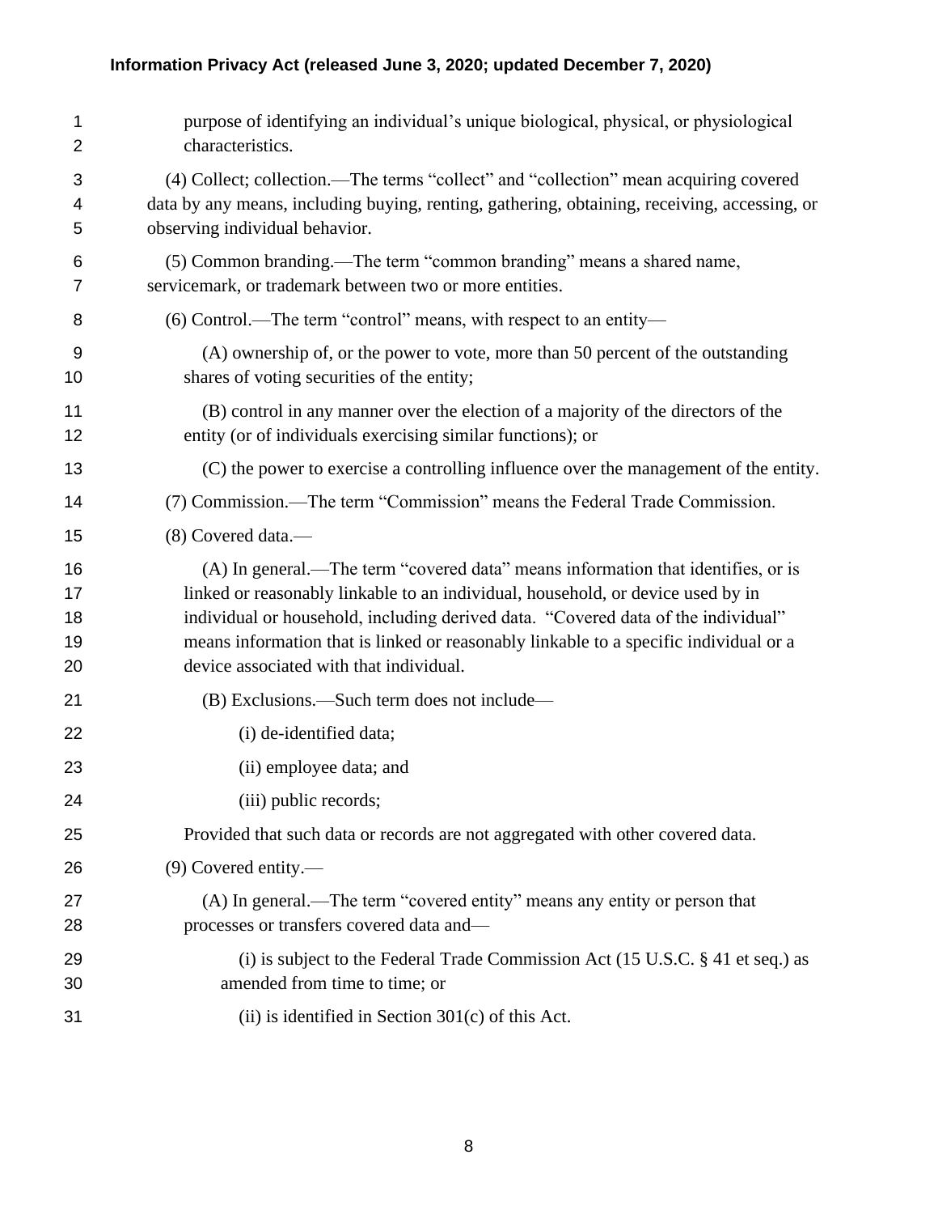purpose of identifying an individual's unique biological, physical, or physiological characteristics.

(4) Collect; collection.—The terms "collect" and "collection" mean acquiring covered data by any means, including buying, renting, gathering, obtaining, receiving, accessing, or observing individual behavior.

(5) Common branding.—The term "common branding" means a shared name, servicemark, or trademark between two or more entities.

(6) Control.—The term "control" means, with respect to an entity—

(A) ownership of, or the power to vote, more than 50 percent of the outstanding shares of voting securities of the entity;

(B) control in any manner over the election of a majority of the directors of the entity (or of individuals exercising similar functions); or

(C) the power to exercise a controlling influence over the management of the entity.

(7) Commission.—The term "Commission" means the Federal Trade Commission.

(8) Covered data.—

(A) In general.—The term "covered data" means information that identifies, or is linked or reasonably linkable to an individual, household, or device used by in individual or household, including derived data. "Covered data of the individual" means information that is linked or reasonably linkable to a specific individual or a device associated with that individual.

(B) Exclusions.—Such term does not include—

(i) de-identified data;

(ii) employee data; and

(iii) public records;

Provided that such data or records are not aggregated with other covered data.

(9) Covered entity.—

(A) In general.—The term "covered entity" means any entity or person that processes or transfers covered data and—

(i) is subject to the Federal Trade Commission Act (15 U.S.C. § 41 et seq.) as amended from time to time; or

(ii) is identified in Section 301(c) of this Act.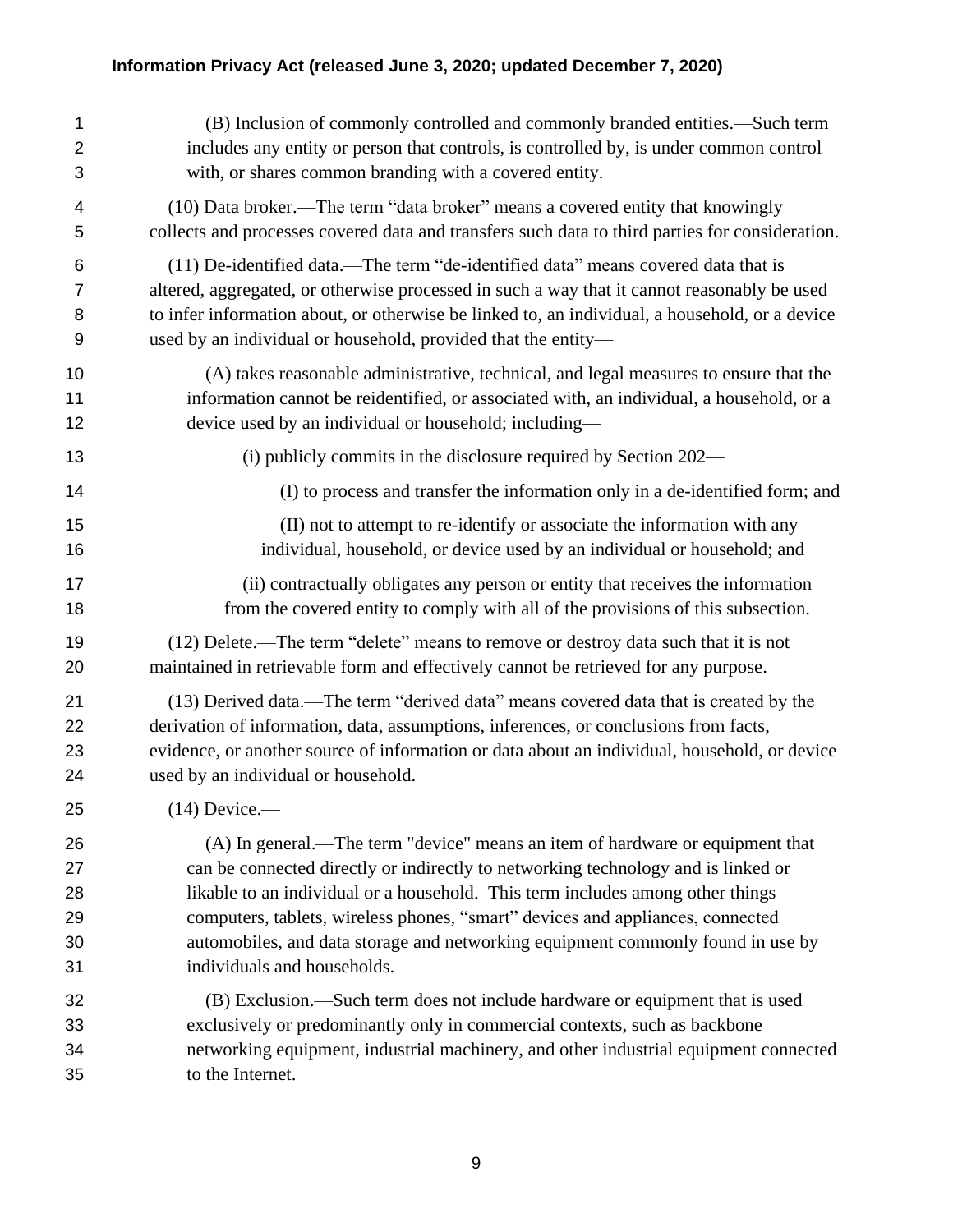(B) Inclusion of commonly controlled and commonly branded entities.—Such term includes any entity or person that controls, is controlled by, is under common control with, or shares common branding with a covered entity.

(10) Data broker.—The term "data broker" means a covered entity that knowingly collects and processes covered data and transfers such data to third parties for consideration.

(11) De-identified data.—The term "de-identified data" means covered data that is altered, aggregated, or otherwise processed in such a way that it cannot reasonably be used to infer information about, or otherwise be linked to, an individual, a household, or a device used by an individual or household, provided that the entity—

(A) takes reasonable administrative, technical, and legal measures to ensure that the information cannot be reidentified, or associated with, an individual, a household, or a device used by an individual or household; including—

(i) publicly commits in the disclosure required by Section 202—

(I) to process and transfer the information only in a de-identified form; and

(II) not to attempt to re-identify or associate the information with any individual, household, or device used by an individual or household; and

(ii) contractually obligates any person or entity that receives the information from the covered entity to comply with all of the provisions of this subsection.

(12) Delete.—The term "delete" means to remove or destroy data such that it is not maintained in retrievable form and effectively cannot be retrieved for any purpose.

(13) Derived data.—The term "derived data" means covered data that is created by the derivation of information, data, assumptions, inferences, or conclusions from facts, evidence, or another source of information or data about an individual, household, or device used by an individual or household.

(14) Device.—

(A) In general.—The term "device" means an item of hardware or equipment that can be connected directly or indirectly to networking technology and is linked or likable to an individual or a household. This term includes among other things computers, tablets, wireless phones, "smart" devices and appliances, connected automobiles, and data storage and networking equipment commonly found in use by individuals and households.

(B) Exclusion.—Such term does not include hardware or equipment that is used exclusively or predominantly only in commercial contexts, such as backbone networking equipment, industrial machinery, and other industrial equipment connected to the Internet.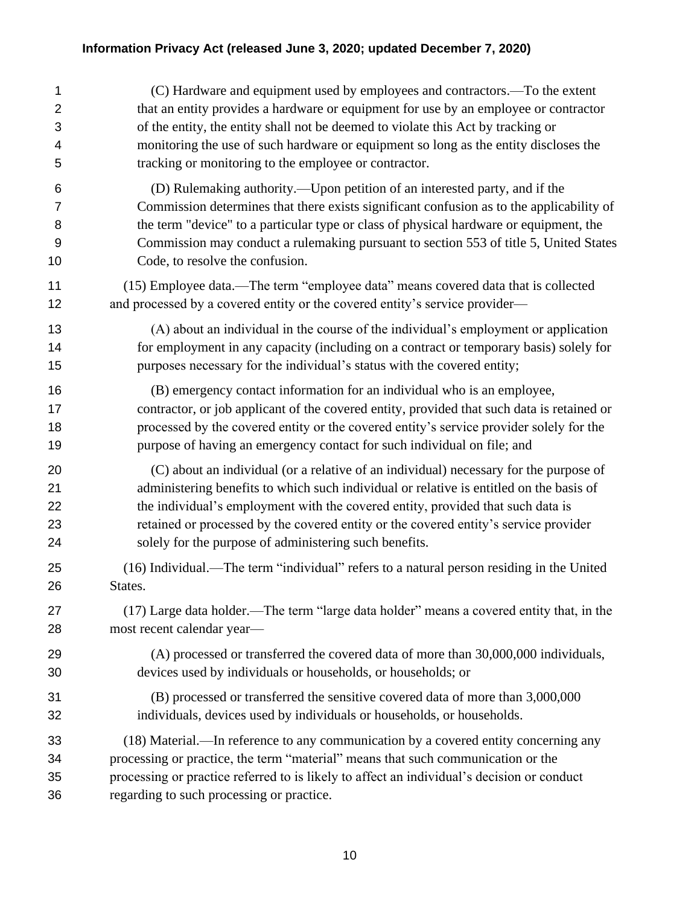(C) Hardware and equipment used by employees and contractors.—To the extent that an entity provides a hardware or equipment for use by an employee or contractor of the entity, the entity shall not be deemed to violate this Act by tracking or monitoring the use of such hardware or equipment so long as the entity discloses the tracking or monitoring to the employee or contractor.

(D) Rulemaking authority.—Upon petition of an interested party, and if the Commission determines that there exists significant confusion as to the applicability of the term "device" to a particular type or class of physical hardware or equipment, the Commission may conduct a rulemaking pursuant to section 553 of title 5, United States Code, to resolve the confusion.

(15) Employee data.—The term "employee data" means covered data that is collected and processed by a covered entity or the covered entity's service provider—

(A) about an individual in the course of the individual's employment or application for employment in any capacity (including on a contract or temporary basis) solely for purposes necessary for the individual's status with the covered entity;

(B) emergency contact information for an individual who is an employee, contractor, or job applicant of the covered entity, provided that such data is retained or processed by the covered entity or the covered entity's service provider solely for the purpose of having an emergency contact for such individual on file; and

(C) about an individual (or a relative of an individual) necessary for the purpose of administering benefits to which such individual or relative is entitled on the basis of the individual's employment with the covered entity, provided that such data is retained or processed by the covered entity or the covered entity's service provider solely for the purpose of administering such benefits.

(16) Individual.—The term "individual" refers to a natural person residing in the United States.

(17) Large data holder.—The term "large data holder" means a covered entity that, in the most recent calendar year—

(A) processed or transferred the covered data of more than 30,000,000 individuals, devices used by individuals or households, or households; or

(B) processed or transferred the sensitive covered data of more than 3,000,000 individuals, devices used by individuals or households, or households.

(18) Material.—In reference to any communication by a covered entity concerning any processing or practice, the term "material" means that such communication or the processing or practice referred to is likely to affect an individual's decision or conduct regarding to such processing or practice.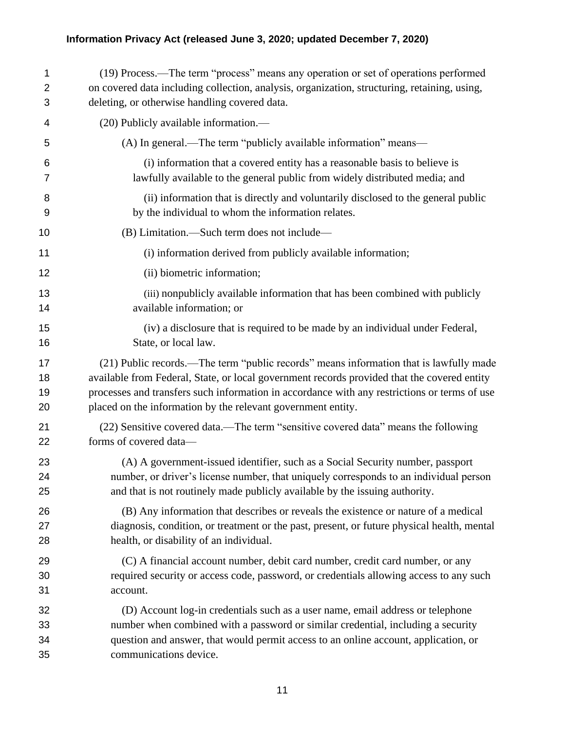(19) Process.—The term "process" means any operation or set of operations performed on covered data including collection, analysis, organization, structuring, retaining, using, deleting, or otherwise handling covered data.

(20) Publicly available information.—

(A) In general.—The term "publicly available information" means—

(i) information that a covered entity has a reasonable basis to believe is lawfully available to the general public from widely distributed media; and

(ii) information that is directly and voluntarily disclosed to the general public by the individual to whom the information relates.

(B) Limitation.—Such term does not include—

(i) information derived from publicly available information;

(ii) biometric information;

(iii) nonpublicly available information that has been combined with publicly available information; or

(iv) a disclosure that is required to be made by an individual under Federal, State, or local law.

(21) Public records.—The term "public records" means information that is lawfully made available from Federal, State, or local government records provided that the covered entity processes and transfers such information in accordance with any restrictions or terms of use placed on the information by the relevant government entity.

(22) Sensitive covered data.—The term "sensitive covered data" means the following forms of covered data—

(A) A government-issued identifier, such as a Social Security number, passport number, or driver's license number, that uniquely corresponds to an individual person and that is not routinely made publicly available by the issuing authority.

(B) Any information that describes or reveals the existence or nature of a medical diagnosis, condition, or treatment or the past, present, or future physical health, mental health, or disability of an individual.

(C) A financial account number, debit card number, credit card number, or any required security or access code, password, or credentials allowing access to any such account.

(D) Account log-in credentials such as a user name, email address or telephone number when combined with a password or similar credential, including a security question and answer, that would permit access to an online account, application, or communications device.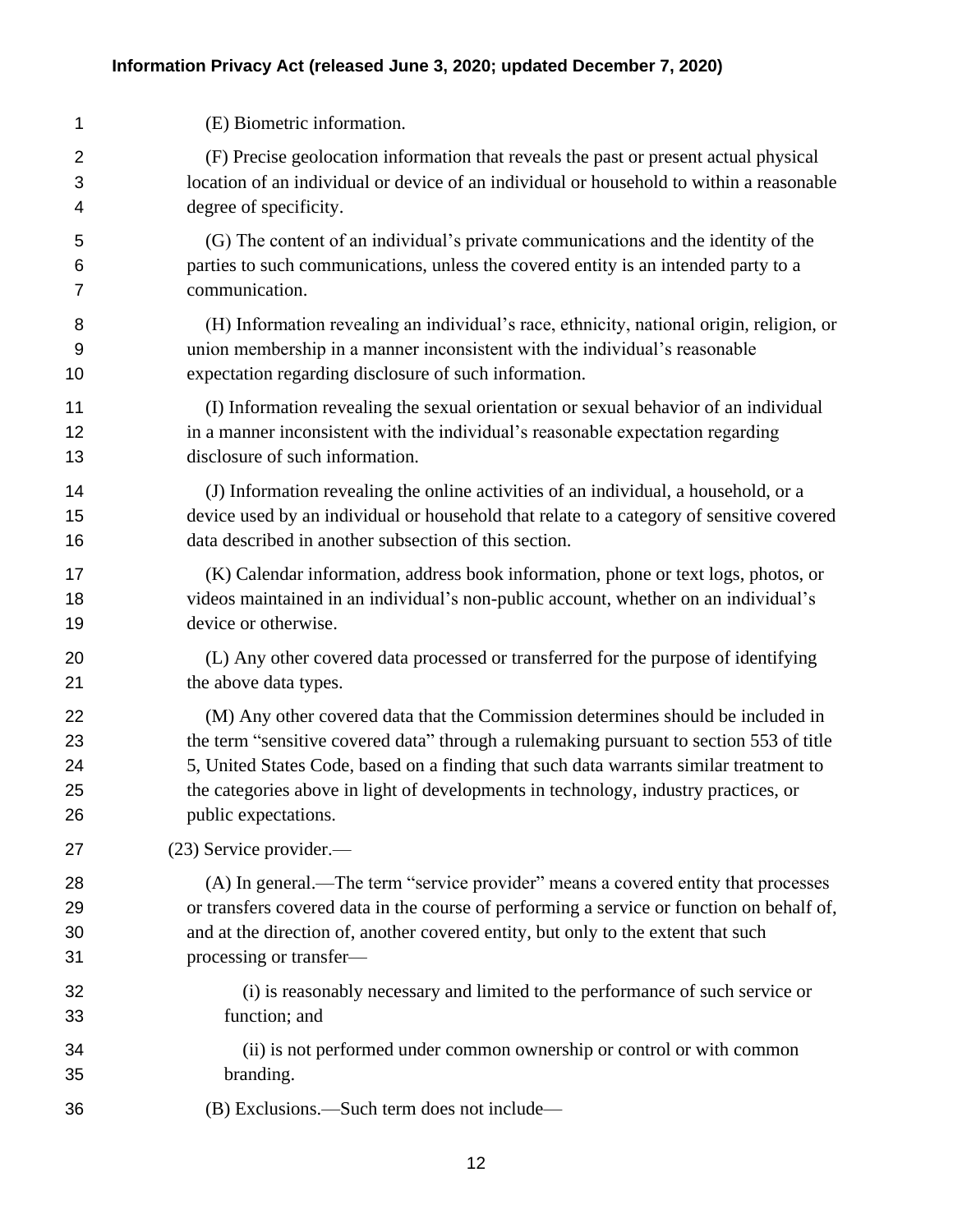(E) Biometric information.

(F) Precise geolocation information that reveals the past or present actual physical location of an individual or device of an individual or household to within a reasonable degree of specificity.

(G) The content of an individual's private communications and the identity of the parties to such communications, unless the covered entity is an intended party to a communication.

(H) Information revealing an individual's race, ethnicity, national origin, religion, or union membership in a manner inconsistent with the individual's reasonable expectation regarding disclosure of such information.

(I) Information revealing the sexual orientation or sexual behavior of an individual in a manner inconsistent with the individual's reasonable expectation regarding disclosure of such information.

(J) Information revealing the online activities of an individual, a household, or a device used by an individual or household that relate to a category of sensitive covered data described in another subsection of this section.

(K) Calendar information, address book information, phone or text logs, photos, or videos maintained in an individual's non-public account, whether on an individual's device or otherwise.

(L) Any other covered data processed or transferred for the purpose of identifying the above data types.

(M) Any other covered data that the Commission determines should be included in the term "sensitive covered data" through a rulemaking pursuant to section 553 of title 5, United States Code, based on a finding that such data warrants similar treatment to the categories above in light of developments in technology, industry practices, or public expectations.

(23) Service provider.—

(A) In general.—The term "service provider" means a covered entity that processes or transfers covered data in the course of performing a service or function on behalf of, and at the direction of, another covered entity, but only to the extent that such processing or transfer—

(i) is reasonably necessary and limited to the performance of such service or function; and

(ii) is not performed under common ownership or control or with common branding.

(B) Exclusions.—Such term does not include—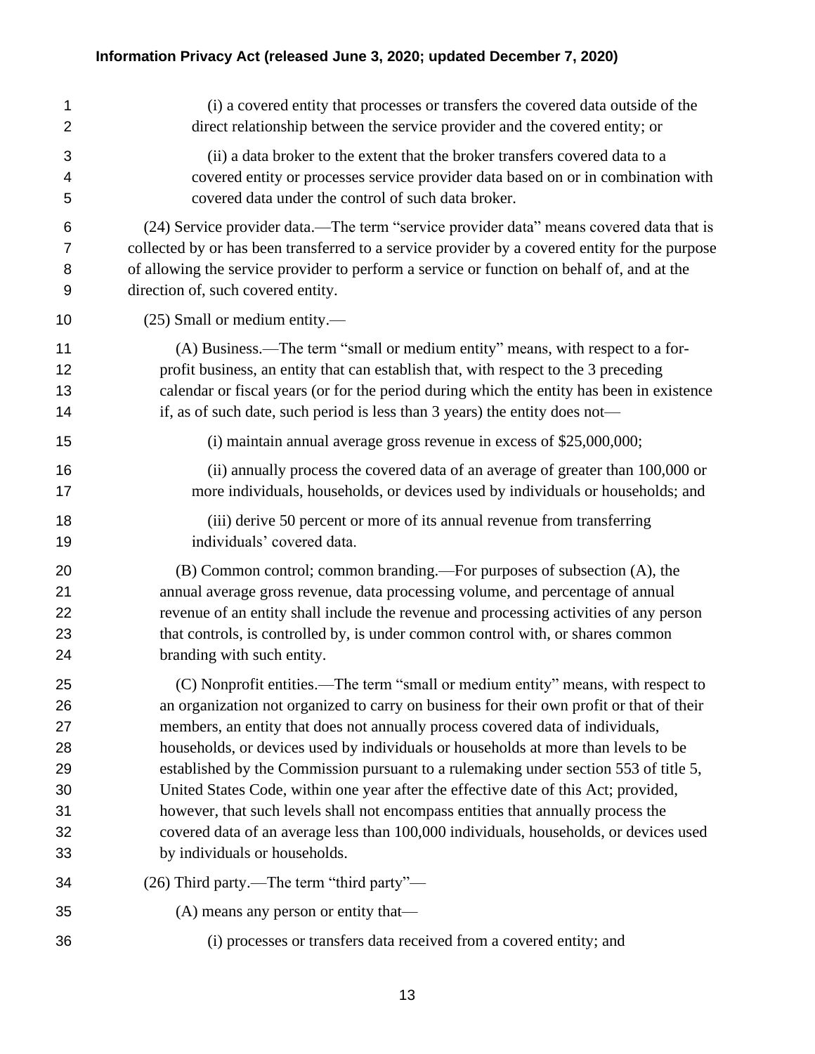(i) a covered entity that processes or transfers the covered data outside of the direct relationship between the service provider and the covered entity; or

(ii) a data broker to the extent that the broker transfers covered data to a covered entity or processes service provider data based on or in combination with covered data under the control of such data broker.

(24) Service provider data.—The term "service provider data" means covered data that is collected by or has been transferred to a service provider by a covered entity for the purpose of allowing the service provider to perform a service or function on behalf of, and at the direction of, such covered entity.

(25) Small or medium entity.—

(A) Business.—The term "small or medium entity" means, with respect to a for-profit business, an entity that can establish that, with respect to the 3 preceding calendar or fiscal years (or for the period during which the entity has been in existence if, as of such date, such period is less than 3 years) the entity does not—

(i) maintain annual average gross revenue in excess of $25,000,000;

(ii) annually process the covered data of an average of greater than 100,000 or more individuals, households, or devices used by individuals or households; and

(iii) derive 50 percent or more of its annual revenue from transferring individuals' covered data.

(B) Common control; common branding.—For purposes of subsection (A), the annual average gross revenue, data processing volume, and percentage of annual revenue of an entity shall include the revenue and processing activities of any person that controls, is controlled by, is under common control with, or shares common branding with such entity.

(C) Nonprofit entities.—The term "small or medium entity" means, with respect to an organization not organized to carry on business for their own profit or that of their members, an entity that does not annually process covered data of individuals, households, or devices used by individuals or households at more than levels to be established by the Commission pursuant to a rulemaking under section 553 of title 5, United States Code, within one year after the effective date of this Act; provided, however, that such levels shall not encompass entities that annually process the covered data of an average less than 100,000 individuals, households, or devices used by individuals or households.

(26) Third party.—The term "third party"—

(A) means any person or entity that—

(i) processes or transfers data received from a covered entity; and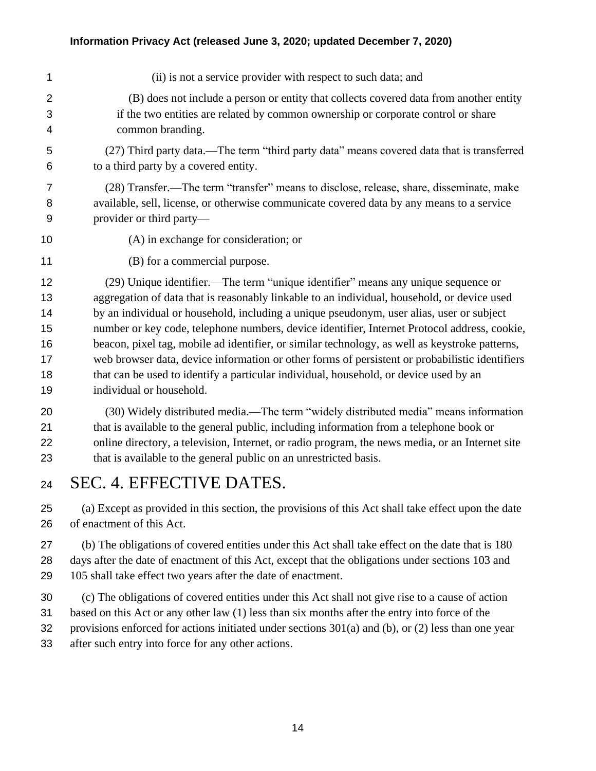(ii) is not a service provider with respect to such data; and

(B) does not include a person or entity that collects covered data from another entity if the two entities are related by common ownership or corporate control or share common branding.

(27) Third party data.—The term "third party data" means covered data that is transferred to a third party by a covered entity.

(28) Transfer.—The term "transfer" means to disclose, release, share, disseminate, make available, sell, license, or otherwise communicate covered data by any means to a service provider or third party—

(A) in exchange for consideration; or

(B) for a commercial purpose.

(29) Unique identifier.—The term "unique identifier" means any unique sequence or aggregation of data that is reasonably linkable to an individual, household, or device used by an individual or household, including a unique pseudonym, user alias, user or subject number or key code, telephone numbers, device identifier, Internet Protocol address, cookie, beacon, pixel tag, mobile ad identifier, or similar technology, as well as keystroke patterns, web browser data, device information or other forms of persistent or probabilistic identifiers that can be used to identify a particular individual, household, or device used by an individual or household.

(30) Widely distributed media.—The term "widely distributed media" means information that is available to the general public, including information from a telephone book or online directory, a television, Internet, or radio program, the news media, or an Internet site that is available to the general public on an unrestricted basis.

# SEC. 4. EFFECTIVE DATES.

(a) Except as provided in this section, the provisions of this Act shall take effect upon the date of enactment of this Act.

(b) The obligations of covered entities under this Act shall take effect on the date that is 180 days after the date of enactment of this Act, except that the obligations under sections 103 and 105 shall take effect two years after the date of enactment.

(c) The obligations of covered entities under this Act shall not give rise to a cause of action based on this Act or any other law (1) less than six months after the entry into force of the provisions enforced for actions initiated under sections 301(a) and (b), or (2) less than one year after such entry into force for any other actions.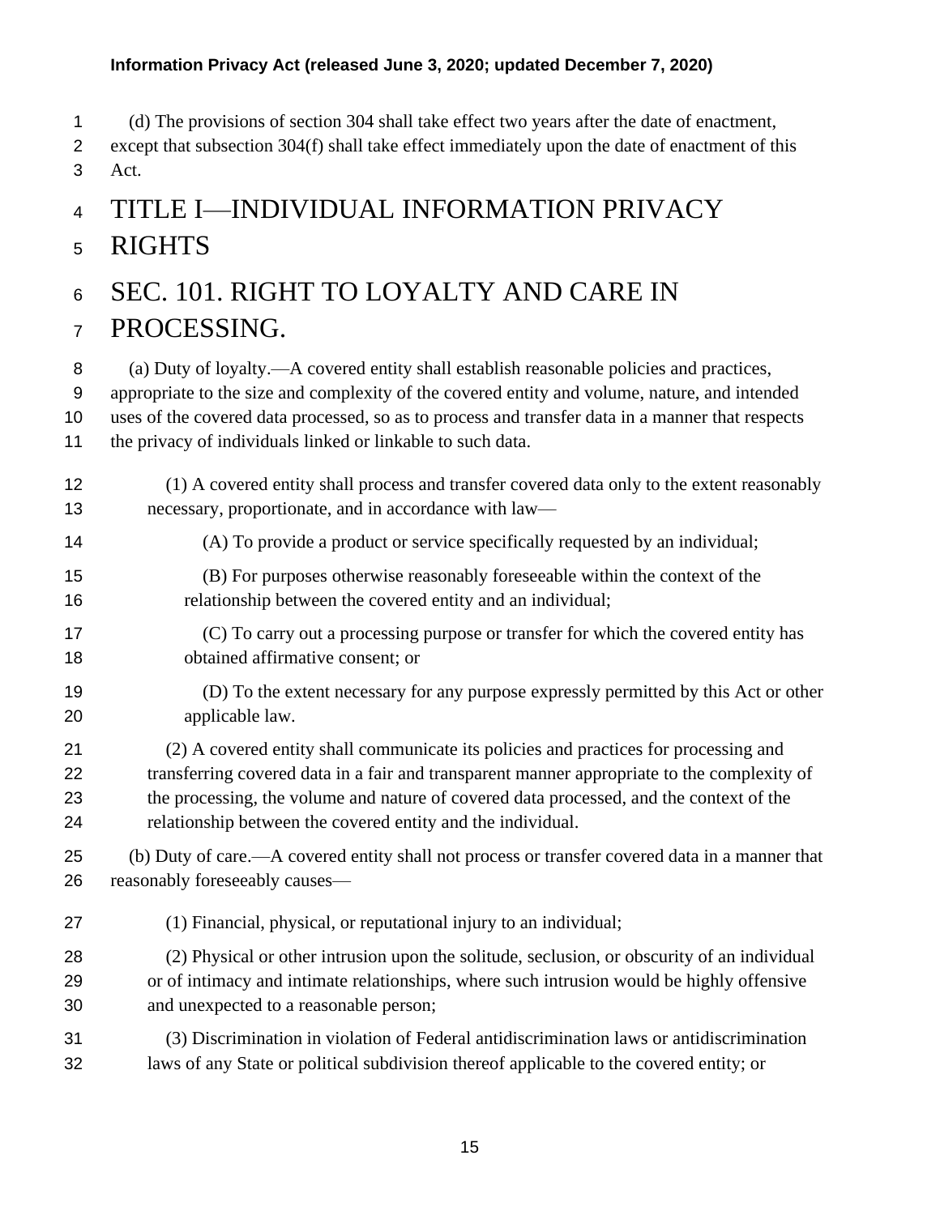(d) The provisions of section 304 shall take effect two years after the date of enactment, except that subsection 304(f) shall take effect immediately upon the date of enactment of this Act.

# TITLE I—INDIVIDUAL INFORMATION PRIVACY RIGHTS

## SEC. 101. RIGHT TO LOYALTY AND CARE IN PROCESSING.

(a) Duty of loyalty.—A covered entity shall establish reasonable policies and practices, appropriate to the size and complexity of the covered entity and volume, nature, and intended uses of the covered data processed, so as to process and transfer data in a manner that respects the privacy of individuals linked or linkable to such data.

(1) A covered entity shall process and transfer covered data only to the extent reasonably necessary, proportionate, and in accordance with law—

(A) To provide a product or service specifically requested by an individual;

(B) For purposes otherwise reasonably foreseeable within the context of the relationship between the covered entity and an individual;

(C) To carry out a processing purpose or transfer for which the covered entity has obtained affirmative consent; or

(D) To the extent necessary for any purpose expressly permitted by this Act or other applicable law.

(2) A covered entity shall communicate its policies and practices for processing and transferring covered data in a fair and transparent manner appropriate to the complexity of the processing, the volume and nature of covered data processed, and the context of the relationship between the covered entity and the individual.

(b) Duty of care.—A covered entity shall not process or transfer covered data in a manner that reasonably foreseeably causes—

(1) Financial, physical, or reputational injury to an individual;

(2) Physical or other intrusion upon the solitude, seclusion, or obscurity of an individual or of intimacy and intimate relationships, where such intrusion would be highly offensive and unexpected to a reasonable person;

(3) Discrimination in violation of Federal antidiscrimination laws or antidiscrimination laws of any State or political subdivision thereof applicable to the covered entity; or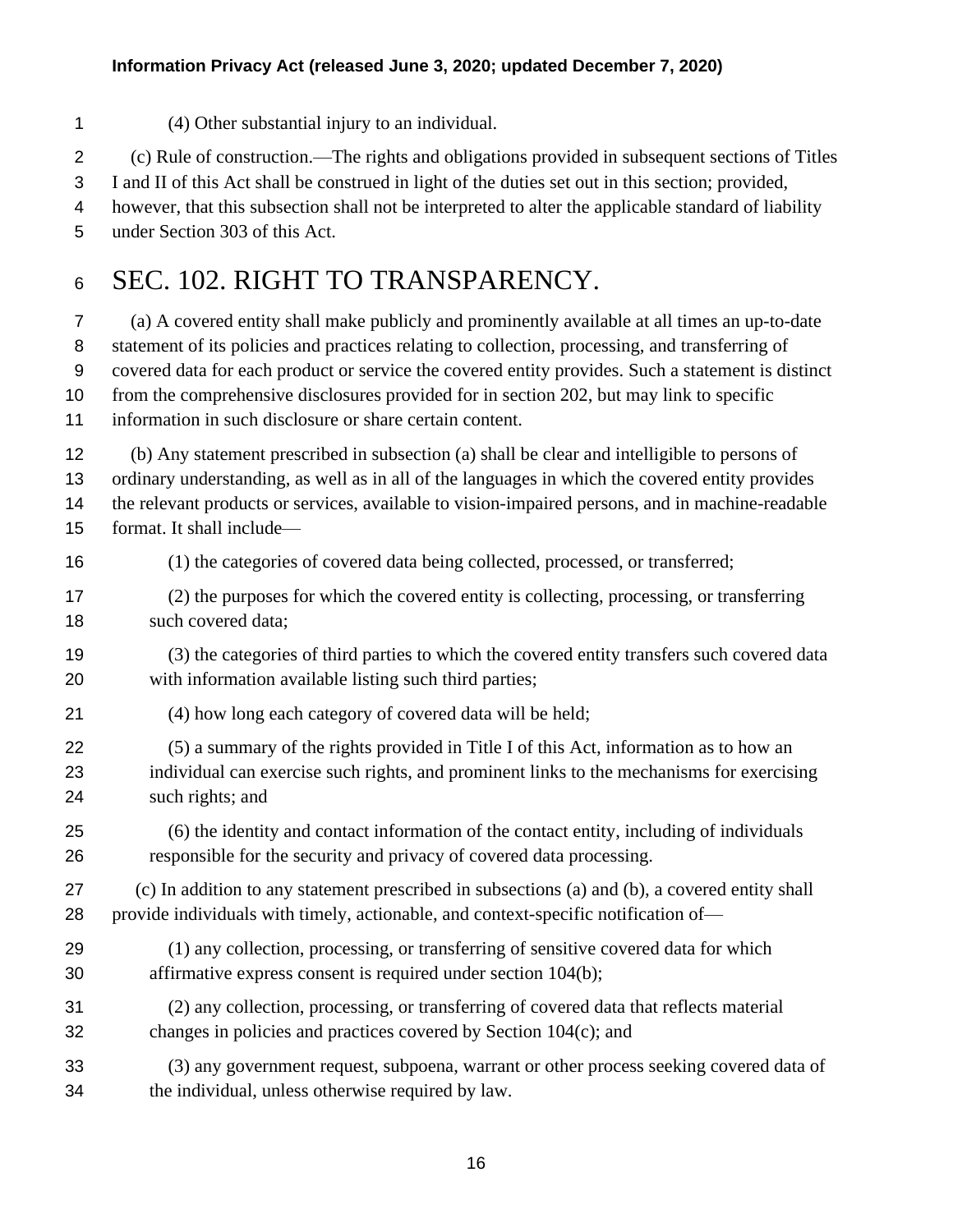(4) Other substantial injury to an individual.

(c) Rule of construction.—The rights and obligations provided in subsequent sections of Titles I and II of this Act shall be construed in light of the duties set out in this section; provided, however, that this subsection shall not be interpreted to alter the applicable standard of liability under Section 303 of this Act.

# SEC. 102. RIGHT TO TRANSPARENCY.

(a) A covered entity shall make publicly and prominently available at all times an up-to-date statement of its policies and practices relating to collection, processing, and transferring of covered data for each product or service the covered entity provides. Such a statement is distinct from the comprehensive disclosures provided for in section 202, but may link to specific information in such disclosure or share certain content.

(b) Any statement prescribed in subsection (a) shall be clear and intelligible to persons of ordinary understanding, as well as in all of the languages in which the covered entity provides the relevant products or services, available to vision-impaired persons, and in machine-readable format. It shall include—

(1) the categories of covered data being collected, processed, or transferred;

(2) the purposes for which the covered entity is collecting, processing, or transferring such covered data;

(3) the categories of third parties to which the covered entity transfers such covered data with information available listing such third parties;

(4) how long each category of covered data will be held;

(5) a summary of the rights provided in Title I of this Act, information as to how an individual can exercise such rights, and prominent links to the mechanisms for exercising such rights; and

(6) the identity and contact information of the contact entity, including of individuals responsible for the security and privacy of covered data processing.

(c) In addition to any statement prescribed in subsections (a) and (b), a covered entity shall provide individuals with timely, actionable, and context-specific notification of—

(1) any collection, processing, or transferring of sensitive covered data for which affirmative express consent is required under section 104(b);

(2) any collection, processing, or transferring of covered data that reflects material changes in policies and practices covered by Section 104(c); and

(3) any government request, subpoena, warrant or other process seeking covered data of the individual, unless otherwise required by law.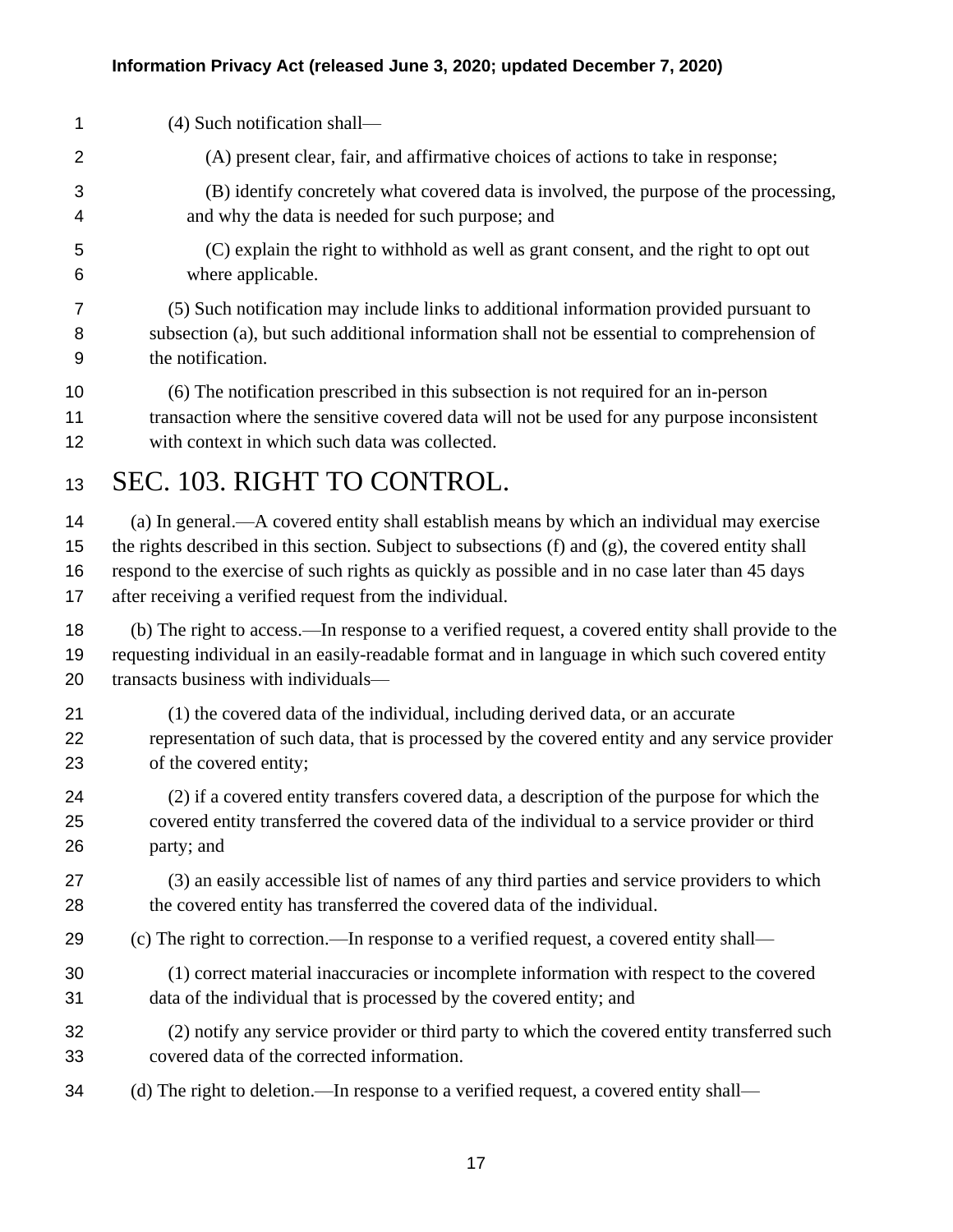(4) Such notification shall—

(A) present clear, fair, and affirmative choices of actions to take in response;

(B) identify concretely what covered data is involved, the purpose of the processing, and why the data is needed for such purpose; and

(C) explain the right to withhold as well as grant consent, and the right to opt out where applicable.

(5) Such notification may include links to additional information provided pursuant to subsection (a), but such additional information shall not be essential to comprehension of the notification.

(6) The notification prescribed in this subsection is not required for an in-person transaction where the sensitive covered data will not be used for any purpose inconsistent with context in which such data was collected.

# SEC. 103. RIGHT TO CONTROL.

(a) In general.—A covered entity shall establish means by which an individual may exercise the rights described in this section. Subject to subsections (f) and (g), the covered entity shall respond to the exercise of such rights as quickly as possible and in no case later than 45 days after receiving a verified request from the individual.

(b) The right to access.—In response to a verified request, a covered entity shall provide to the requesting individual in an easily-readable format and in language in which such covered entity transacts business with individuals—

(1) the covered data of the individual, including derived data, or an accurate representation of such data, that is processed by the covered entity and any service provider of the covered entity;

(2) if a covered entity transfers covered data, a description of the purpose for which the covered entity transferred the covered data of the individual to a service provider or third party; and

(3) an easily accessible list of names of any third parties and service providers to which the covered entity has transferred the covered data of the individual.

(c) The right to correction.—In response to a verified request, a covered entity shall—

(1) correct material inaccuracies or incomplete information with respect to the covered data of the individual that is processed by the covered entity; and

(2) notify any service provider or third party to which the covered entity transferred such covered data of the corrected information.

(d) The right to deletion.—In response to a verified request, a covered entity shall—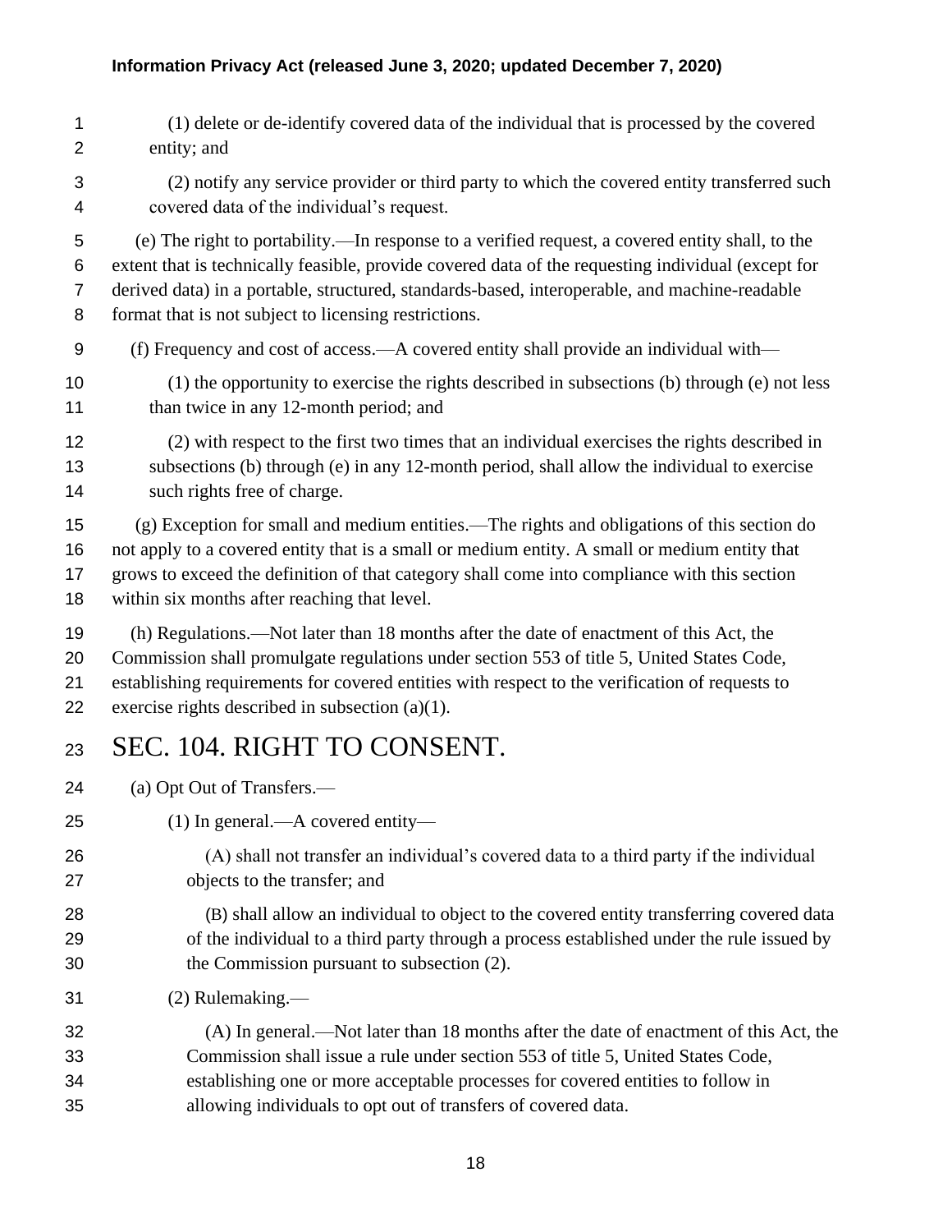(1) delete or de-identify covered data of the individual that is processed by the covered entity; and

(2) notify any service provider or third party to which the covered entity transferred such covered data of the individual's request.

(e) The right to portability.—In response to a verified request, a covered entity shall, to the extent that is technically feasible, provide covered data of the requesting individual (except for derived data) in a portable, structured, standards-based, interoperable, and machine-readable format that is not subject to licensing restrictions.

(f) Frequency and cost of access.—A covered entity shall provide an individual with—

(1) the opportunity to exercise the rights described in subsections (b) through (e) not less than twice in any 12-month period; and

(2) with respect to the first two times that an individual exercises the rights described in subsections (b) through (e) in any 12-month period, shall allow the individual to exercise such rights free of charge.

(g) Exception for small and medium entities.—The rights and obligations of this section do not apply to a covered entity that is a small or medium entity. A small or medium entity that grows to exceed the definition of that category shall come into compliance with this section within six months after reaching that level.

(h) Regulations.—Not later than 18 months after the date of enactment of this Act, the Commission shall promulgate regulations under section 553 of title 5, United States Code, establishing requirements for covered entities with respect to the verification of requests to exercise rights described in subsection (a)(1).

# SEC. 104. RIGHT TO CONSENT.

(a) Opt Out of Transfers.—

(1) In general.—A covered entity—

(A) shall not transfer an individual's covered data to a third party if the individual objects to the transfer; and

(B) shall allow an individual to object to the covered entity transferring covered data of the individual to a third party through a process established under the rule issued by the Commission pursuant to subsection (2).

(2) Rulemaking.—

(A) In general.—Not later than 18 months after the date of enactment of this Act, the Commission shall issue a rule under section 553 of title 5, United States Code, establishing one or more acceptable processes for covered entities to follow in allowing individuals to opt out of transfers of covered data.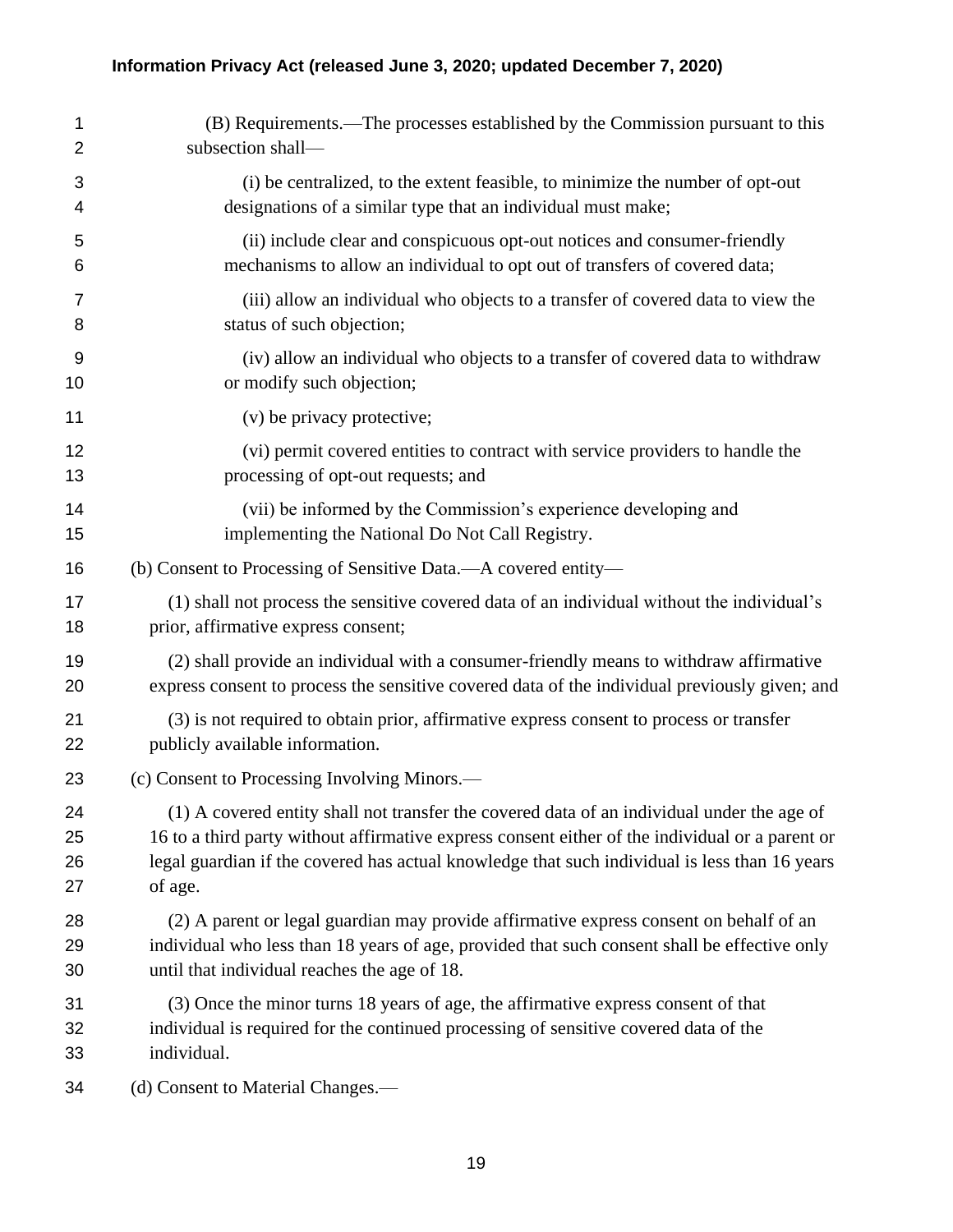(B) Requirements.—The processes established by the Commission pursuant to this subsection shall—

(i) be centralized, to the extent feasible, to minimize the number of opt-out designations of a similar type that an individual must make;

(ii) include clear and conspicuous opt-out notices and consumer-friendly mechanisms to allow an individual to opt out of transfers of covered data;

(iii) allow an individual who objects to a transfer of covered data to view the status of such objection;

(iv) allow an individual who objects to a transfer of covered data to withdraw or modify such objection;

(v) be privacy protective;

(vi) permit covered entities to contract with service providers to handle the processing of opt-out requests; and

(vii) be informed by the Commission's experience developing and implementing the National Do Not Call Registry.

(b) Consent to Processing of Sensitive Data.—A covered entity—

(1) shall not process the sensitive covered data of an individual without the individual's prior, affirmative express consent;

(2) shall provide an individual with a consumer-friendly means to withdraw affirmative express consent to process the sensitive covered data of the individual previously given; and

(3) is not required to obtain prior, affirmative express consent to process or transfer publicly available information.

(c) Consent to Processing Involving Minors.—

(1) A covered entity shall not transfer the covered data of an individual under the age of 16 to a third party without affirmative express consent either of the individual or a parent or legal guardian if the covered has actual knowledge that such individual is less than 16 years of age.

(2) A parent or legal guardian may provide affirmative express consent on behalf of an individual who less than 18 years of age, provided that such consent shall be effective only until that individual reaches the age of 18.

(3) Once the minor turns 18 years of age, the affirmative express consent of that individual is required for the continued processing of sensitive covered data of the individual.

(d) Consent to Material Changes.—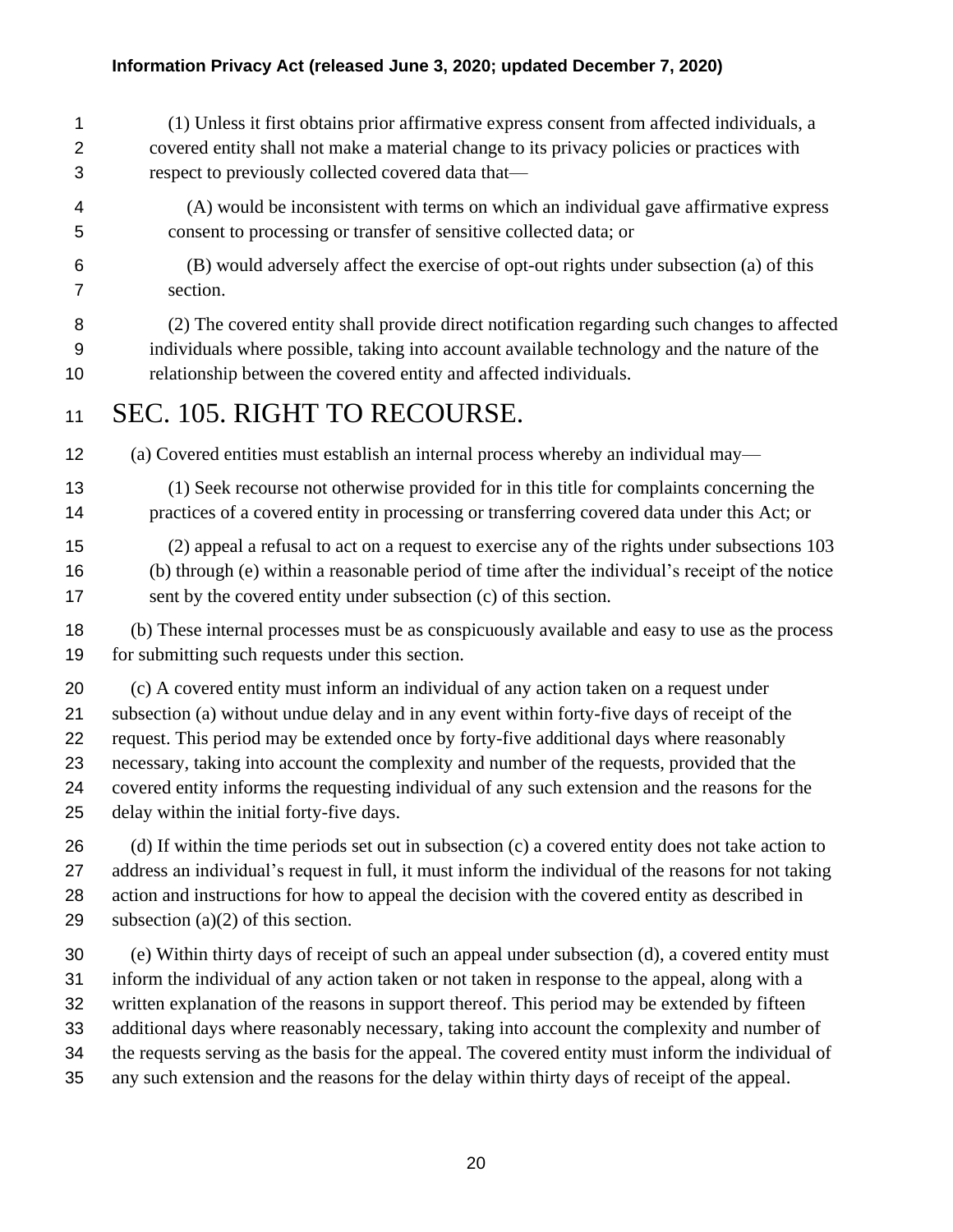(1) Unless it first obtains prior affirmative express consent from affected individuals, a covered entity shall not make a material change to its privacy policies or practices with respect to previously collected covered data that—

(A) would be inconsistent with terms on which an individual gave affirmative express consent to processing or transfer of sensitive collected data; or

(B) would adversely affect the exercise of opt-out rights under subsection (a) of this section.

(2) The covered entity shall provide direct notification regarding such changes to affected individuals where possible, taking into account available technology and the nature of the relationship between the covered entity and affected individuals.

# SEC. 105. RIGHT TO RECOURSE.

(a) Covered entities must establish an internal process whereby an individual may—

(1) Seek recourse not otherwise provided for in this title for complaints concerning the practices of a covered entity in processing or transferring covered data under this Act; or

(2) appeal a refusal to act on a request to exercise any of the rights under subsections 103 (b) through (e) within a reasonable period of time after the individual's receipt of the notice sent by the covered entity under subsection (c) of this section.

(b) These internal processes must be as conspicuously available and easy to use as the process for submitting such requests under this section.

(c) A covered entity must inform an individual of any action taken on a request under subsection (a) without undue delay and in any event within forty-five days of receipt of the request. This period may be extended once by forty-five additional days where reasonably necessary, taking into account the complexity and number of the requests, provided that the covered entity informs the requesting individual of any such extension and the reasons for the delay within the initial forty-five days.

(d) If within the time periods set out in subsection (c) a covered entity does not take action to address an individual's request in full, it must inform the individual of the reasons for not taking action and instructions for how to appeal the decision with the covered entity as described in subsection (a)(2) of this section.

(e) Within thirty days of receipt of such an appeal under subsection (d), a covered entity must inform the individual of any action taken or not taken in response to the appeal, along with a written explanation of the reasons in support thereof. This period may be extended by fifteen additional days where reasonably necessary, taking into account the complexity and number of the requests serving as the basis for the appeal. The covered entity must inform the individual of any such extension and the reasons for the delay within thirty days of receipt of the appeal.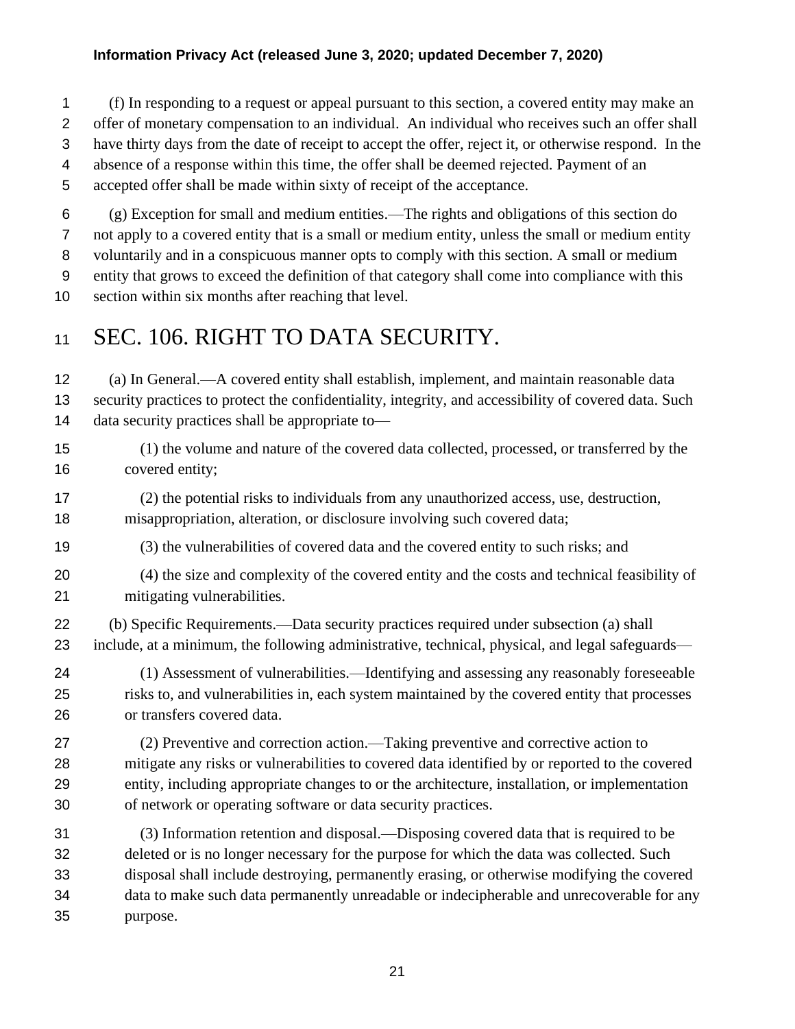(f) In responding to a request or appeal pursuant to this section, a covered entity may make an offer of monetary compensation to an individual. An individual who receives such an offer shall have thirty days from the date of receipt to accept the offer, reject it, or otherwise respond. In the absence of a response within this time, the offer shall be deemed rejected. Payment of an accepted offer shall be made within sixty of receipt of the acceptance.

(g) Exception for small and medium entities.—The rights and obligations of this section do not apply to a covered entity that is a small or medium entity, unless the small or medium entity voluntarily and in a conspicuous manner opts to comply with this section. A small or medium entity that grows to exceed the definition of that category shall come into compliance with this section within six months after reaching that level.

# SEC. 106. RIGHT TO DATA SECURITY.

(a) In General.—A covered entity shall establish, implement, and maintain reasonable data security practices to protect the confidentiality, integrity, and accessibility of covered data. Such data security practices shall be appropriate to—

(1) the volume and nature of the covered data collected, processed, or transferred by the covered entity;

(2) the potential risks to individuals from any unauthorized access, use, destruction, misappropriation, alteration, or disclosure involving such covered data;

(3) the vulnerabilities of covered data and the covered entity to such risks; and

(4) the size and complexity of the covered entity and the costs and technical feasibility of mitigating vulnerabilities.

(b) Specific Requirements.—Data security practices required under subsection (a) shall include, at a minimum, the following administrative, technical, physical, and legal safeguards—

(1) Assessment of vulnerabilities.—Identifying and assessing any reasonably foreseeable risks to, and vulnerabilities in, each system maintained by the covered entity that processes or transfers covered data.

(2) Preventive and correction action.—Taking preventive and corrective action to mitigate any risks or vulnerabilities to covered data identified by or reported to the covered entity, including appropriate changes to or the architecture, installation, or implementation of network or operating software or data security practices.

(3) Information retention and disposal.—Disposing covered data that is required to be deleted or is no longer necessary for the purpose for which the data was collected. Such disposal shall include destroying, permanently erasing, or otherwise modifying the covered data to make such data permanently unreadable or indecipherable and unrecoverable for any purpose.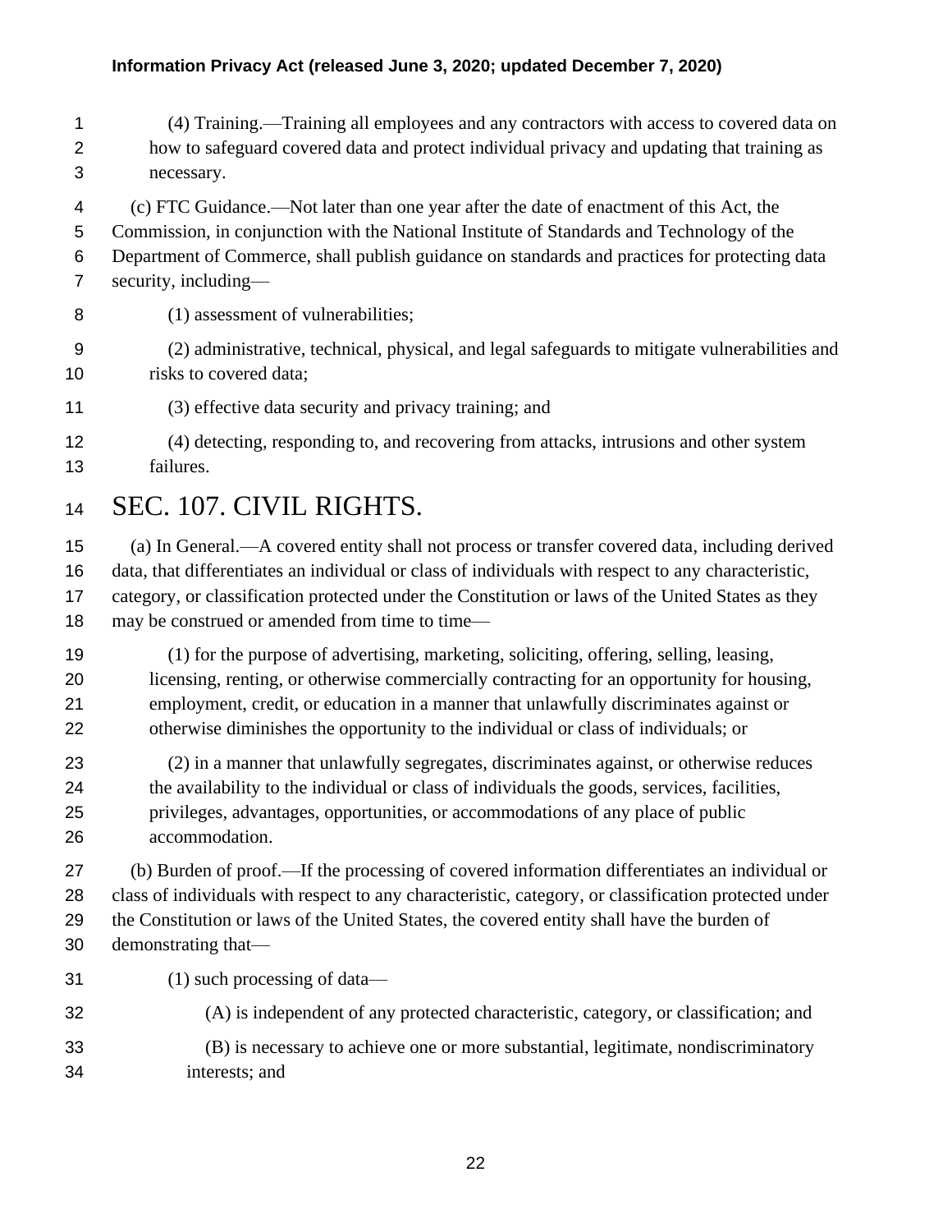(4) Training.—Training all employees and any contractors with access to covered data on how to safeguard covered data and protect individual privacy and updating that training as necessary.

(c) FTC Guidance.—Not later than one year after the date of enactment of this Act, the Commission, in conjunction with the National Institute of Standards and Technology of the Department of Commerce, shall publish guidance on standards and practices for protecting data security, including—

(1) assessment of vulnerabilities;

(2) administrative, technical, physical, and legal safeguards to mitigate vulnerabilities and risks to covered data;

(3) effective data security and privacy training; and

(4) detecting, responding to, and recovering from attacks, intrusions and other system failures.

# SEC. 107. CIVIL RIGHTS.

(a) In General.—A covered entity shall not process or transfer covered data, including derived data, that differentiates an individual or class of individuals with respect to any characteristic, category, or classification protected under the Constitution or laws of the United States as they may be construed or amended from time to time—

(1) for the purpose of advertising, marketing, soliciting, offering, selling, leasing, licensing, renting, or otherwise commercially contracting for an opportunity for housing, employment, credit, or education in a manner that unlawfully discriminates against or otherwise diminishes the opportunity to the individual or class of individuals; or

(2) in a manner that unlawfully segregates, discriminates against, or otherwise reduces the availability to the individual or class of individuals the goods, services, facilities, privileges, advantages, opportunities, or accommodations of any place of public accommodation.

(b) Burden of proof.—If the processing of covered information differentiates an individual or class of individuals with respect to any characteristic, category, or classification protected under the Constitution or laws of the United States, the covered entity shall have the burden of demonstrating that—

(1) such processing of data—

(A) is independent of any protected characteristic, category, or classification; and

(B) is necessary to achieve one or more substantial, legitimate, nondiscriminatory interests; and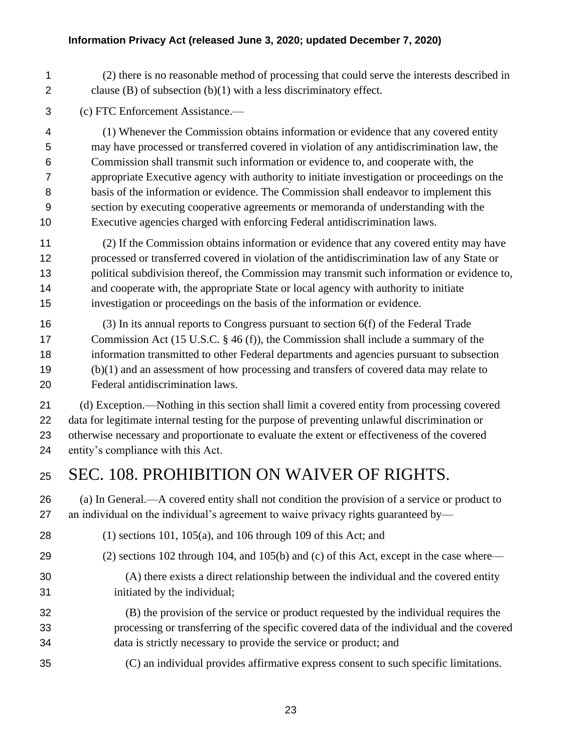(2) there is no reasonable method of processing that could serve the interests described in clause (B) of subsection (b)(1) with a less discriminatory effect.

(c) FTC Enforcement Assistance.—

(1) Whenever the Commission obtains information or evidence that any covered entity may have processed or transferred covered in violation of any antidiscrimination law, the Commission shall transmit such information or evidence to, and cooperate with, the appropriate Executive agency with authority to initiate investigation or proceedings on the basis of the information or evidence. The Commission shall endeavor to implement this section by executing cooperative agreements or memoranda of understanding with the Executive agencies charged with enforcing Federal antidiscrimination laws.

(2) If the Commission obtains information or evidence that any covered entity may have processed or transferred covered in violation of the antidiscrimination law of any State or political subdivision thereof, the Commission may transmit such information or evidence to, and cooperate with, the appropriate State or local agency with authority to initiate investigation or proceedings on the basis of the information or evidence.

(3) In its annual reports to Congress pursuant to section 6(f) of the Federal Trade Commission Act (15 U.S.C. § 46 (f)), the Commission shall include a summary of the information transmitted to other Federal departments and agencies pursuant to subsection (b)(1) and an assessment of how processing and transfers of covered data may relate to Federal antidiscrimination laws.

(d) Exception.—Nothing in this section shall limit a covered entity from processing covered data for legitimate internal testing for the purpose of preventing unlawful discrimination or otherwise necessary and proportionate to evaluate the extent or effectiveness of the covered entity's compliance with this Act.

# SEC. 108. PROHIBITION ON WAIVER OF RIGHTS.

(a) In General.—A covered entity shall not condition the provision of a service or product to an individual on the individual's agreement to waive privacy rights guaranteed by—

(1) sections 101, 105(a), and 106 through 109 of this Act; and

(2) sections 102 through 104, and 105(b) and (c) of this Act, except in the case where—

(A) there exists a direct relationship between the individual and the covered entity initiated by the individual;

(B) the provision of the service or product requested by the individual requires the processing or transferring of the specific covered data of the individual and the covered data is strictly necessary to provide the service or product; and

(C) an individual provides affirmative express consent to such specific limitations.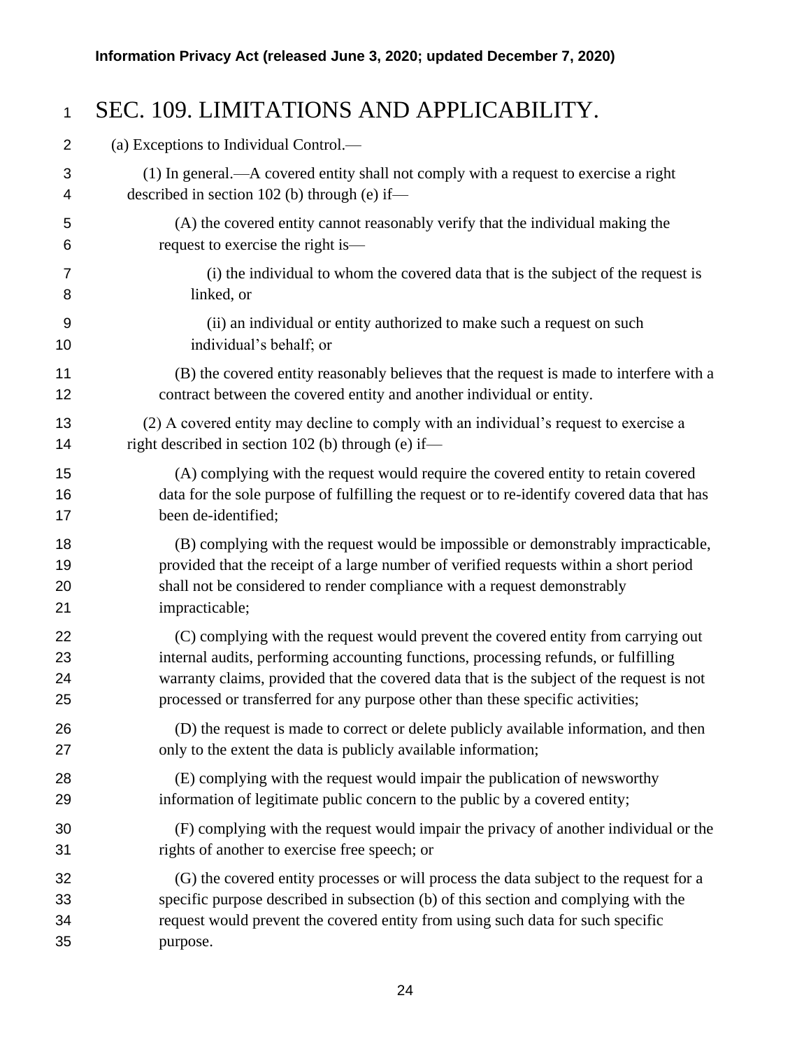# SEC. 109. LIMITATIONS AND APPLICABILITY.

(a) Exceptions to Individual Control.—

(1) In general.—A covered entity shall not comply with a request to exercise a right described in section 102 (b) through (e) if—

(A) the covered entity cannot reasonably verify that the individual making the request to exercise the right is—

(i) the individual to whom the covered data that is the subject of the request is linked, or

(ii) an individual or entity authorized to make such a request on such individual's behalf; or

(B) the covered entity reasonably believes that the request is made to interfere with a contract between the covered entity and another individual or entity.

(2) A covered entity may decline to comply with an individual's request to exercise a right described in section 102 (b) through (e) if—

(A) complying with the request would require the covered entity to retain covered data for the sole purpose of fulfilling the request or to re-identify covered data that has been de-identified;

(B) complying with the request would be impossible or demonstrably impracticable, provided that the receipt of a large number of verified requests within a short period shall not be considered to render compliance with a request demonstrably impracticable;

(C) complying with the request would prevent the covered entity from carrying out internal audits, performing accounting functions, processing refunds, or fulfilling warranty claims, provided that the covered data that is the subject of the request is not processed or transferred for any purpose other than these specific activities;

(D) the request is made to correct or delete publicly available information, and then only to the extent the data is publicly available information;

(E) complying with the request would impair the publication of newsworthy information of legitimate public concern to the public by a covered entity;

(F) complying with the request would impair the privacy of another individual or the rights of another to exercise free speech; or

(G) the covered entity processes or will process the data subject to the request for a specific purpose described in subsection (b) of this section and complying with the request would prevent the covered entity from using such data for such specific purpose.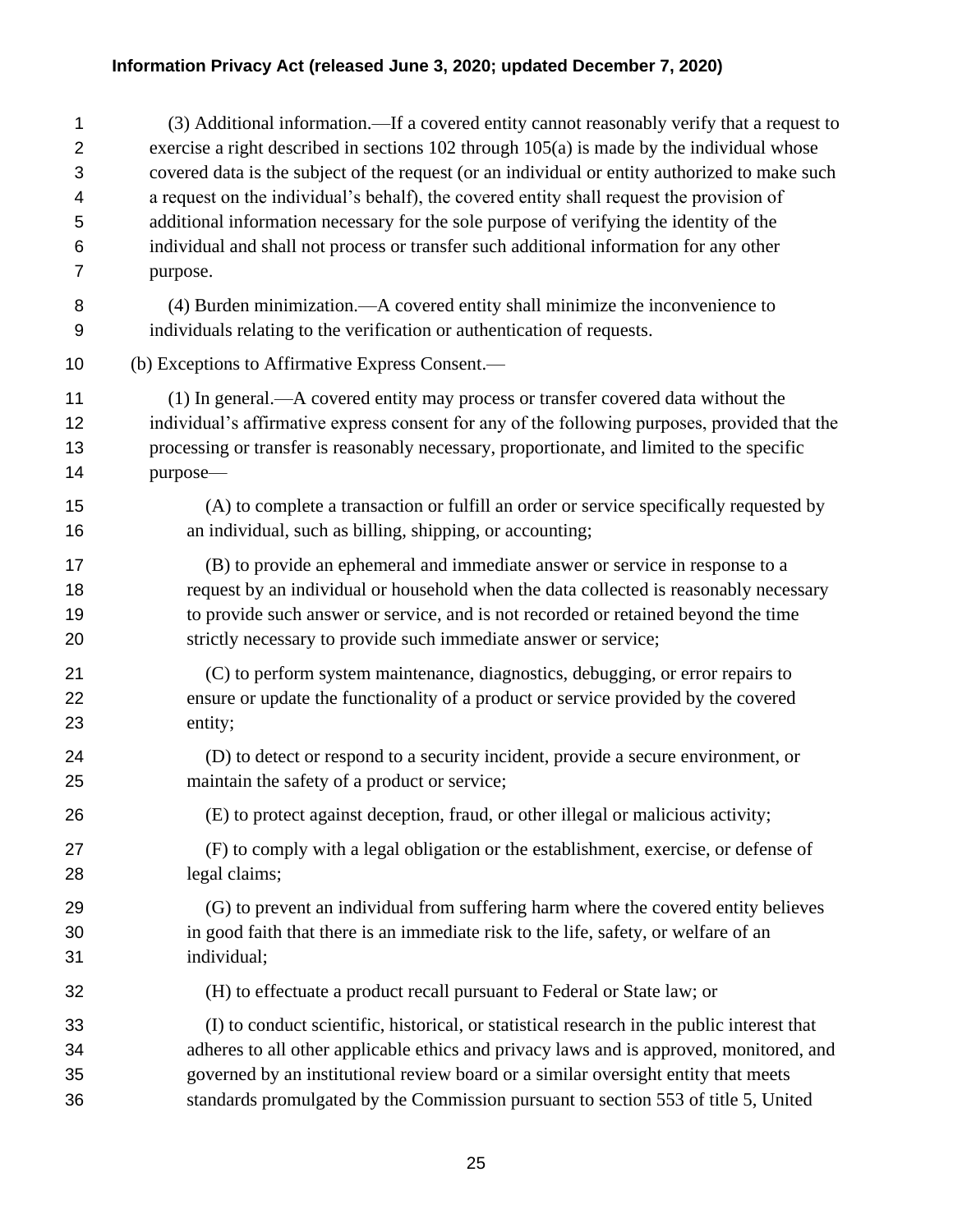(3) Additional information.—If a covered entity cannot reasonably verify that a request to exercise a right described in sections 102 through 105(a) is made by the individual whose covered data is the subject of the request (or an individual or entity authorized to make such a request on the individual's behalf), the covered entity shall request the provision of additional information necessary for the sole purpose of verifying the identity of the individual and shall not process or transfer such additional information for any other purpose.

(4) Burden minimization.—A covered entity shall minimize the inconvenience to individuals relating to the verification or authentication of requests.

(b) Exceptions to Affirmative Express Consent.—

(1) In general.—A covered entity may process or transfer covered data without the individual's affirmative express consent for any of the following purposes, provided that the processing or transfer is reasonably necessary, proportionate, and limited to the specific purpose—

(A) to complete a transaction or fulfill an order or service specifically requested by an individual, such as billing, shipping, or accounting;

(B) to provide an ephemeral and immediate answer or service in response to a request by an individual or household when the data collected is reasonably necessary to provide such answer or service, and is not recorded or retained beyond the time strictly necessary to provide such immediate answer or service;

(C) to perform system maintenance, diagnostics, debugging, or error repairs to ensure or update the functionality of a product or service provided by the covered entity;

(D) to detect or respond to a security incident, provide a secure environment, or maintain the safety of a product or service;

(E) to protect against deception, fraud, or other illegal or malicious activity;

(F) to comply with a legal obligation or the establishment, exercise, or defense of legal claims;

(G) to prevent an individual from suffering harm where the covered entity believes in good faith that there is an immediate risk to the life, safety, or welfare of an individual;

(H) to effectuate a product recall pursuant to Federal or State law; or

(I) to conduct scientific, historical, or statistical research in the public interest that adheres to all other applicable ethics and privacy laws and is approved, monitored, and governed by an institutional review board or a similar oversight entity that meets standards promulgated by the Commission pursuant to section 553 of title 5, United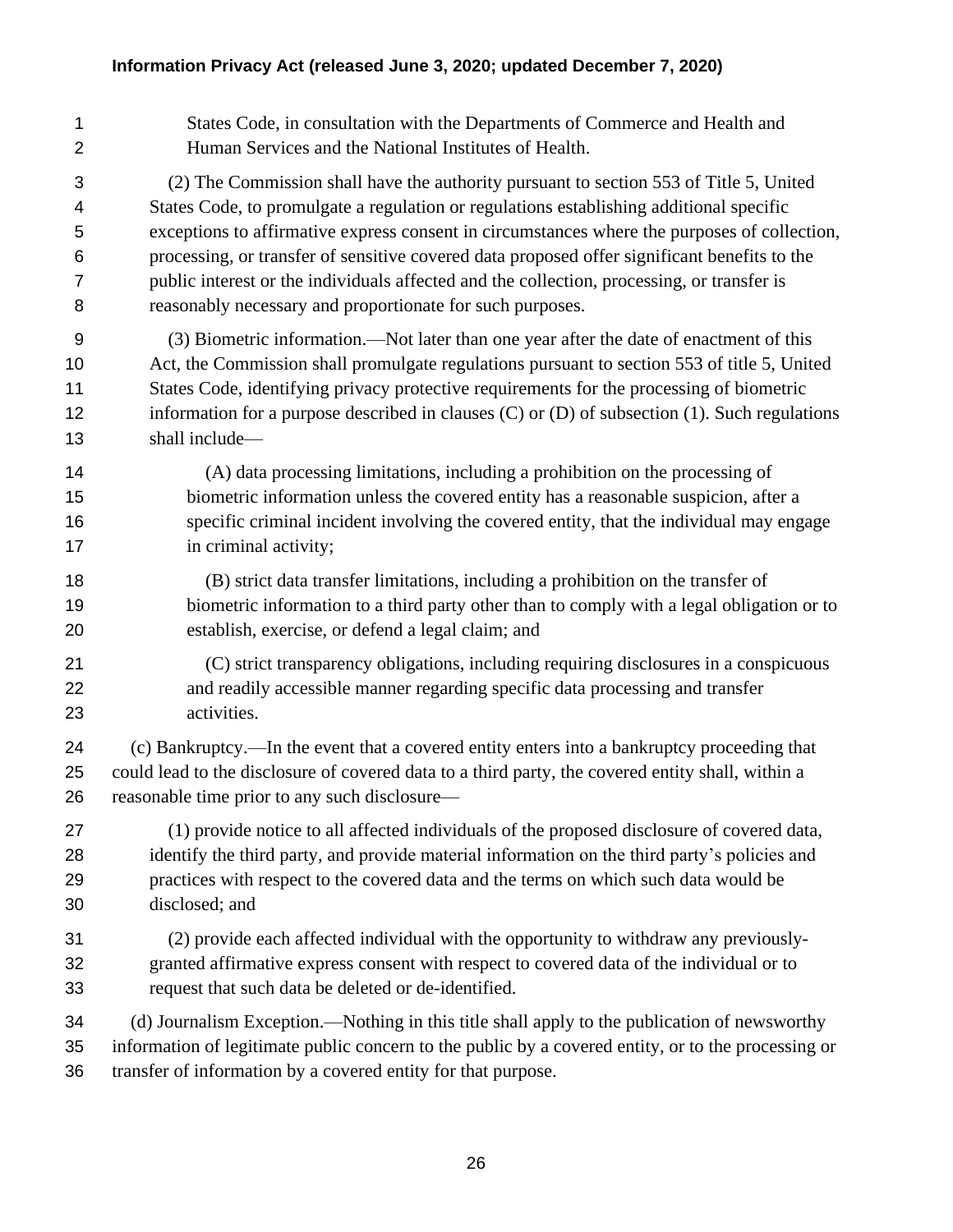States Code, in consultation with the Departments of Commerce and Health and Human Services and the National Institutes of Health.

(2) The Commission shall have the authority pursuant to section 553 of Title 5, United States Code, to promulgate a regulation or regulations establishing additional specific exceptions to affirmative express consent in circumstances where the purposes of collection, processing, or transfer of sensitive covered data proposed offer significant benefits to the public interest or the individuals affected and the collection, processing, or transfer is reasonably necessary and proportionate for such purposes.

(3) Biometric information.—Not later than one year after the date of enactment of this Act, the Commission shall promulgate regulations pursuant to section 553 of title 5, United States Code, identifying privacy protective requirements for the processing of biometric information for a purpose described in clauses (C) or (D) of subsection (1). Such regulations shall include—

(A) data processing limitations, including a prohibition on the processing of biometric information unless the covered entity has a reasonable suspicion, after a specific criminal incident involving the covered entity, that the individual may engage in criminal activity;

(B) strict data transfer limitations, including a prohibition on the transfer of biometric information to a third party other than to comply with a legal obligation or to establish, exercise, or defend a legal claim; and

(C) strict transparency obligations, including requiring disclosures in a conspicuous and readily accessible manner regarding specific data processing and transfer activities.

(c) Bankruptcy.—In the event that a covered entity enters into a bankruptcy proceeding that could lead to the disclosure of covered data to a third party, the covered entity shall, within a reasonable time prior to any such disclosure—

(1) provide notice to all affected individuals of the proposed disclosure of covered data, identify the third party, and provide material information on the third party's policies and practices with respect to the covered data and the terms on which such data would be disclosed; and

(2) provide each affected individual with the opportunity to withdraw any previously-granted affirmative express consent with respect to covered data of the individual or to request that such data be deleted or de-identified.

(d) Journalism Exception.—Nothing in this title shall apply to the publication of newsworthy information of legitimate public concern to the public by a covered entity, or to the processing or transfer of information by a covered entity for that purpose.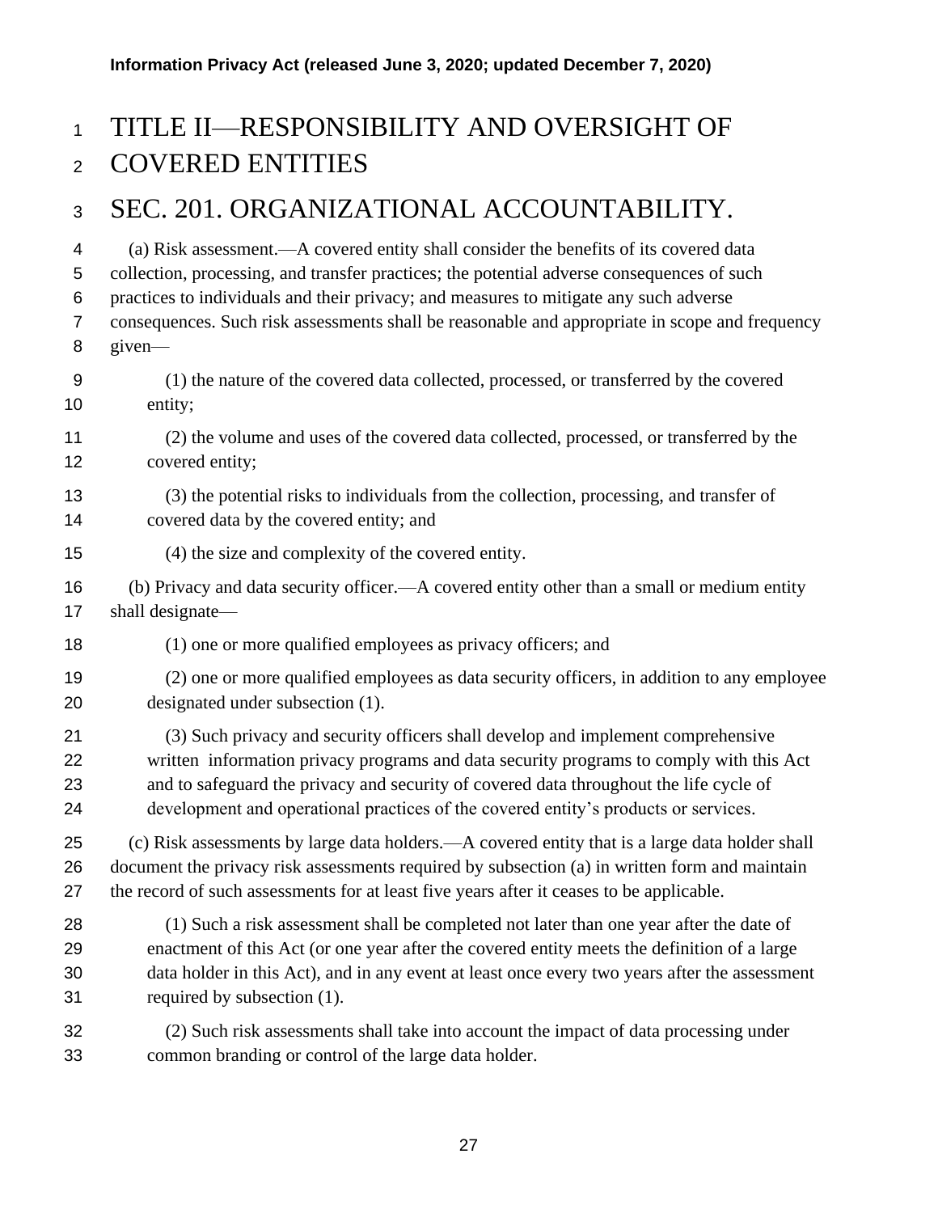# TITLE II—RESPONSIBILITY AND OVERSIGHT OF COVERED ENTITIES

## SEC. 201. ORGANIZATIONAL ACCOUNTABILITY.

(a) Risk assessment.—A covered entity shall consider the benefits of its covered data collection, processing, and transfer practices; the potential adverse consequences of such practices to individuals and their privacy; and measures to mitigate any such adverse consequences. Such risk assessments shall be reasonable and appropriate in scope and frequency given—

(1) the nature of the covered data collected, processed, or transferred by the covered entity;

(2) the volume and uses of the covered data collected, processed, or transferred by the covered entity;

(3) the potential risks to individuals from the collection, processing, and transfer of covered data by the covered entity; and

(4) the size and complexity of the covered entity.

(b) Privacy and data security officer.—A covered entity other than a small or medium entity shall designate—

(1) one or more qualified employees as privacy officers; and

(2) one or more qualified employees as data security officers, in addition to any employee designated under subsection (1).

(3) Such privacy and security officers shall develop and implement comprehensive written information privacy programs and data security programs to comply with this Act and to safeguard the privacy and security of covered data throughout the life cycle of development and operational practices of the covered entity's products or services.

(c) Risk assessments by large data holders.—A covered entity that is a large data holder shall document the privacy risk assessments required by subsection (a) in written form and maintain the record of such assessments for at least five years after it ceases to be applicable.

(1) Such a risk assessment shall be completed not later than one year after the date of enactment of this Act (or one year after the covered entity meets the definition of a large data holder in this Act), and in any event at least once every two years after the assessment required by subsection (1).

(2) Such risk assessments shall take into account the impact of data processing under common branding or control of the large data holder.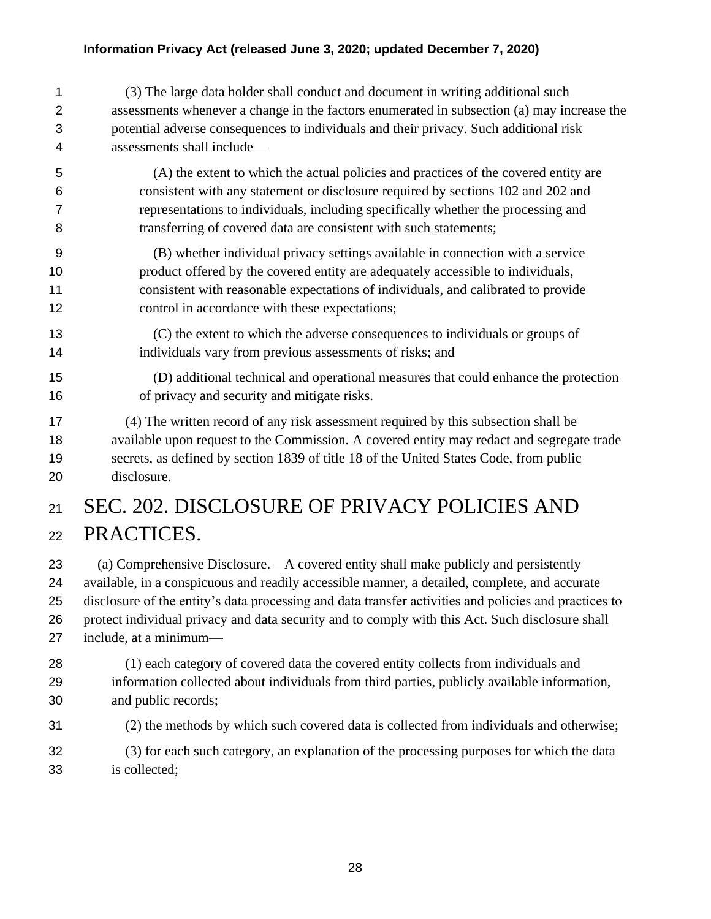(3) The large data holder shall conduct and document in writing additional such assessments whenever a change in the factors enumerated in subsection (a) may increase the potential adverse consequences to individuals and their privacy. Such additional risk assessments shall include—

(A) the extent to which the actual policies and practices of the covered entity are consistent with any statement or disclosure required by sections 102 and 202 and representations to individuals, including specifically whether the processing and transferring of covered data are consistent with such statements;

(B) whether individual privacy settings available in connection with a service product offered by the covered entity are adequately accessible to individuals, consistent with reasonable expectations of individuals, and calibrated to provide control in accordance with these expectations;

(C) the extent to which the adverse consequences to individuals or groups of individuals vary from previous assessments of risks; and

(D) additional technical and operational measures that could enhance the protection of privacy and security and mitigate risks.

(4) The written record of any risk assessment required by this subsection shall be available upon request to the Commission. A covered entity may redact and segregate trade secrets, as defined by section 1839 of title 18 of the United States Code, from public disclosure.

# SEC. 202. DISCLOSURE OF PRIVACY POLICIES AND PRACTICES.

(a) Comprehensive Disclosure.—A covered entity shall make publicly and persistently available, in a conspicuous and readily accessible manner, a detailed, complete, and accurate disclosure of the entity's data processing and data transfer activities and policies and practices to protect individual privacy and data security and to comply with this Act. Such disclosure shall include, at a minimum—

(1) each category of covered data the covered entity collects from individuals and information collected about individuals from third parties, publicly available information, and public records;

(2) the methods by which such covered data is collected from individuals and otherwise;

(3) for each such category, an explanation of the processing purposes for which the data is collected;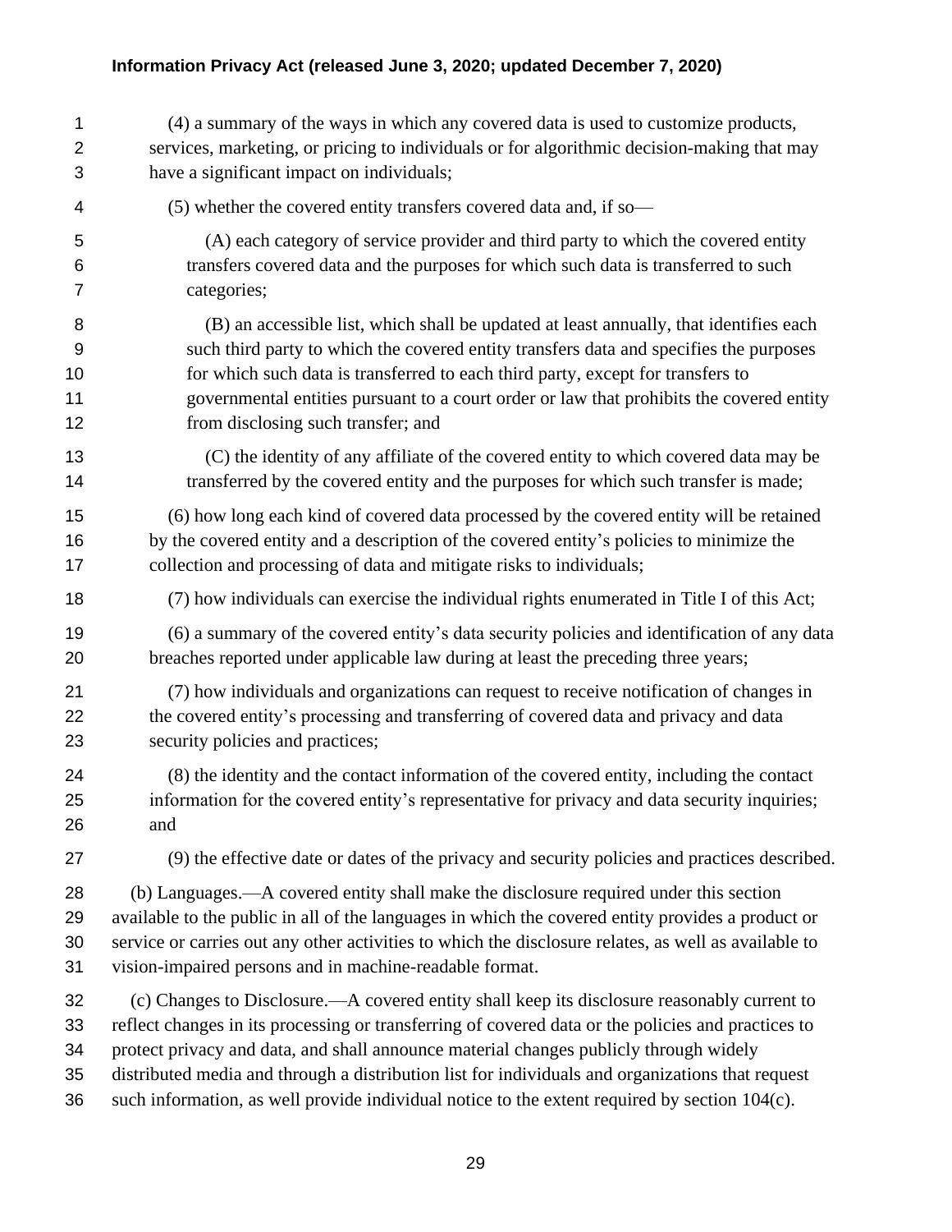(4) a summary of the ways in which any covered data is used to customize products, services, marketing, or pricing to individuals or for algorithmic decision-making that may have a significant impact on individuals;

(5) whether the covered entity transfers covered data and, if so—

(A) each category of service provider and third party to which the covered entity transfers covered data and the purposes for which such data is transferred to such categories;

(B) an accessible list, which shall be updated at least annually, that identifies each such third party to which the covered entity transfers data and specifies the purposes for which such data is transferred to each third party, except for transfers to governmental entities pursuant to a court order or law that prohibits the covered entity from disclosing such transfer; and

(C) the identity of any affiliate of the covered entity to which covered data may be transferred by the covered entity and the purposes for which such transfer is made;

(6) how long each kind of covered data processed by the covered entity will be retained by the covered entity and a description of the covered entity's policies to minimize the collection and processing of data and mitigate risks to individuals;

(7) how individuals can exercise the individual rights enumerated in Title I of this Act;

(6) a summary of the covered entity's data security policies and identification of any data breaches reported under applicable law during at least the preceding three years;

(7) how individuals and organizations can request to receive notification of changes in the covered entity's processing and transferring of covered data and privacy and data security policies and practices;

(8) the identity and the contact information of the covered entity, including the contact information for the covered entity's representative for privacy and data security inquiries; and

(9) the effective date or dates of the privacy and security policies and practices described.

(b) Languages.—A covered entity shall make the disclosure required under this section available to the public in all of the languages in which the covered entity provides a product or service or carries out any other activities to which the disclosure relates, as well as available to vision-impaired persons and in machine-readable format.

(c) Changes to Disclosure.—A covered entity shall keep its disclosure reasonably current to reflect changes in its processing or transferring of covered data or the policies and practices to protect privacy and data, and shall announce material changes publicly through widely distributed media and through a distribution list for individuals and organizations that request such information, as well provide individual notice to the extent required by section 104(c).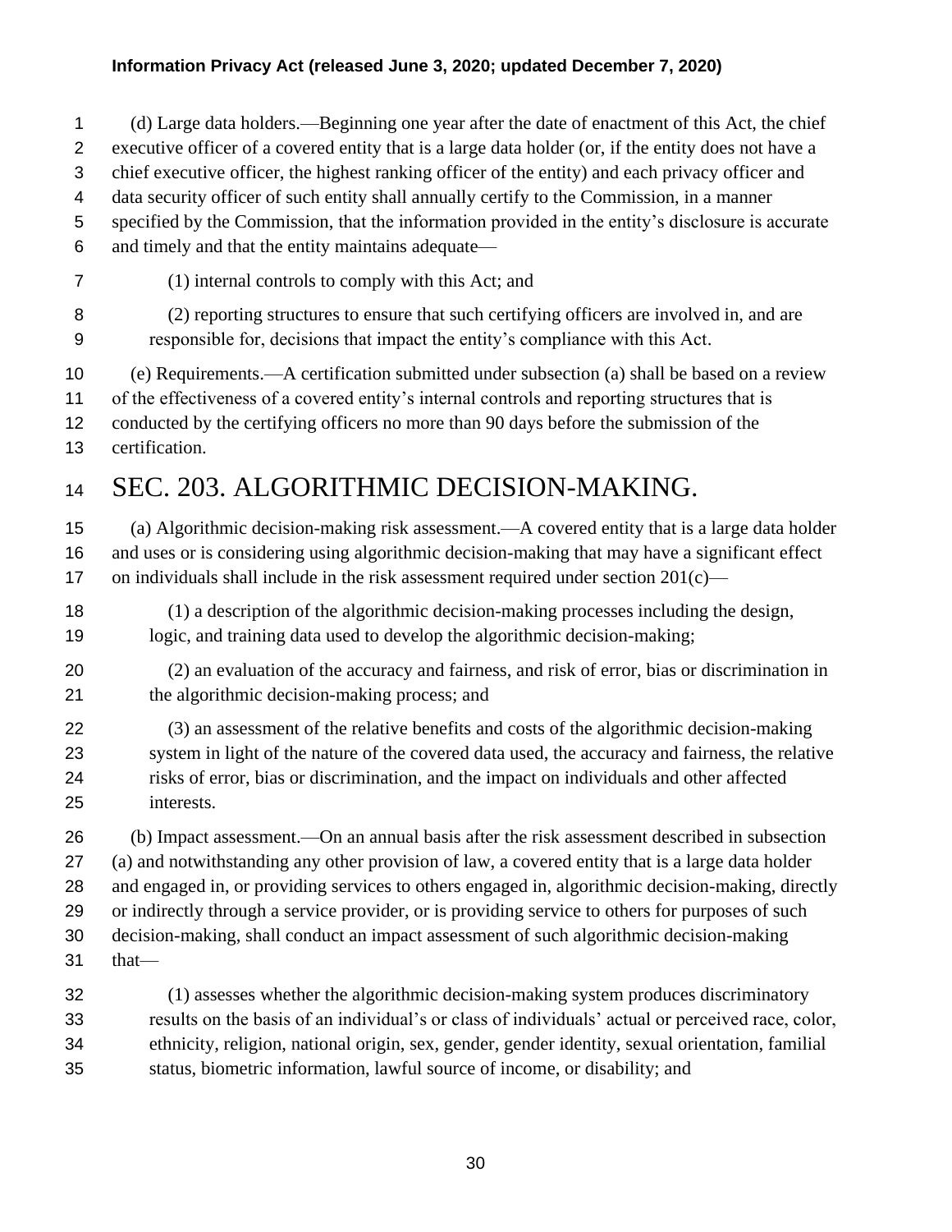(d) Large data holders.—Beginning one year after the date of enactment of this Act, the chief executive officer of a covered entity that is a large data holder (or, if the entity does not have a chief executive officer, the highest ranking officer of the entity) and each privacy officer and data security officer of such entity shall annually certify to the Commission, in a manner specified by the Commission, that the information provided in the entity's disclosure is accurate and timely and that the entity maintains adequate—

(1) internal controls to comply with this Act; and

(2) reporting structures to ensure that such certifying officers are involved in, and are responsible for, decisions that impact the entity's compliance with this Act.

(e) Requirements.—A certification submitted under subsection (a) shall be based on a review of the effectiveness of a covered entity's internal controls and reporting structures that is conducted by the certifying officers no more than 90 days before the submission of the certification.

# SEC. 203. ALGORITHMIC DECISION-MAKING.

(a) Algorithmic decision-making risk assessment.—A covered entity that is a large data holder and uses or is considering using algorithmic decision-making that may have a significant effect on individuals shall include in the risk assessment required under section 201(c)—

(1) a description of the algorithmic decision-making processes including the design, logic, and training data used to develop the algorithmic decision-making;

(2) an evaluation of the accuracy and fairness, and risk of error, bias or discrimination in the algorithmic decision-making process; and

(3) an assessment of the relative benefits and costs of the algorithmic decision-making system in light of the nature of the covered data used, the accuracy and fairness, the relative risks of error, bias or discrimination, and the impact on individuals and other affected interests.

(b) Impact assessment.—On an annual basis after the risk assessment described in subsection (a) and notwithstanding any other provision of law, a covered entity that is a large data holder and engaged in, or providing services to others engaged in, algorithmic decision-making, directly or indirectly through a service provider, or is providing service to others for purposes of such decision-making, shall conduct an impact assessment of such algorithmic decision-making that—

(1) assesses whether the algorithmic decision-making system produces discriminatory results on the basis of an individual's or class of individuals' actual or perceived race, color, ethnicity, religion, national origin, sex, gender, gender identity, sexual orientation, familial status, biometric information, lawful source of income, or disability; and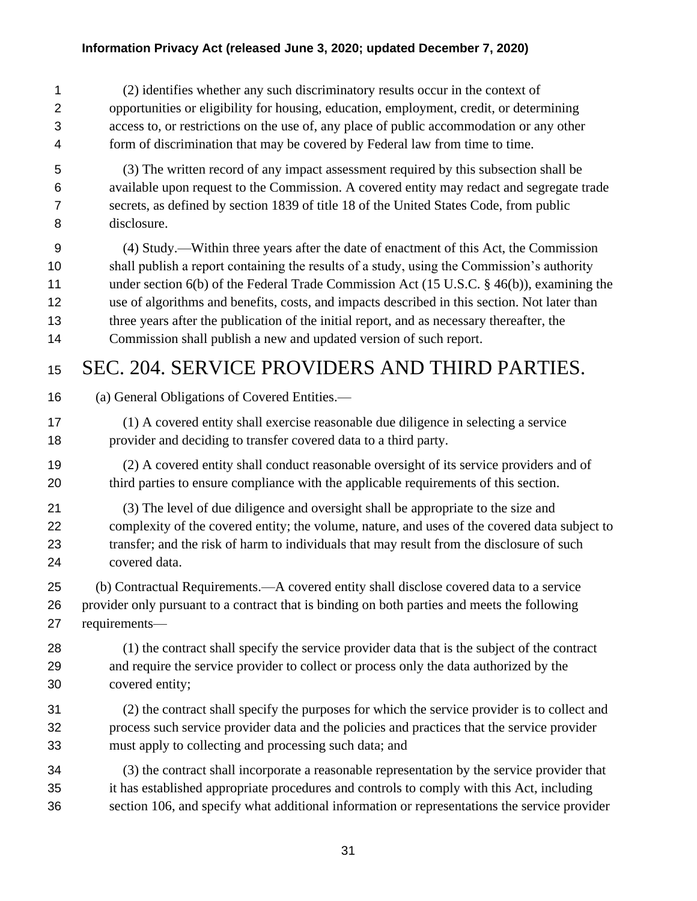(2) identifies whether any such discriminatory results occur in the context of opportunities or eligibility for housing, education, employment, credit, or determining access to, or restrictions on the use of, any place of public accommodation or any other form of discrimination that may be covered by Federal law from time to time.

(3) The written record of any impact assessment required by this subsection shall be available upon request to the Commission. A covered entity may redact and segregate trade secrets, as defined by section 1839 of title 18 of the United States Code, from public disclosure.

(4) Study.—Within three years after the date of enactment of this Act, the Commission shall publish a report containing the results of a study, using the Commission's authority under section 6(b) of the Federal Trade Commission Act (15 U.S.C. § 46(b)), examining the use of algorithms and benefits, costs, and impacts described in this section. Not later than three years after the publication of the initial report, and as necessary thereafter, the Commission shall publish a new and updated version of such report.

# SEC. 204. SERVICE PROVIDERS AND THIRD PARTIES.

(a) General Obligations of Covered Entities.—

(1) A covered entity shall exercise reasonable due diligence in selecting a service provider and deciding to transfer covered data to a third party.

(2) A covered entity shall conduct reasonable oversight of its service providers and of third parties to ensure compliance with the applicable requirements of this section.

(3) The level of due diligence and oversight shall be appropriate to the size and complexity of the covered entity; the volume, nature, and uses of the covered data subject to transfer; and the risk of harm to individuals that may result from the disclosure of such covered data.

(b) Contractual Requirements.—A covered entity shall disclose covered data to a service provider only pursuant to a contract that is binding on both parties and meets the following requirements—

(1) the contract shall specify the service provider data that is the subject of the contract and require the service provider to collect or process only the data authorized by the covered entity;

(2) the contract shall specify the purposes for which the service provider is to collect and process such service provider data and the policies and practices that the service provider must apply to collecting and processing such data; and

(3) the contract shall incorporate a reasonable representation by the service provider that it has established appropriate procedures and controls to comply with this Act, including section 106, and specify what additional information or representations the service provider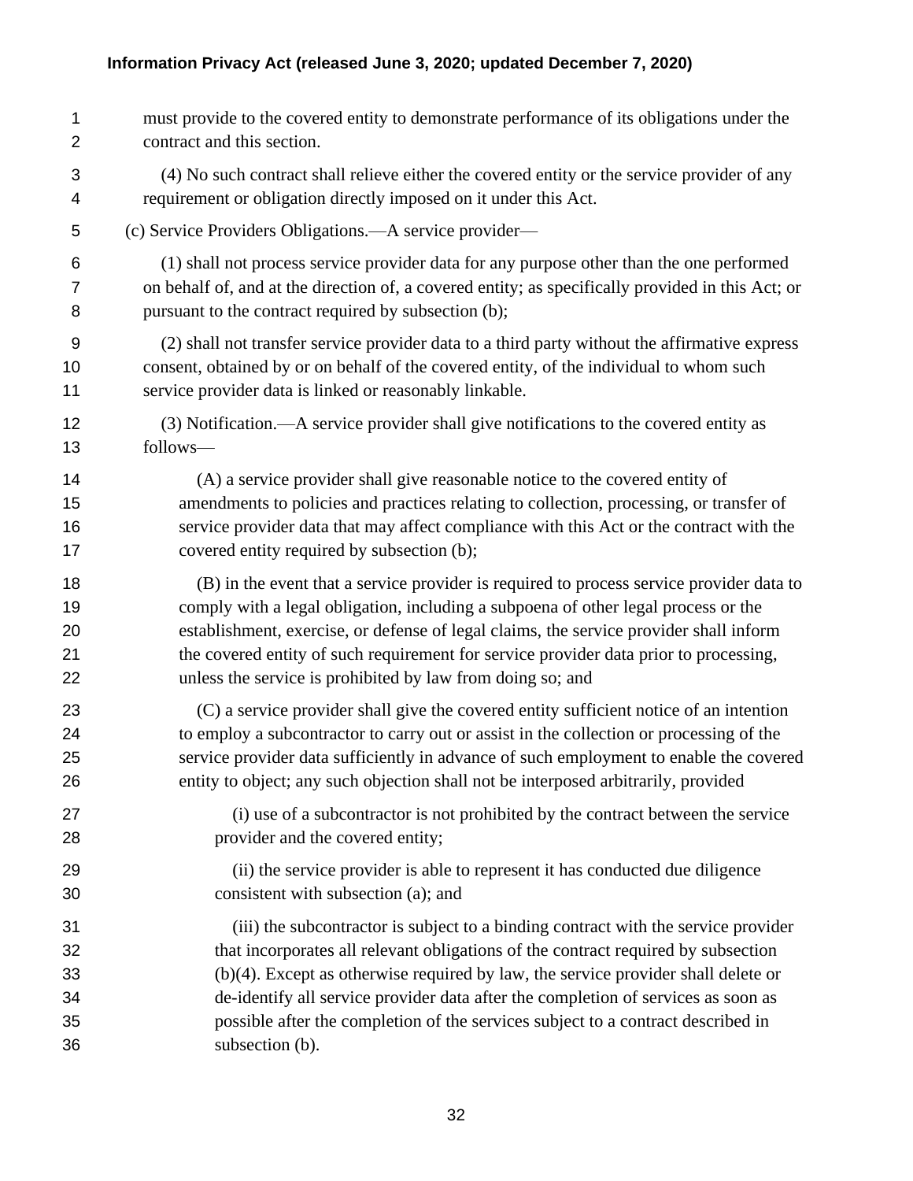must provide to the covered entity to demonstrate performance of its obligations under the contract and this section.

(4) No such contract shall relieve either the covered entity or the service provider of any requirement or obligation directly imposed on it under this Act.

(c) Service Providers Obligations.—A service provider—

(1) shall not process service provider data for any purpose other than the one performed on behalf of, and at the direction of, a covered entity; as specifically provided in this Act; or pursuant to the contract required by subsection (b);

(2) shall not transfer service provider data to a third party without the affirmative express consent, obtained by or on behalf of the covered entity, of the individual to whom such service provider data is linked or reasonably linkable.

(3) Notification.—A service provider shall give notifications to the covered entity as follows—

(A) a service provider shall give reasonable notice to the covered entity of amendments to policies and practices relating to collection, processing, or transfer of service provider data that may affect compliance with this Act or the contract with the covered entity required by subsection (b);

(B) in the event that a service provider is required to process service provider data to comply with a legal obligation, including a subpoena of other legal process or the establishment, exercise, or defense of legal claims, the service provider shall inform the covered entity of such requirement for service provider data prior to processing, unless the service is prohibited by law from doing so; and

(C) a service provider shall give the covered entity sufficient notice of an intention to employ a subcontractor to carry out or assist in the collection or processing of the service provider data sufficiently in advance of such employment to enable the covered entity to object; any such objection shall not be interposed arbitrarily, provided

(i) use of a subcontractor is not prohibited by the contract between the service provider and the covered entity;

(ii) the service provider is able to represent it has conducted due diligence consistent with subsection (a); and

(iii) the subcontractor is subject to a binding contract with the service provider that incorporates all relevant obligations of the contract required by subsection (b)(4). Except as otherwise required by law, the service provider shall delete or de-identify all service provider data after the completion of services as soon as possible after the completion of the services subject to a contract described in subsection (b).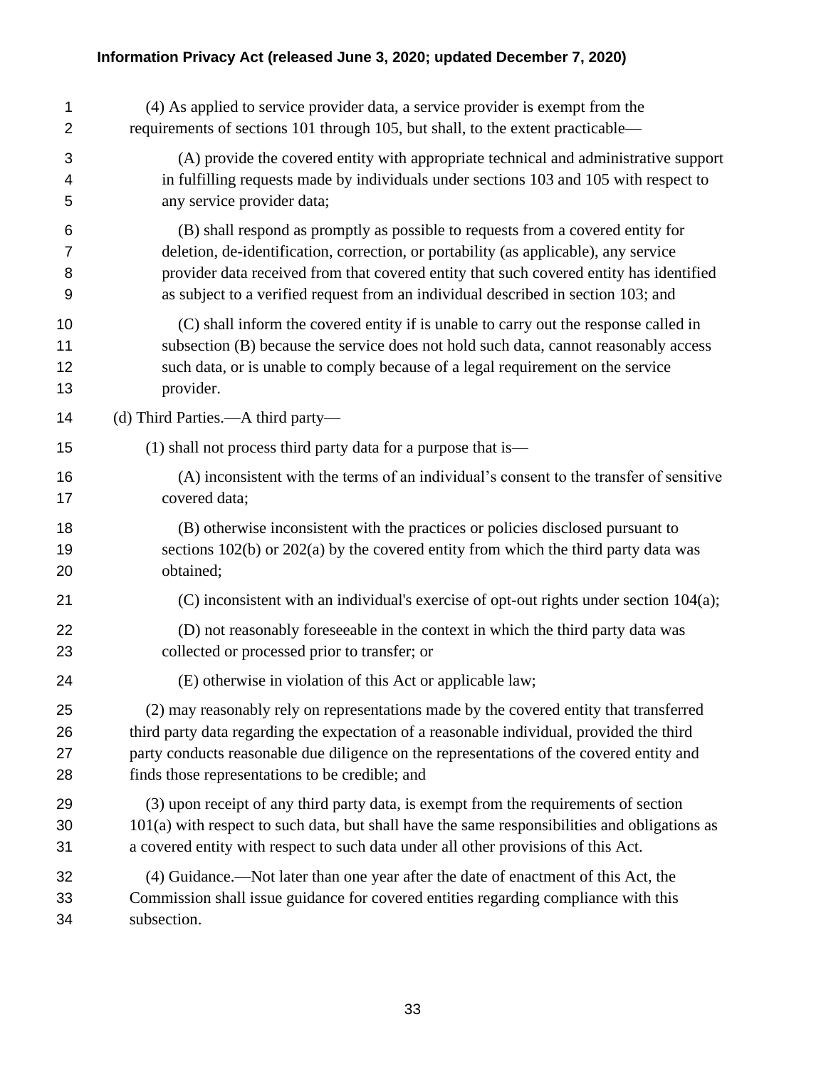(4) As applied to service provider data, a service provider is exempt from the requirements of sections 101 through 105, but shall, to the extent practicable—

(A) provide the covered entity with appropriate technical and administrative support in fulfilling requests made by individuals under sections 103 and 105 with respect to any service provider data;

(B) shall respond as promptly as possible to requests from a covered entity for deletion, de-identification, correction, or portability (as applicable), any service provider data received from that covered entity that such covered entity has identified as subject to a verified request from an individual described in section 103; and

(C) shall inform the covered entity if is unable to carry out the response called in subsection (B) because the service does not hold such data, cannot reasonably access such data, or is unable to comply because of a legal requirement on the service provider.

(d) Third Parties.—A third party—

(1) shall not process third party data for a purpose that is—

(A) inconsistent with the terms of an individual's consent to the transfer of sensitive covered data;

(B) otherwise inconsistent with the practices or policies disclosed pursuant to sections 102(b) or 202(a) by the covered entity from which the third party data was obtained;

(C) inconsistent with an individual's exercise of opt-out rights under section 104(a);

(D) not reasonably foreseeable in the context in which the third party data was collected or processed prior to transfer; or

(E) otherwise in violation of this Act or applicable law;

(2) may reasonably rely on representations made by the covered entity that transferred third party data regarding the expectation of a reasonable individual, provided the third party conducts reasonable due diligence on the representations of the covered entity and finds those representations to be credible; and

(3) upon receipt of any third party data, is exempt from the requirements of section 101(a) with respect to such data, but shall have the same responsibilities and obligations as a covered entity with respect to such data under all other provisions of this Act.

(4) Guidance.—Not later than one year after the date of enactment of this Act, the Commission shall issue guidance for covered entities regarding compliance with this subsection.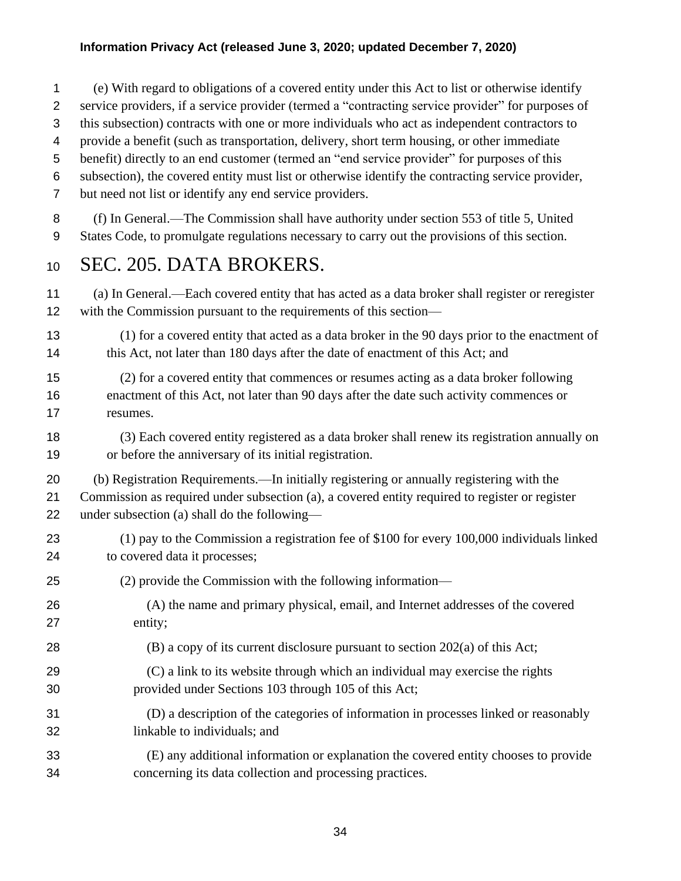(e) With regard to obligations of a covered entity under this Act to list or otherwise identify service providers, if a service provider (termed a "contracting service provider" for purposes of this subsection) contracts with one or more individuals who act as independent contractors to provide a benefit (such as transportation, delivery, short term housing, or other immediate benefit) directly to an end customer (termed an "end service provider" for purposes of this subsection), the covered entity must list or otherwise identify the contracting service provider, but need not list or identify any end service providers.

(f) In General.—The Commission shall have authority under section 553 of title 5, United States Code, to promulgate regulations necessary to carry out the provisions of this section.

# SEC. 205. DATA BROKERS.

(a) In General.—Each covered entity that has acted as a data broker shall register or reregister with the Commission pursuant to the requirements of this section—

(1) for a covered entity that acted as a data broker in the 90 days prior to the enactment of this Act, not later than 180 days after the date of enactment of this Act; and

(2) for a covered entity that commences or resumes acting as a data broker following enactment of this Act, not later than 90 days after the date such activity commences or resumes.

(3) Each covered entity registered as a data broker shall renew its registration annually on or before the anniversary of its initial registration.

(b) Registration Requirements.—In initially registering or annually registering with the Commission as required under subsection (a), a covered entity required to register or register under subsection (a) shall do the following—

(1) pay to the Commission a registration fee of $100 for every 100,000 individuals linked to covered data it processes;

(2) provide the Commission with the following information—

(A) the name and primary physical, email, and Internet addresses of the covered entity;

(B) a copy of its current disclosure pursuant to section 202(a) of this Act;

(C) a link to its website through which an individual may exercise the rights provided under Sections 103 through 105 of this Act;

(D) a description of the categories of information in processes linked or reasonably linkable to individuals; and

(E) any additional information or explanation the covered entity chooses to provide concerning its data collection and processing practices.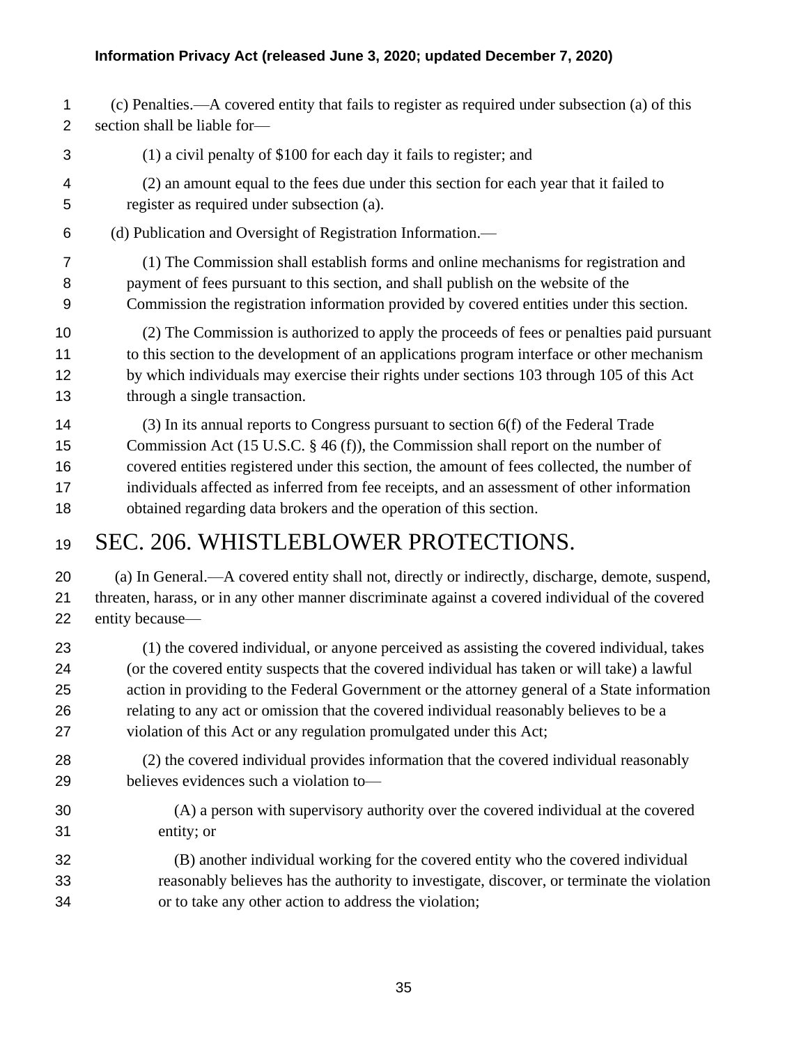(c) Penalties.—A covered entity that fails to register as required under subsection (a) of this section shall be liable for—

(1) a civil penalty of $100 for each day it fails to register; and

(2) an amount equal to the fees due under this section for each year that it failed to register as required under subsection (a).

(d) Publication and Oversight of Registration Information.—

(1) The Commission shall establish forms and online mechanisms for registration and payment of fees pursuant to this section, and shall publish on the website of the Commission the registration information provided by covered entities under this section.

(2) The Commission is authorized to apply the proceeds of fees or penalties paid pursuant to this section to the development of an applications program interface or other mechanism by which individuals may exercise their rights under sections 103 through 105 of this Act through a single transaction.

(3) In its annual reports to Congress pursuant to section 6(f) of the Federal Trade Commission Act (15 U.S.C. § 46 (f)), the Commission shall report on the number of covered entities registered under this section, the amount of fees collected, the number of individuals affected as inferred from fee receipts, and an assessment of other information obtained regarding data brokers and the operation of this section.

# SEC. 206. WHISTLEBLOWER PROTECTIONS.

(a) In General.—A covered entity shall not, directly or indirectly, discharge, demote, suspend, threaten, harass, or in any other manner discriminate against a covered individual of the covered entity because—

(1) the covered individual, or anyone perceived as assisting the covered individual, takes (or the covered entity suspects that the covered individual has taken or will take) a lawful action in providing to the Federal Government or the attorney general of a State information relating to any act or omission that the covered individual reasonably believes to be a violation of this Act or any regulation promulgated under this Act;

(2) the covered individual provides information that the covered individual reasonably believes evidences such a violation to—

(A) a person with supervisory authority over the covered individual at the covered entity; or

(B) another individual working for the covered entity who the covered individual reasonably believes has the authority to investigate, discover, or terminate the violation or to take any other action to address the violation;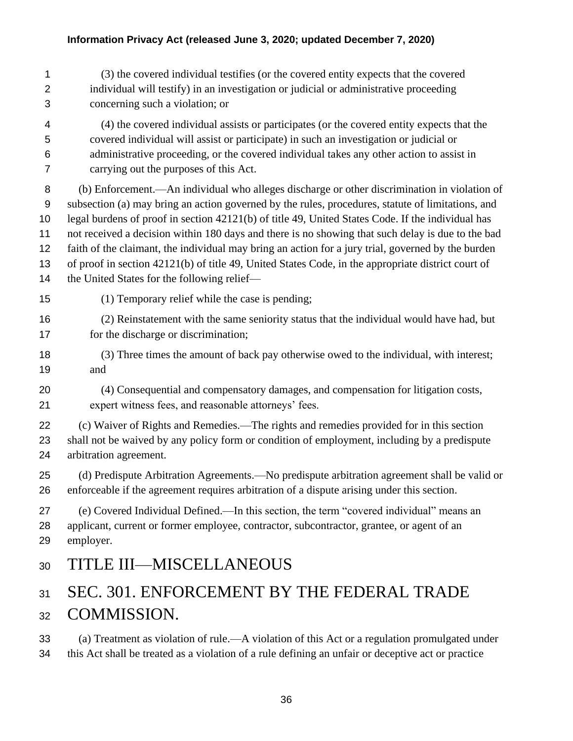(3) the covered individual testifies (or the covered entity expects that the covered individual will testify) in an investigation or judicial or administrative proceeding concerning such a violation; or

(4) the covered individual assists or participates (or the covered entity expects that the covered individual will assist or participate) in such an investigation or judicial or administrative proceeding, or the covered individual takes any other action to assist in carrying out the purposes of this Act.

(b) Enforcement.—An individual who alleges discharge or other discrimination in violation of subsection (a) may bring an action governed by the rules, procedures, statute of limitations, and legal burdens of proof in section 42121(b) of title 49, United States Code. If the individual has not received a decision within 180 days and there is no showing that such delay is due to the bad faith of the claimant, the individual may bring an action for a jury trial, governed by the burden of proof in section 42121(b) of title 49, United States Code, in the appropriate district court of the United States for the following relief—

(1) Temporary relief while the case is pending;

(2) Reinstatement with the same seniority status that the individual would have had, but for the discharge or discrimination;

(3) Three times the amount of back pay otherwise owed to the individual, with interest; and

(4) Consequential and compensatory damages, and compensation for litigation costs, expert witness fees, and reasonable attorneys' fees.

(c) Waiver of Rights and Remedies.—The rights and remedies provided for in this section shall not be waived by any policy form or condition of employment, including by a predispute arbitration agreement.

(d) Predispute Arbitration Agreements.—No predispute arbitration agreement shall be valid or enforceable if the agreement requires arbitration of a dispute arising under this section.

(e) Covered Individual Defined.—In this section, the term "covered individual" means an applicant, current or former employee, contractor, subcontractor, grantee, or agent of an employer.

# TITLE III—MISCELLANEOUS

## SEC. 301. ENFORCEMENT BY THE FEDERAL TRADE COMMISSION.

(a) Treatment as violation of rule.—A violation of this Act or a regulation promulgated under this Act shall be treated as a violation of a rule defining an unfair or deceptive act or practice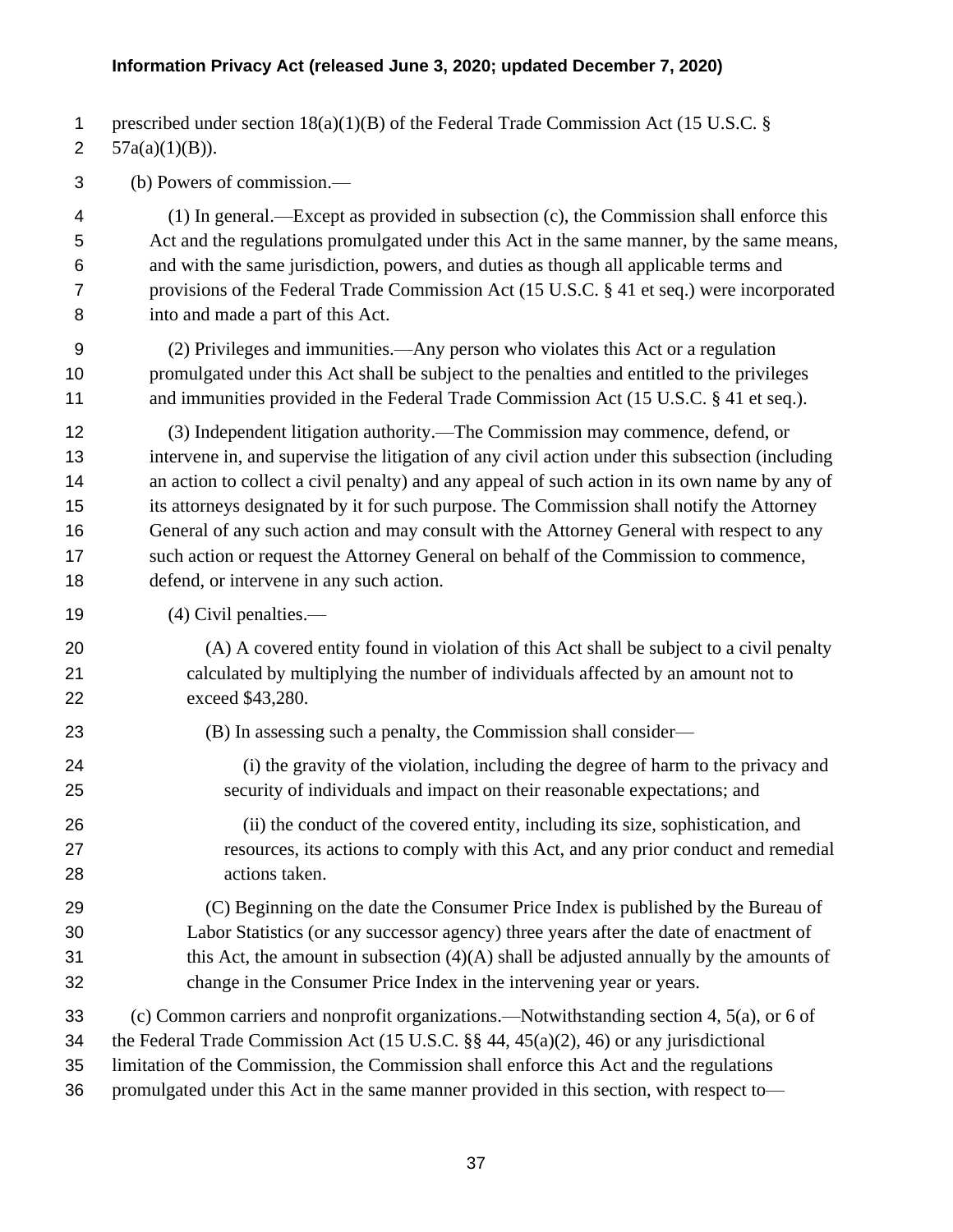prescribed under section 18(a)(1)(B) of the Federal Trade Commission Act (15 U.S.C. § 57a(a)(1)(B)).

(b) Powers of commission.—

(1) In general.—Except as provided in subsection (c), the Commission shall enforce this Act and the regulations promulgated under this Act in the same manner, by the same means, and with the same jurisdiction, powers, and duties as though all applicable terms and provisions of the Federal Trade Commission Act (15 U.S.C. § 41 et seq.) were incorporated into and made a part of this Act.

(2) Privileges and immunities.—Any person who violates this Act or a regulation promulgated under this Act shall be subject to the penalties and entitled to the privileges and immunities provided in the Federal Trade Commission Act (15 U.S.C. § 41 et seq.).

(3) Independent litigation authority.—The Commission may commence, defend, or intervene in, and supervise the litigation of any civil action under this subsection (including an action to collect a civil penalty) and any appeal of such action in its own name by any of its attorneys designated by it for such purpose. The Commission shall notify the Attorney General of any such action and may consult with the Attorney General with respect to any such action or request the Attorney General on behalf of the Commission to commence, defend, or intervene in any such action.

(4) Civil penalties.—

(A) A covered entity found in violation of this Act shall be subject to a civil penalty calculated by multiplying the number of individuals affected by an amount not to exceed $43,280.

(B) In assessing such a penalty, the Commission shall consider—

(i) the gravity of the violation, including the degree of harm to the privacy and security of individuals and impact on their reasonable expectations; and

(ii) the conduct of the covered entity, including its size, sophistication, and resources, its actions to comply with this Act, and any prior conduct and remedial actions taken.

(C) Beginning on the date the Consumer Price Index is published by the Bureau of Labor Statistics (or any successor agency) three years after the date of enactment of this Act, the amount in subsection (4)(A) shall be adjusted annually by the amounts of change in the Consumer Price Index in the intervening year or years.

(c) Common carriers and nonprofit organizations.—Notwithstanding section 4, 5(a), or 6 of the Federal Trade Commission Act (15 U.S.C. §§ 44, 45(a)(2), 46) or any jurisdictional limitation of the Commission, the Commission shall enforce this Act and the regulations promulgated under this Act in the same manner provided in this section, with respect to—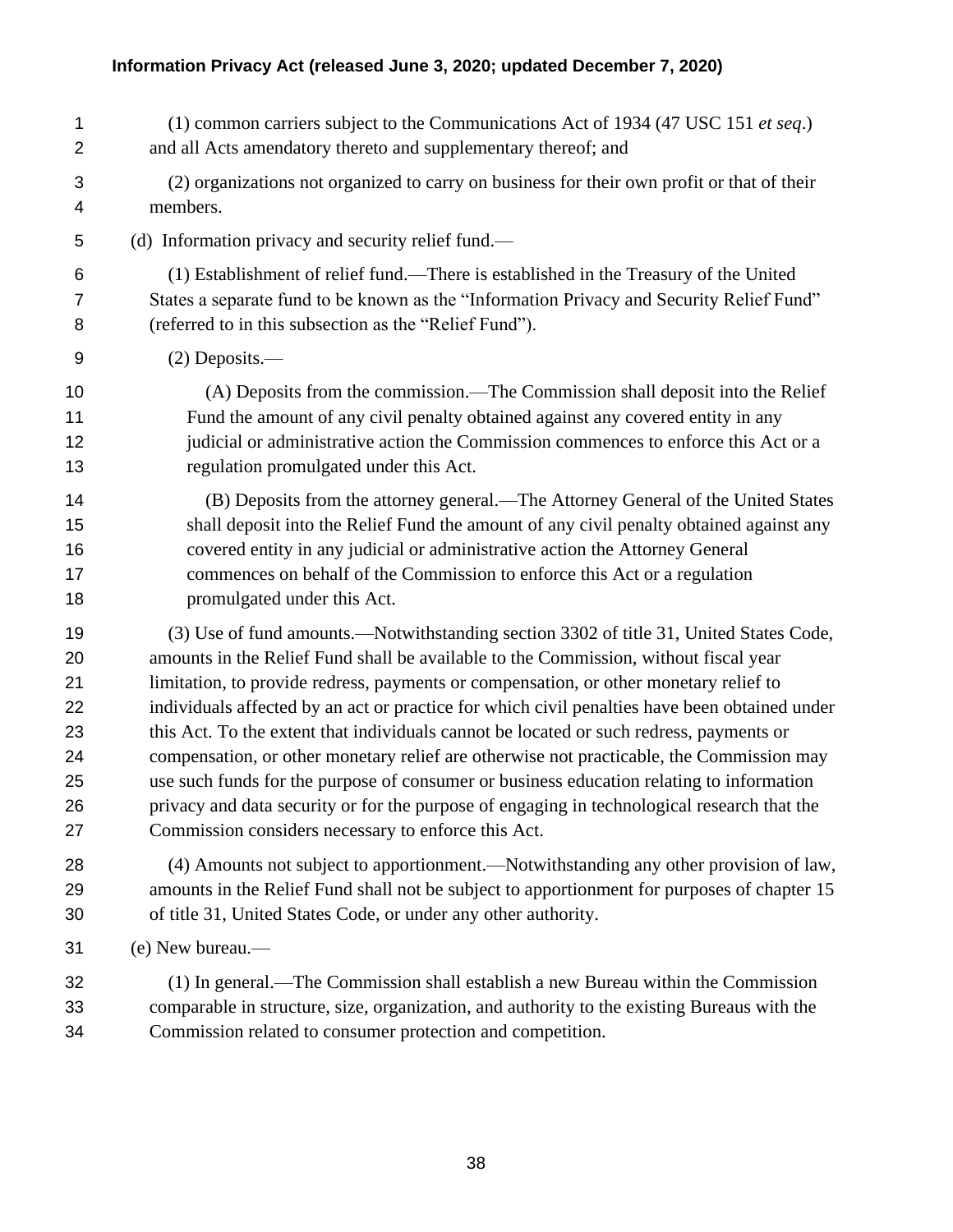(1) common carriers subject to the Communications Act of 1934 (47 USC 151 *et seq*.) and all Acts amendatory thereto and supplementary thereof; and

(2) organizations not organized to carry on business for their own profit or that of their members.

(d) Information privacy and security relief fund.—

(1) Establishment of relief fund.—There is established in the Treasury of the United States a separate fund to be known as the "Information Privacy and Security Relief Fund" (referred to in this subsection as the "Relief Fund").

(2) Deposits.—

(A) Deposits from the commission.—The Commission shall deposit into the Relief Fund the amount of any civil penalty obtained against any covered entity in any judicial or administrative action the Commission commences to enforce this Act or a regulation promulgated under this Act.

(B) Deposits from the attorney general.—The Attorney General of the United States shall deposit into the Relief Fund the amount of any civil penalty obtained against any covered entity in any judicial or administrative action the Attorney General commences on behalf of the Commission to enforce this Act or a regulation promulgated under this Act.

(3) Use of fund amounts.—Notwithstanding section 3302 of title 31, United States Code, amounts in the Relief Fund shall be available to the Commission, without fiscal year limitation, to provide redress, payments or compensation, or other monetary relief to individuals affected by an act or practice for which civil penalties have been obtained under this Act. To the extent that individuals cannot be located or such redress, payments or compensation, or other monetary relief are otherwise not practicable, the Commission may use such funds for the purpose of consumer or business education relating to information privacy and data security or for the purpose of engaging in technological research that the Commission considers necessary to enforce this Act.

(4) Amounts not subject to apportionment.—Notwithstanding any other provision of law, amounts in the Relief Fund shall not be subject to apportionment for purposes of chapter 15 of title 31, United States Code, or under any other authority.

(e) New bureau.—

(1) In general.—The Commission shall establish a new Bureau within the Commission comparable in structure, size, organization, and authority to the existing Bureaus with the Commission related to consumer protection and competition.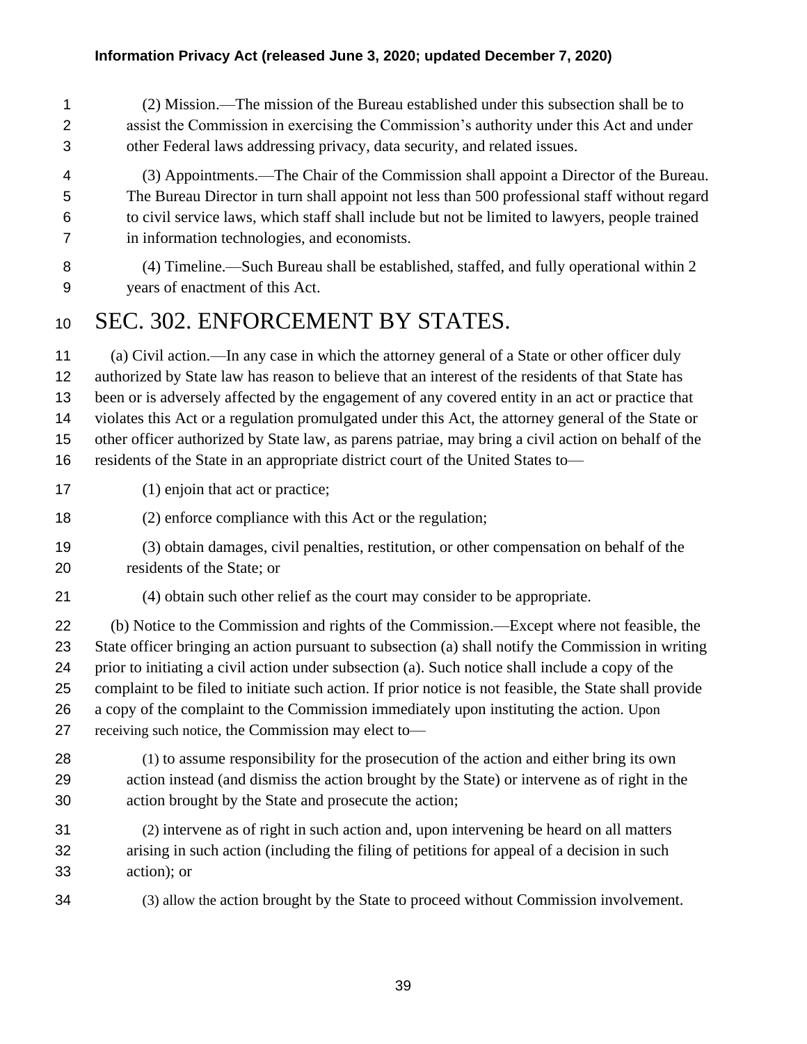(2) Mission.—The mission of the Bureau established under this subsection shall be to assist the Commission in exercising the Commission's authority under this Act and under other Federal laws addressing privacy, data security, and related issues.

(3) Appointments.—The Chair of the Commission shall appoint a Director of the Bureau. The Bureau Director in turn shall appoint not less than 500 professional staff without regard to civil service laws, which staff shall include but not be limited to lawyers, people trained in information technologies, and economists.

(4) Timeline.—Such Bureau shall be established, staffed, and fully operational within 2 years of enactment of this Act.

# SEC. 302. ENFORCEMENT BY STATES.

(a) Civil action.—In any case in which the attorney general of a State or other officer duly authorized by State law has reason to believe that an interest of the residents of that State has been or is adversely affected by the engagement of any covered entity in an act or practice that violates this Act or a regulation promulgated under this Act, the attorney general of the State or other officer authorized by State law, as parens patriae, may bring a civil action on behalf of the residents of the State in an appropriate district court of the United States to—

(1) enjoin that act or practice;

(2) enforce compliance with this Act or the regulation;

(3) obtain damages, civil penalties, restitution, or other compensation on behalf of the residents of the State; or

(4) obtain such other relief as the court may consider to be appropriate.

(b) Notice to the Commission and rights of the Commission.—Except where not feasible, the State officer bringing an action pursuant to subsection (a) shall notify the Commission in writing prior to initiating a civil action under subsection (a). Such notice shall include a copy of the complaint to be filed to initiate such action. If prior notice is not feasible, the State shall provide a copy of the complaint to the Commission immediately upon instituting the action. Upon receiving such notice, the Commission may elect to—

(1) to assume responsibility for the prosecution of the action and either bring its own action instead (and dismiss the action brought by the State) or intervene as of right in the action brought by the State and prosecute the action;

(2) intervene as of right in such action and, upon intervening be heard on all matters arising in such action (including the filing of petitions for appeal of a decision in such action); or

(3) allow the action brought by the State to proceed without Commission involvement.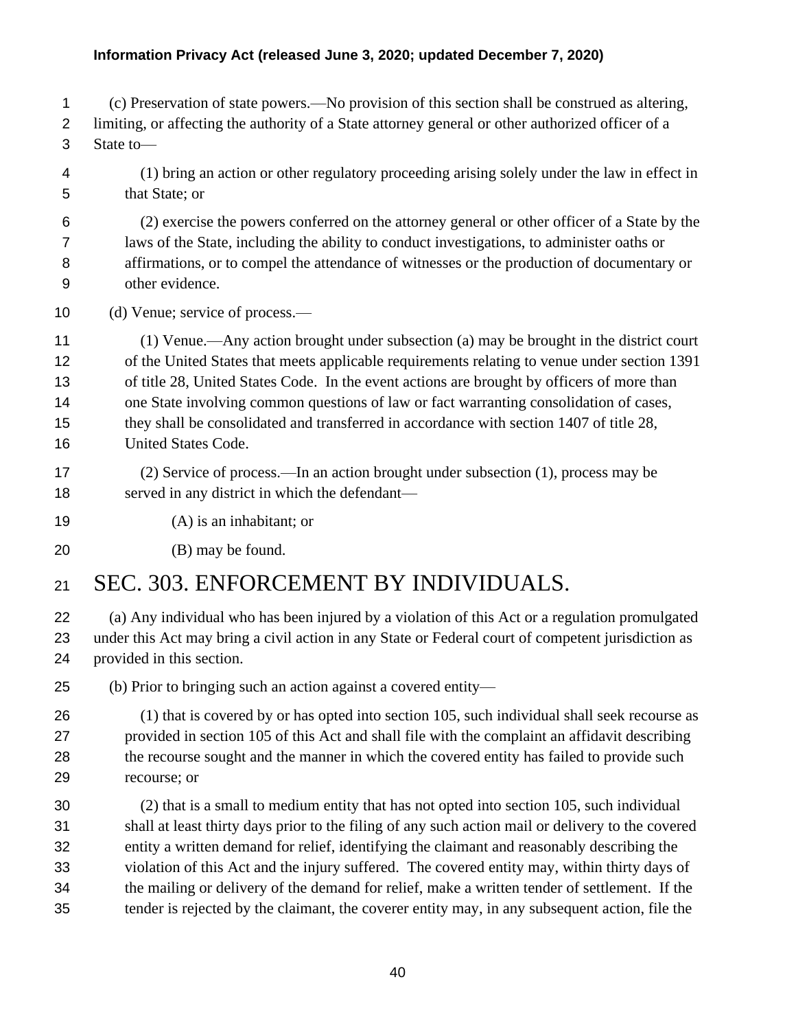(c) Preservation of state powers.—No provision of this section shall be construed as altering, limiting, or affecting the authority of a State attorney general or other authorized officer of a State to—

(1) bring an action or other regulatory proceeding arising solely under the law in effect in that State; or

(2) exercise the powers conferred on the attorney general or other officer of a State by the laws of the State, including the ability to conduct investigations, to administer oaths or affirmations, or to compel the attendance of witnesses or the production of documentary or other evidence.

(d) Venue; service of process.—

(1) Venue.—Any action brought under subsection (a) may be brought in the district court of the United States that meets applicable requirements relating to venue under section 1391 of title 28, United States Code. In the event actions are brought by officers of more than one State involving common questions of law or fact warranting consolidation of cases, they shall be consolidated and transferred in accordance with section 1407 of title 28, United States Code.

(2) Service of process.—In an action brought under subsection (1), process may be served in any district in which the defendant—

(A) is an inhabitant; or

(B) may be found.

# SEC. 303. ENFORCEMENT BY INDIVIDUALS.

(a) Any individual who has been injured by a violation of this Act or a regulation promulgated under this Act may bring a civil action in any State or Federal court of competent jurisdiction as provided in this section.

(b) Prior to bringing such an action against a covered entity—

(1) that is covered by or has opted into section 105, such individual shall seek recourse as provided in section 105 of this Act and shall file with the complaint an affidavit describing the recourse sought and the manner in which the covered entity has failed to provide such recourse; or

(2) that is a small to medium entity that has not opted into section 105, such individual shall at least thirty days prior to the filing of any such action mail or delivery to the covered entity a written demand for relief, identifying the claimant and reasonably describing the violation of this Act and the injury suffered. The covered entity may, within thirty days of the mailing or delivery of the demand for relief, make a written tender of settlement. If the tender is rejected by the claimant, the coverer entity may, in any subsequent action, file the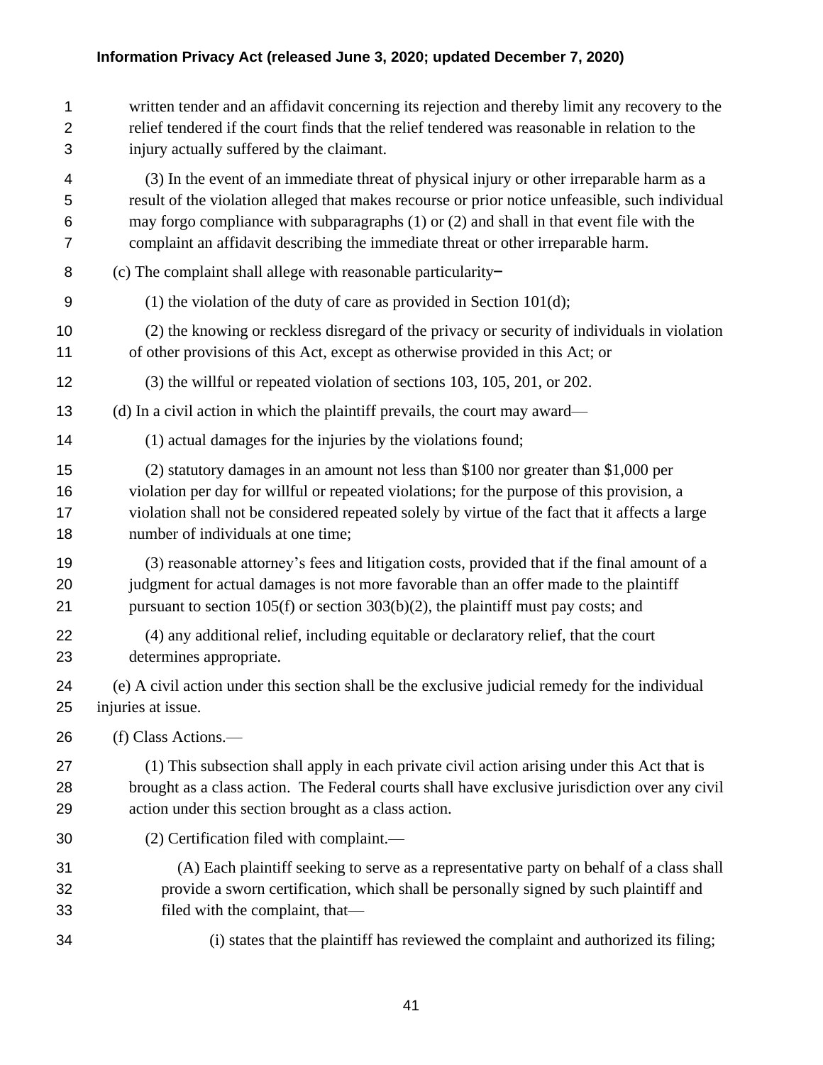written tender and an affidavit concerning its rejection and thereby limit any recovery to the relief tendered if the court finds that the relief tendered was reasonable in relation to the injury actually suffered by the claimant.

(3) In the event of an immediate threat of physical injury or other irreparable harm as a result of the violation alleged that makes recourse or prior notice unfeasible, such individual may forgo compliance with subparagraphs (1) or (2) and shall in that event file with the complaint an affidavit describing the immediate threat or other irreparable harm.

(c) The complaint shall allege with reasonable particularity–

(1) the violation of the duty of care as provided in Section 101(d);

(2) the knowing or reckless disregard of the privacy or security of individuals in violation of other provisions of this Act, except as otherwise provided in this Act; or

(3) the willful or repeated violation of sections 103, 105, 201, or 202.

(d) In a civil action in which the plaintiff prevails, the court may award—

(1) actual damages for the injuries by the violations found;

(2) statutory damages in an amount not less than $100 nor greater than $1,000 per violation per day for willful or repeated violations; for the purpose of this provision, a violation shall not be considered repeated solely by virtue of the fact that it affects a large number of individuals at one time;

(3) reasonable attorney's fees and litigation costs, provided that if the final amount of a judgment for actual damages is not more favorable than an offer made to the plaintiff pursuant to section 105(f) or section 303(b)(2), the plaintiff must pay costs; and

(4) any additional relief, including equitable or declaratory relief, that the court determines appropriate.

(e) A civil action under this section shall be the exclusive judicial remedy for the individual injuries at issue.

(f) Class Actions.—

(1) This subsection shall apply in each private civil action arising under this Act that is brought as a class action. The Federal courts shall have exclusive jurisdiction over any civil action under this section brought as a class action.

(2) Certification filed with complaint.—

(A) Each plaintiff seeking to serve as a representative party on behalf of a class shall provide a sworn certification, which shall be personally signed by such plaintiff and filed with the complaint, that—

(i) states that the plaintiff has reviewed the complaint and authorized its filing;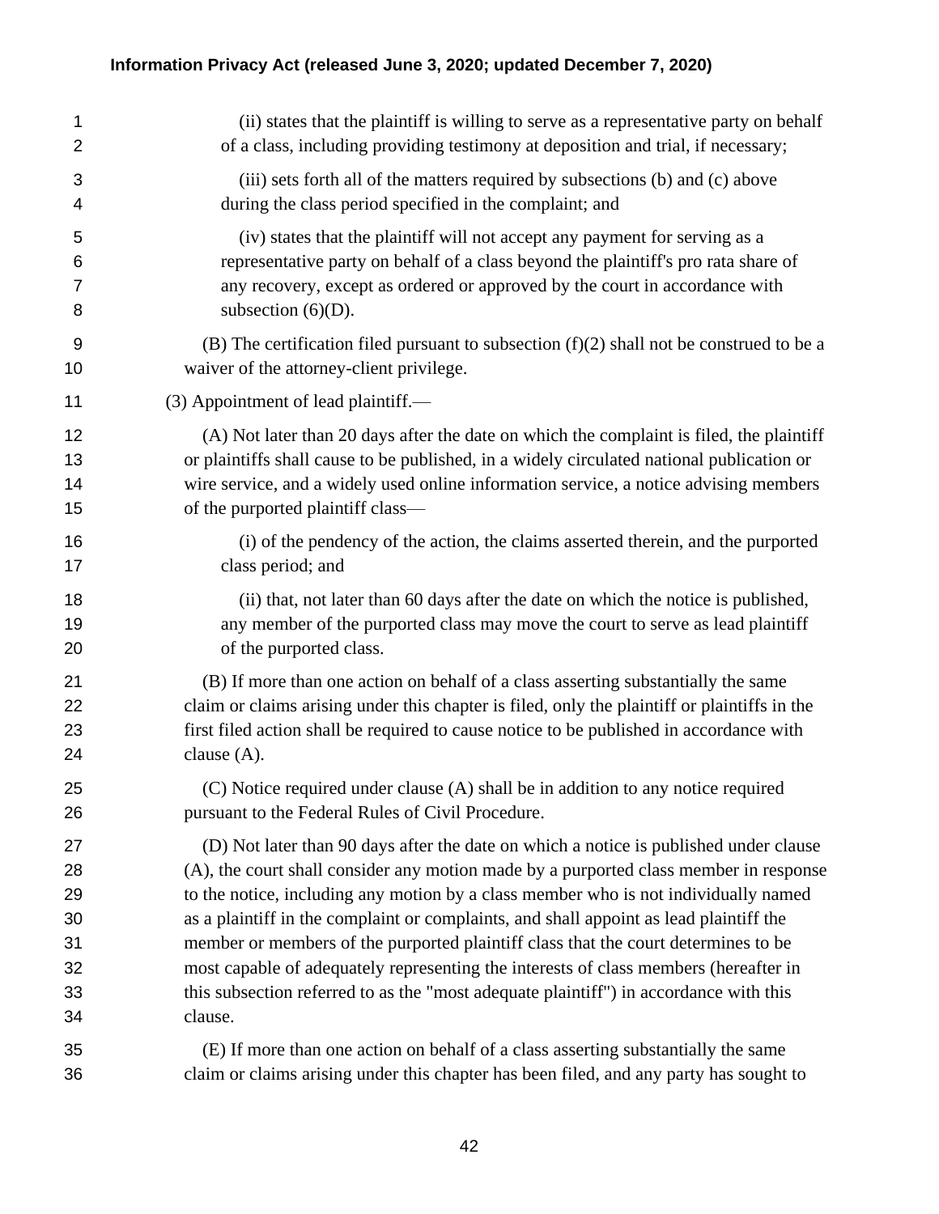(ii) states that the plaintiff is willing to serve as a representative party on behalf of a class, including providing testimony at deposition and trial, if necessary;

(iii) sets forth all of the matters required by subsections (b) and (c) above during the class period specified in the complaint; and

(iv) states that the plaintiff will not accept any payment for serving as a representative party on behalf of a class beyond the plaintiff's pro rata share of any recovery, except as ordered or approved by the court in accordance with subsection (6)(D).

(B) The certification filed pursuant to subsection (f)(2) shall not be construed to be a waiver of the attorney-client privilege.

(3) Appointment of lead plaintiff.—

(A) Not later than 20 days after the date on which the complaint is filed, the plaintiff or plaintiffs shall cause to be published, in a widely circulated national publication or wire service, and a widely used online information service, a notice advising members of the purported plaintiff class—

(i) of the pendency of the action, the claims asserted therein, and the purported class period; and

(ii) that, not later than 60 days after the date on which the notice is published, any member of the purported class may move the court to serve as lead plaintiff of the purported class.

(B) If more than one action on behalf of a class asserting substantially the same claim or claims arising under this chapter is filed, only the plaintiff or plaintiffs in the first filed action shall be required to cause notice to be published in accordance with clause (A).

(C) Notice required under clause (A) shall be in addition to any notice required pursuant to the Federal Rules of Civil Procedure.

(D) Not later than 90 days after the date on which a notice is published under clause (A), the court shall consider any motion made by a purported class member in response to the notice, including any motion by a class member who is not individually named as a plaintiff in the complaint or complaints, and shall appoint as lead plaintiff the member or members of the purported plaintiff class that the court determines to be most capable of adequately representing the interests of class members (hereafter in this subsection referred to as the "most adequate plaintiff") in accordance with this clause.

(E) If more than one action on behalf of a class asserting substantially the same claim or claims arising under this chapter has been filed, and any party has sought to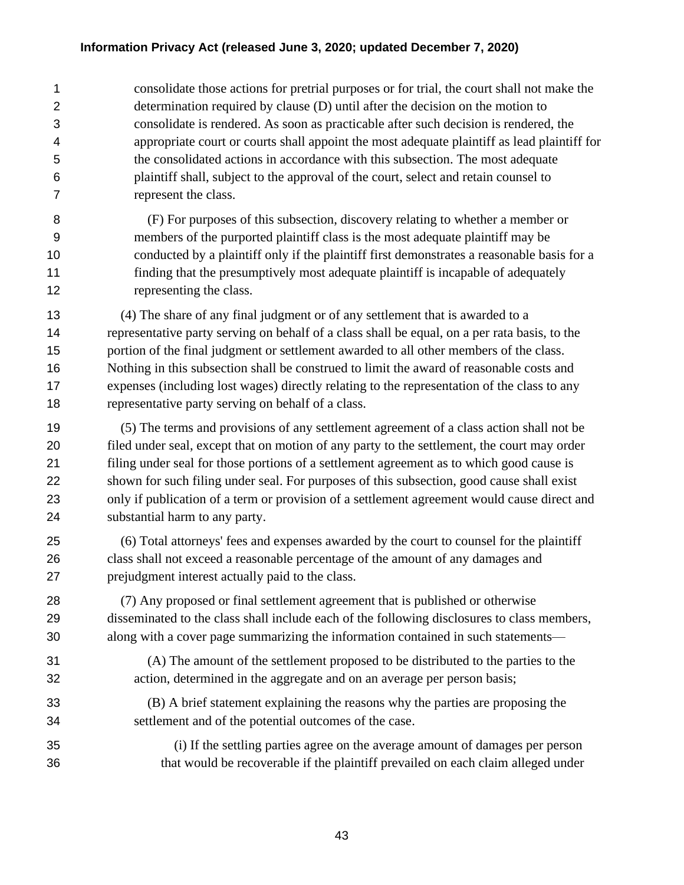consolidate those actions for pretrial purposes or for trial, the court shall not make the determination required by clause (D) until after the decision on the motion to consolidate is rendered. As soon as practicable after such decision is rendered, the appropriate court or courts shall appoint the most adequate plaintiff as lead plaintiff for the consolidated actions in accordance with this subsection. The most adequate plaintiff shall, subject to the approval of the court, select and retain counsel to represent the class.

(F) For purposes of this subsection, discovery relating to whether a member or members of the purported plaintiff class is the most adequate plaintiff may be conducted by a plaintiff only if the plaintiff first demonstrates a reasonable basis for a finding that the presumptively most adequate plaintiff is incapable of adequately representing the class.

(4) The share of any final judgment or of any settlement that is awarded to a representative party serving on behalf of a class shall be equal, on a per rata basis, to the portion of the final judgment or settlement awarded to all other members of the class. Nothing in this subsection shall be construed to limit the award of reasonable costs and expenses (including lost wages) directly relating to the representation of the class to any representative party serving on behalf of a class.

(5) The terms and provisions of any settlement agreement of a class action shall not be filed under seal, except that on motion of any party to the settlement, the court may order filing under seal for those portions of a settlement agreement as to which good cause is shown for such filing under seal. For purposes of this subsection, good cause shall exist only if publication of a term or provision of a settlement agreement would cause direct and substantial harm to any party.

(6) Total attorneys' fees and expenses awarded by the court to counsel for the plaintiff class shall not exceed a reasonable percentage of the amount of any damages and prejudgment interest actually paid to the class.

(7) Any proposed or final settlement agreement that is published or otherwise disseminated to the class shall include each of the following disclosures to class members, along with a cover page summarizing the information contained in such statements—

(A) The amount of the settlement proposed to be distributed to the parties to the action, determined in the aggregate and on an average per person basis;

(B) A brief statement explaining the reasons why the parties are proposing the settlement and of the potential outcomes of the case.

(i) If the settling parties agree on the average amount of damages per person that would be recoverable if the plaintiff prevailed on each claim alleged under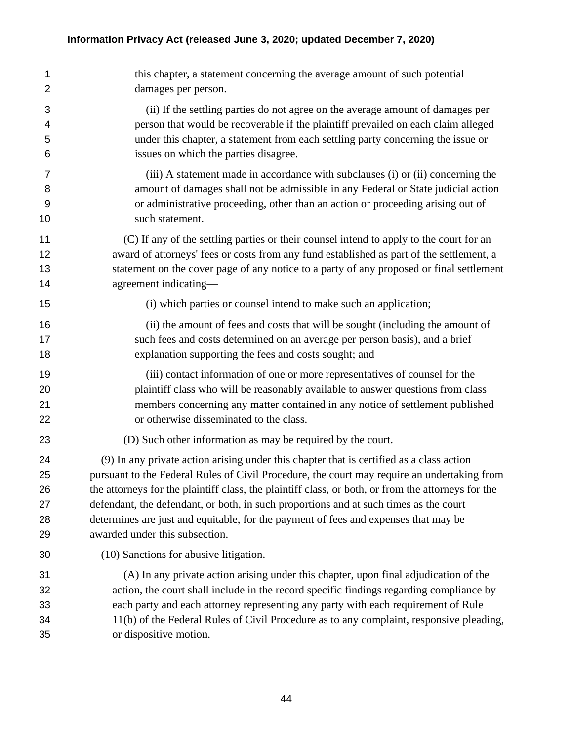this chapter, a statement concerning the average amount of such potential damages per person.

(ii) If the settling parties do not agree on the average amount of damages per person that would be recoverable if the plaintiff prevailed on each claim alleged under this chapter, a statement from each settling party concerning the issue or issues on which the parties disagree.

(iii) A statement made in accordance with subclauses (i) or (ii) concerning the amount of damages shall not be admissible in any Federal or State judicial action or administrative proceeding, other than an action or proceeding arising out of such statement.

(C) If any of the settling parties or their counsel intend to apply to the court for an award of attorneys' fees or costs from any fund established as part of the settlement, a statement on the cover page of any notice to a party of any proposed or final settlement agreement indicating—

(i) which parties or counsel intend to make such an application;

(ii) the amount of fees and costs that will be sought (including the amount of such fees and costs determined on an average per person basis), and a brief explanation supporting the fees and costs sought; and

(iii) contact information of one or more representatives of counsel for the plaintiff class who will be reasonably available to answer questions from class members concerning any matter contained in any notice of settlement published or otherwise disseminated to the class.

(D) Such other information as may be required by the court.

(9) In any private action arising under this chapter that is certified as a class action pursuant to the Federal Rules of Civil Procedure, the court may require an undertaking from the attorneys for the plaintiff class, the plaintiff class, or both, or from the attorneys for the defendant, the defendant, or both, in such proportions and at such times as the court determines are just and equitable, for the payment of fees and expenses that may be awarded under this subsection.

(10) Sanctions for abusive litigation.—

(A) In any private action arising under this chapter, upon final adjudication of the action, the court shall include in the record specific findings regarding compliance by each party and each attorney representing any party with each requirement of Rule 11(b) of the Federal Rules of Civil Procedure as to any complaint, responsive pleading, or dispositive motion.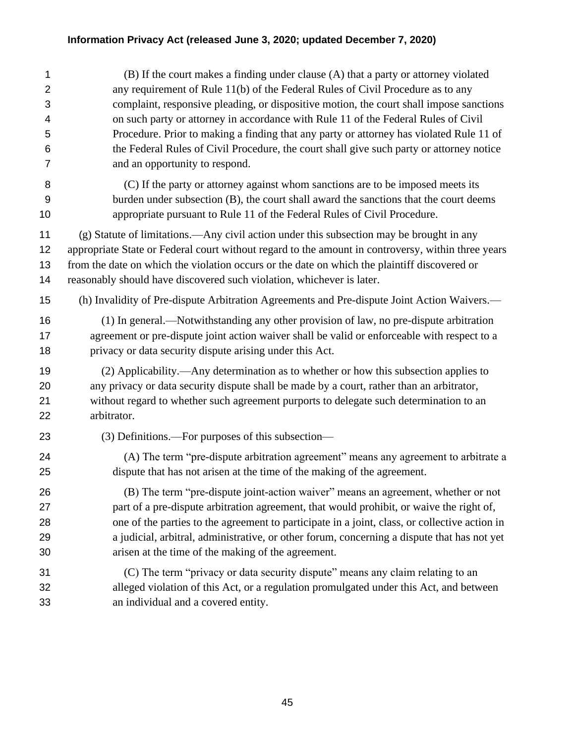(B) If the court makes a finding under clause (A) that a party or attorney violated any requirement of Rule 11(b) of the Federal Rules of Civil Procedure as to any complaint, responsive pleading, or dispositive motion, the court shall impose sanctions on such party or attorney in accordance with Rule 11 of the Federal Rules of Civil Procedure. Prior to making a finding that any party or attorney has violated Rule 11 of the Federal Rules of Civil Procedure, the court shall give such party or attorney notice and an opportunity to respond.

(C) If the party or attorney against whom sanctions are to be imposed meets its burden under subsection (B), the court shall award the sanctions that the court deems appropriate pursuant to Rule 11 of the Federal Rules of Civil Procedure.

(g) Statute of limitations.—Any civil action under this subsection may be brought in any appropriate State or Federal court without regard to the amount in controversy, within three years from the date on which the violation occurs or the date on which the plaintiff discovered or reasonably should have discovered such violation, whichever is later.

(h) Invalidity of Pre-dispute Arbitration Agreements and Pre-dispute Joint Action Waivers.—

(1) In general.—Notwithstanding any other provision of law, no pre-dispute arbitration agreement or pre-dispute joint action waiver shall be valid or enforceable with respect to a privacy or data security dispute arising under this Act.

(2) Applicability.—Any determination as to whether or how this subsection applies to any privacy or data security dispute shall be made by a court, rather than an arbitrator, without regard to whether such agreement purports to delegate such determination to an arbitrator.

(3) Definitions.—For purposes of this subsection—

(A) The term "pre-dispute arbitration agreement" means any agreement to arbitrate a dispute that has not arisen at the time of the making of the agreement.

(B) The term "pre-dispute joint-action waiver" means an agreement, whether or not part of a pre-dispute arbitration agreement, that would prohibit, or waive the right of, one of the parties to the agreement to participate in a joint, class, or collective action in a judicial, arbitral, administrative, or other forum, concerning a dispute that has not yet arisen at the time of the making of the agreement.

(C) The term "privacy or data security dispute" means any claim relating to an alleged violation of this Act, or a regulation promulgated under this Act, and between an individual and a covered entity.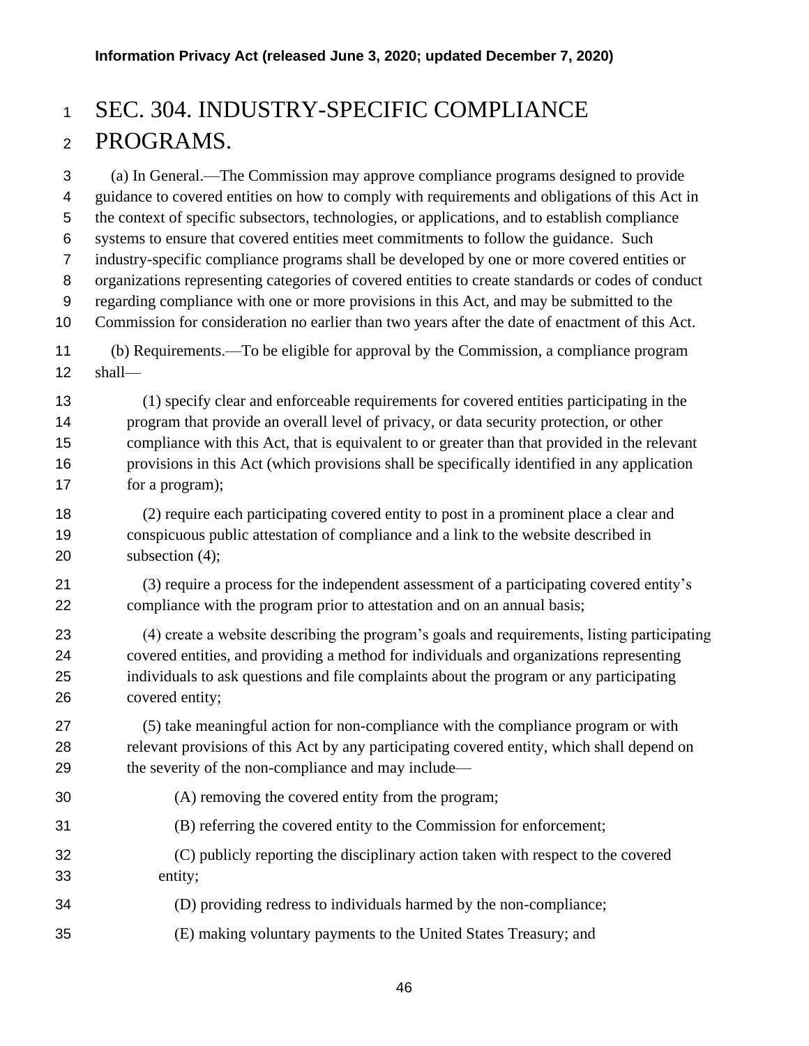# SEC. 304. INDUSTRY-SPECIFIC COMPLIANCE PROGRAMS.

(a) In General.—The Commission may approve compliance programs designed to provide guidance to covered entities on how to comply with requirements and obligations of this Act in the context of specific subsectors, technologies, or applications, and to establish compliance systems to ensure that covered entities meet commitments to follow the guidance. Such industry-specific compliance programs shall be developed by one or more covered entities or organizations representing categories of covered entities to create standards or codes of conduct regarding compliance with one or more provisions in this Act, and may be submitted to the Commission for consideration no earlier than two years after the date of enactment of this Act.

(b) Requirements.—To be eligible for approval by the Commission, a compliance program shall—

(1) specify clear and enforceable requirements for covered entities participating in the program that provide an overall level of privacy, or data security protection, or other compliance with this Act, that is equivalent to or greater than that provided in the relevant provisions in this Act (which provisions shall be specifically identified in any application for a program);

(2) require each participating covered entity to post in a prominent place a clear and conspicuous public attestation of compliance and a link to the website described in subsection (4);

(3) require a process for the independent assessment of a participating covered entity's compliance with the program prior to attestation and on an annual basis;

(4) create a website describing the program's goals and requirements, listing participating covered entities, and providing a method for individuals and organizations representing individuals to ask questions and file complaints about the program or any participating covered entity;

(5) take meaningful action for non-compliance with the compliance program or with relevant provisions of this Act by any participating covered entity, which shall depend on the severity of the non-compliance and may include—

(A) removing the covered entity from the program;

(B) referring the covered entity to the Commission for enforcement;

(C) publicly reporting the disciplinary action taken with respect to the covered entity;

(D) providing redress to individuals harmed by the non-compliance;

(E) making voluntary payments to the United States Treasury; and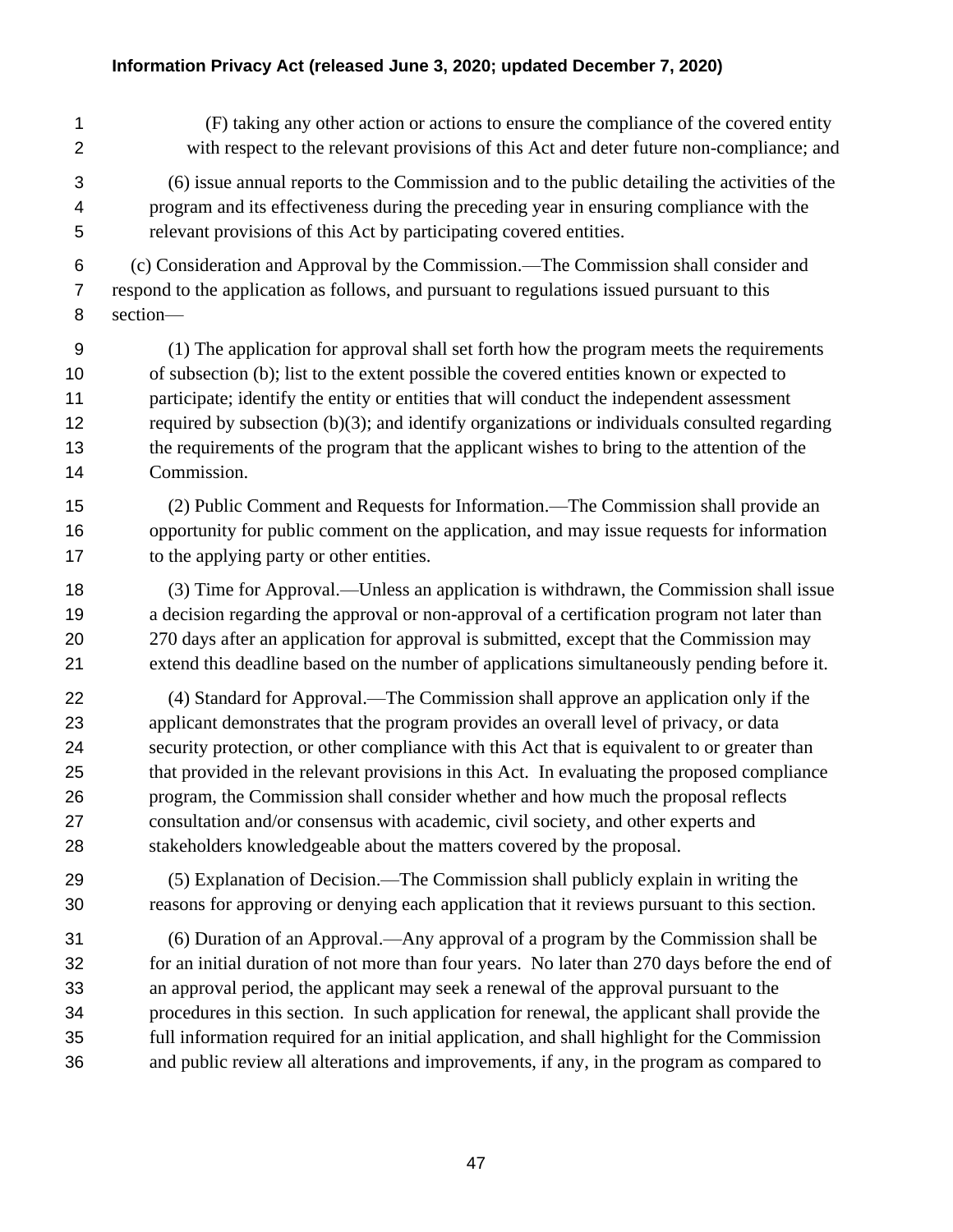(F) taking any other action or actions to ensure the compliance of the covered entity with respect to the relevant provisions of this Act and deter future non-compliance; and

(6) issue annual reports to the Commission and to the public detailing the activities of the program and its effectiveness during the preceding year in ensuring compliance with the relevant provisions of this Act by participating covered entities.

(c) Consideration and Approval by the Commission.—The Commission shall consider and respond to the application as follows, and pursuant to regulations issued pursuant to this section—

(1) The application for approval shall set forth how the program meets the requirements of subsection (b); list to the extent possible the covered entities known or expected to participate; identify the entity or entities that will conduct the independent assessment required by subsection (b)(3); and identify organizations or individuals consulted regarding the requirements of the program that the applicant wishes to bring to the attention of the Commission.

(2) Public Comment and Requests for Information.—The Commission shall provide an opportunity for public comment on the application, and may issue requests for information to the applying party or other entities.

(3) Time for Approval.—Unless an application is withdrawn, the Commission shall issue a decision regarding the approval or non-approval of a certification program not later than 270 days after an application for approval is submitted, except that the Commission may extend this deadline based on the number of applications simultaneously pending before it.

(4) Standard for Approval.—The Commission shall approve an application only if the applicant demonstrates that the program provides an overall level of privacy, or data security protection, or other compliance with this Act that is equivalent to or greater than that provided in the relevant provisions in this Act. In evaluating the proposed compliance program, the Commission shall consider whether and how much the proposal reflects consultation and/or consensus with academic, civil society, and other experts and stakeholders knowledgeable about the matters covered by the proposal.

(5) Explanation of Decision.—The Commission shall publicly explain in writing the reasons for approving or denying each application that it reviews pursuant to this section.

(6) Duration of an Approval.—Any approval of a program by the Commission shall be for an initial duration of not more than four years. No later than 270 days before the end of an approval period, the applicant may seek a renewal of the approval pursuant to the procedures in this section. In such application for renewal, the applicant shall provide the full information required for an initial application, and shall highlight for the Commission and public review all alterations and improvements, if any, in the program as compared to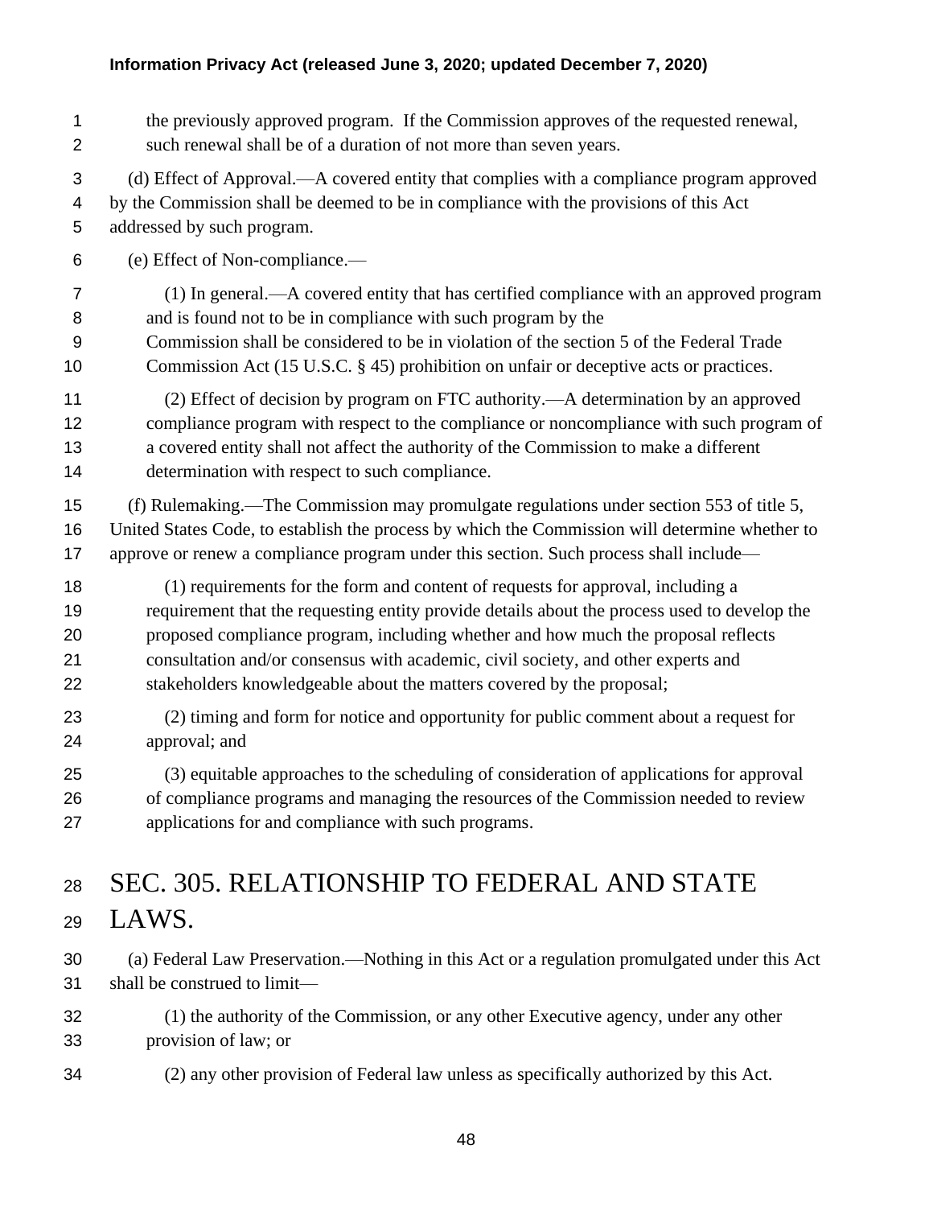the previously approved program. If the Commission approves of the requested renewal, such renewal shall be of a duration of not more than seven years.

(d) Effect of Approval.—A covered entity that complies with a compliance program approved by the Commission shall be deemed to be in compliance with the provisions of this Act addressed by such program.

(e) Effect of Non-compliance.—

(1) In general.—A covered entity that has certified compliance with an approved program and is found not to be in compliance with such program by the Commission shall be considered to be in violation of the section 5 of the Federal Trade Commission Act (15 U.S.C. § 45) prohibition on unfair or deceptive acts or practices.

(2) Effect of decision by program on FTC authority.—A determination by an approved compliance program with respect to the compliance or noncompliance with such program of a covered entity shall not affect the authority of the Commission to make a different determination with respect to such compliance.

(f) Rulemaking.—The Commission may promulgate regulations under section 553 of title 5, United States Code, to establish the process by which the Commission will determine whether to approve or renew a compliance program under this section. Such process shall include—

(1) requirements for the form and content of requests for approval, including a requirement that the requesting entity provide details about the process used to develop the proposed compliance program, including whether and how much the proposal reflects consultation and/or consensus with academic, civil society, and other experts and stakeholders knowledgeable about the matters covered by the proposal;

(2) timing and form for notice and opportunity for public comment about a request for approval; and

(3) equitable approaches to the scheduling of consideration of applications for approval of compliance programs and managing the resources of the Commission needed to review applications for and compliance with such programs.

# SEC. 305. RELATIONSHIP TO FEDERAL AND STATE LAWS.

(a) Federal Law Preservation.—Nothing in this Act or a regulation promulgated under this Act shall be construed to limit—

(1) the authority of the Commission, or any other Executive agency, under any other provision of law; or

(2) any other provision of Federal law unless as specifically authorized by this Act.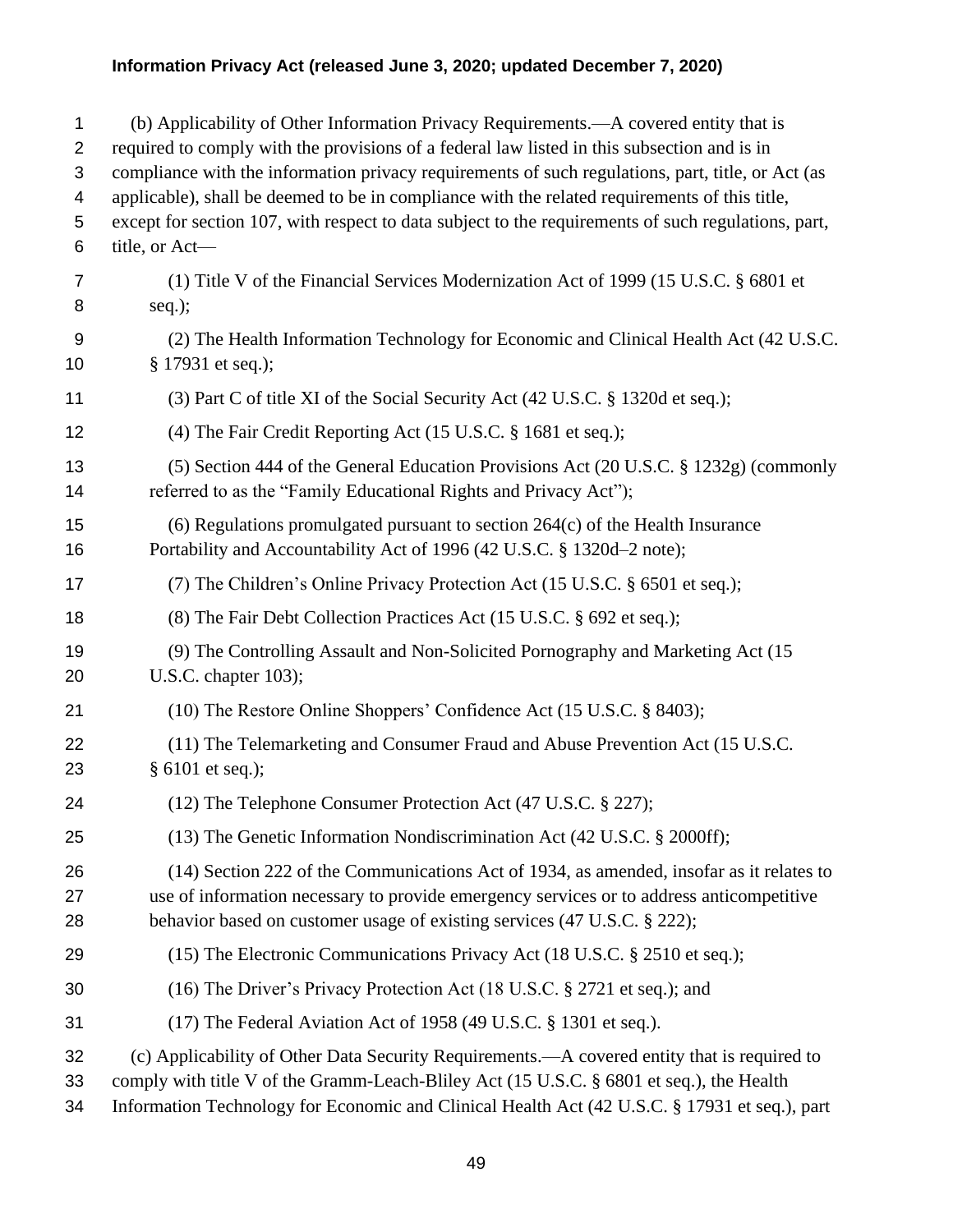(b) Applicability of Other Information Privacy Requirements.—A covered entity that is required to comply with the provisions of a federal law listed in this subsection and is in compliance with the information privacy requirements of such regulations, part, title, or Act (as applicable), shall be deemed to be in compliance with the related requirements of this title, except for section 107, with respect to data subject to the requirements of such regulations, part, title, or Act—

(1) Title V of the Financial Services Modernization Act of 1999 (15 U.S.C. § 6801 et seq.);

(2) The Health Information Technology for Economic and Clinical Health Act (42 U.S.C. § 17931 et seq.);

(3) Part C of title XI of the Social Security Act (42 U.S.C. § 1320d et seq.);

(4) The Fair Credit Reporting Act (15 U.S.C. § 1681 et seq.);

(5) Section 444 of the General Education Provisions Act (20 U.S.C. § 1232g) (commonly referred to as the "Family Educational Rights and Privacy Act");

(6) Regulations promulgated pursuant to section 264(c) of the Health Insurance Portability and Accountability Act of 1996 (42 U.S.C. § 1320d–2 note);

(7) The Children's Online Privacy Protection Act (15 U.S.C. § 6501 et seq.);

(8) The Fair Debt Collection Practices Act (15 U.S.C. § 692 et seq.);

(9) The Controlling Assault and Non-Solicited Pornography and Marketing Act (15 U.S.C. chapter 103);

(10) The Restore Online Shoppers' Confidence Act (15 U.S.C. § 8403);

(11) The Telemarketing and Consumer Fraud and Abuse Prevention Act (15 U.S.C. § 6101 et seq.);

(12) The Telephone Consumer Protection Act (47 U.S.C. § 227);

(13) The Genetic Information Nondiscrimination Act (42 U.S.C. § 2000ff);

(14) Section 222 of the Communications Act of 1934, as amended, insofar as it relates to use of information necessary to provide emergency services or to address anticompetitive behavior based on customer usage of existing services (47 U.S.C. § 222);

(15) The Electronic Communications Privacy Act (18 U.S.C. § 2510 et seq.);

(16) The Driver's Privacy Protection Act (18 U.S.C. § 2721 et seq.); and

(17) The Federal Aviation Act of 1958 (49 U.S.C. § 1301 et seq.).

(c) Applicability of Other Data Security Requirements.—A covered entity that is required to comply with title V of the Gramm-Leach-Bliley Act (15 U.S.C. § 6801 et seq.), the Health Information Technology for Economic and Clinical Health Act (42 U.S.C. § 17931 et seq.), part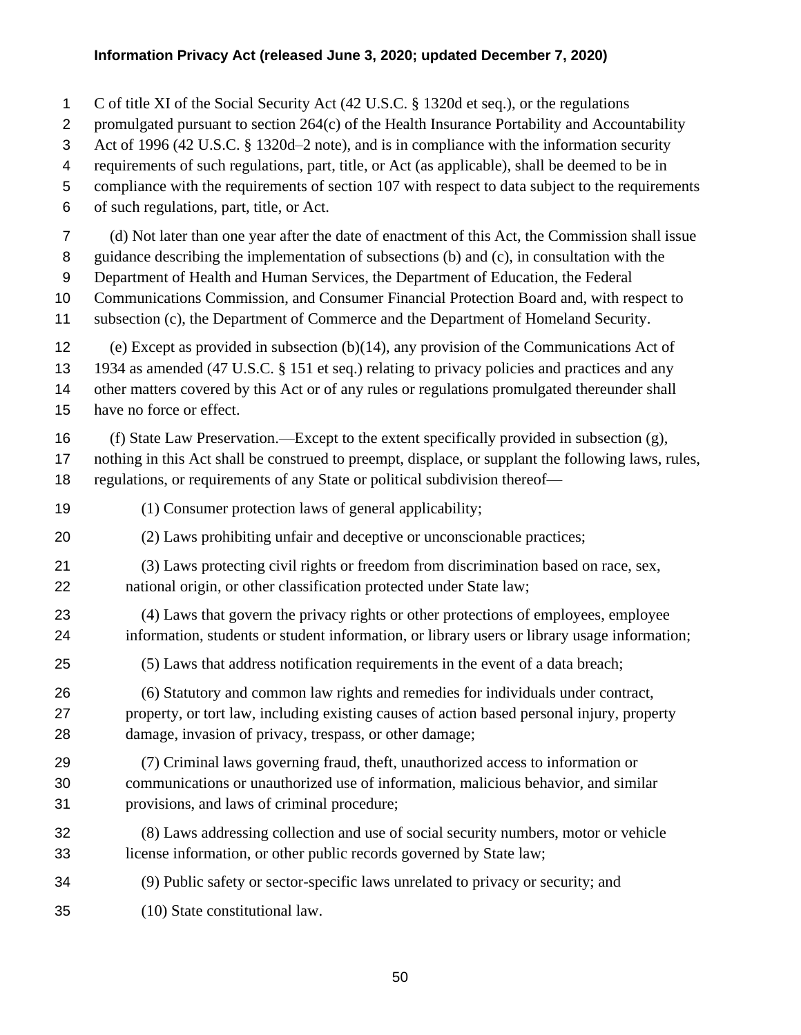C of title XI of the Social Security Act (42 U.S.C. § 1320d et seq.), or the regulations promulgated pursuant to section 264(c) of the Health Insurance Portability and Accountability Act of 1996 (42 U.S.C. § 1320d–2 note), and is in compliance with the information security requirements of such regulations, part, title, or Act (as applicable), shall be deemed to be in compliance with the requirements of section 107 with respect to data subject to the requirements of such regulations, part, title, or Act.

(d) Not later than one year after the date of enactment of this Act, the Commission shall issue guidance describing the implementation of subsections (b) and (c), in consultation with the Department of Health and Human Services, the Department of Education, the Federal Communications Commission, and Consumer Financial Protection Board and, with respect to subsection (c), the Department of Commerce and the Department of Homeland Security.

(e) Except as provided in subsection (b)(14), any provision of the Communications Act of 1934 as amended (47 U.S.C. § 151 et seq.) relating to privacy policies and practices and any other matters covered by this Act or of any rules or regulations promulgated thereunder shall have no force or effect.

(f) State Law Preservation.—Except to the extent specifically provided in subsection (g), nothing in this Act shall be construed to preempt, displace, or supplant the following laws, rules, regulations, or requirements of any State or political subdivision thereof—

(1) Consumer protection laws of general applicability;

(2) Laws prohibiting unfair and deceptive or unconscionable practices;

(3) Laws protecting civil rights or freedom from discrimination based on race, sex, national origin, or other classification protected under State law;

(4) Laws that govern the privacy rights or other protections of employees, employee information, students or student information, or library users or library usage information;

(5) Laws that address notification requirements in the event of a data breach;

(6) Statutory and common law rights and remedies for individuals under contract, property, or tort law, including existing causes of action based personal injury, property damage, invasion of privacy, trespass, or other damage;

(7) Criminal laws governing fraud, theft, unauthorized access to information or communications or unauthorized use of information, malicious behavior, and similar provisions, and laws of criminal procedure;

(8) Laws addressing collection and use of social security numbers, motor or vehicle license information, or other public records governed by State law;

(9) Public safety or sector-specific laws unrelated to privacy or security; and

(10) State constitutional law.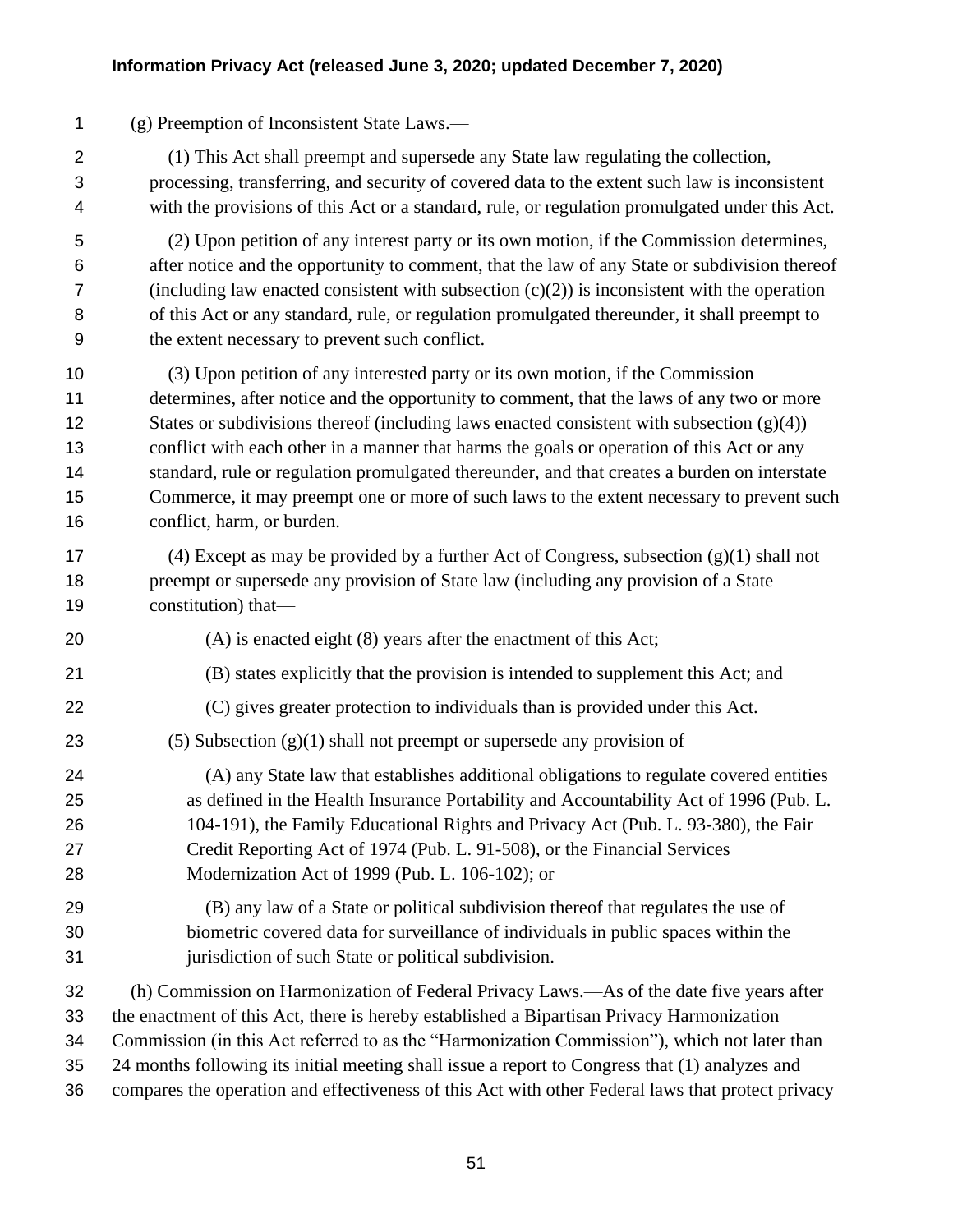(g) Preemption of Inconsistent State Laws.—

(1) This Act shall preempt and supersede any State law regulating the collection, processing, transferring, and security of covered data to the extent such law is inconsistent with the provisions of this Act or a standard, rule, or regulation promulgated under this Act.

(2) Upon petition of any interest party or its own motion, if the Commission determines, after notice and the opportunity to comment, that the law of any State or subdivision thereof (including law enacted consistent with subsection (c)(2)) is inconsistent with the operation of this Act or any standard, rule, or regulation promulgated thereunder, it shall preempt to the extent necessary to prevent such conflict.

(3) Upon petition of any interested party or its own motion, if the Commission determines, after notice and the opportunity to comment, that the laws of any two or more States or subdivisions thereof (including laws enacted consistent with subsection (g)(4)) conflict with each other in a manner that harms the goals or operation of this Act or any standard, rule or regulation promulgated thereunder, and that creates a burden on interstate Commerce, it may preempt one or more of such laws to the extent necessary to prevent such conflict, harm, or burden.

(4) Except as may be provided by a further Act of Congress, subsection (g)(1) shall not preempt or supersede any provision of State law (including any provision of a State constitution) that—

(A) is enacted eight (8) years after the enactment of this Act;

(B) states explicitly that the provision is intended to supplement this Act; and

(C) gives greater protection to individuals than is provided under this Act.

(5) Subsection (g)(1) shall not preempt or supersede any provision of—

(A) any State law that establishes additional obligations to regulate covered entities as defined in the Health Insurance Portability and Accountability Act of 1996 (Pub. L. 104-191), the Family Educational Rights and Privacy Act (Pub. L. 93-380), the Fair Credit Reporting Act of 1974 (Pub. L. 91-508), or the Financial Services Modernization Act of 1999 (Pub. L. 106-102); or

(B) any law of a State or political subdivision thereof that regulates the use of biometric covered data for surveillance of individuals in public spaces within the jurisdiction of such State or political subdivision.

(h) Commission on Harmonization of Federal Privacy Laws.—As of the date five years after the enactment of this Act, there is hereby established a Bipartisan Privacy Harmonization Commission (in this Act referred to as the "Harmonization Commission"), which not later than 24 months following its initial meeting shall issue a report to Congress that (1) analyzes and compares the operation and effectiveness of this Act with other Federal laws that protect privacy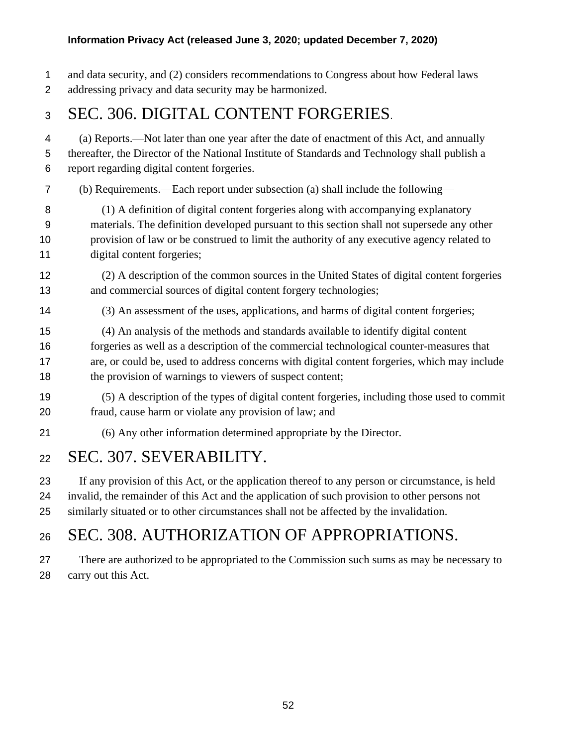and data security, and (2) considers recommendations to Congress about how Federal laws addressing privacy and data security may be harmonized.

# SEC. 306. DIGITAL CONTENT FORGERIES.

(a) Reports.—Not later than one year after the date of enactment of this Act, and annually thereafter, the Director of the National Institute of Standards and Technology shall publish a report regarding digital content forgeries.

(b) Requirements.—Each report under subsection (a) shall include the following—

(1) A definition of digital content forgeries along with accompanying explanatory materials. The definition developed pursuant to this section shall not supersede any other provision of law or be construed to limit the authority of any executive agency related to digital content forgeries;

(2) A description of the common sources in the United States of digital content forgeries and commercial sources of digital content forgery technologies;

(3) An assessment of the uses, applications, and harms of digital content forgeries;

(4) An analysis of the methods and standards available to identify digital content forgeries as well as a description of the commercial technological counter-measures that are, or could be, used to address concerns with digital content forgeries, which may include the provision of warnings to viewers of suspect content;

(5) A description of the types of digital content forgeries, including those used to commit fraud, cause harm or violate any provision of law; and

(6) Any other information determined appropriate by the Director.

# SEC. 307. SEVERABILITY.

If any provision of this Act, or the application thereof to any person or circumstance, is held invalid, the remainder of this Act and the application of such provision to other persons not similarly situated or to other circumstances shall not be affected by the invalidation.

# SEC. 308. AUTHORIZATION OF APPROPRIATIONS.

There are authorized to be appropriated to the Commission such sums as may be necessary to carry out this Act.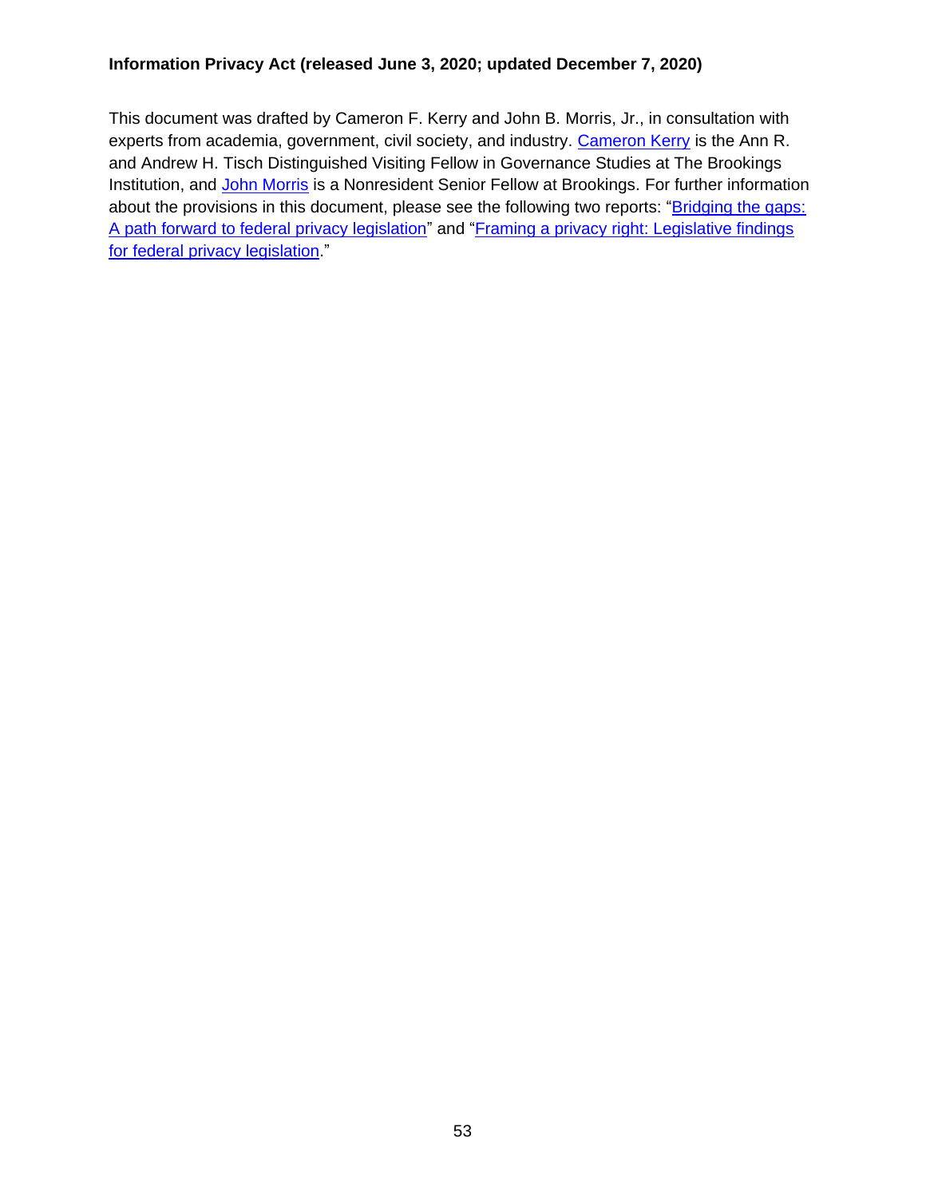**Information Privacy Act (released June 3, 2020; updated December 7, 2020)**

This document was drafted by Cameron F. Kerry and John B. Morris, Jr., in consultation with experts from academia, government, civil society, and industry. Cameron Kerry is the Ann R. and Andrew H. Tisch Distinguished Visiting Fellow in Governance Studies at The Brookings Institution, and John Morris is a Nonresident Senior Fellow at Brookings. For further information about the provisions in this document, please see the following two reports: "Bridging the gaps: A path forward to federal privacy legislation" and "Framing a privacy right: Legislative findings for federal privacy legislation."